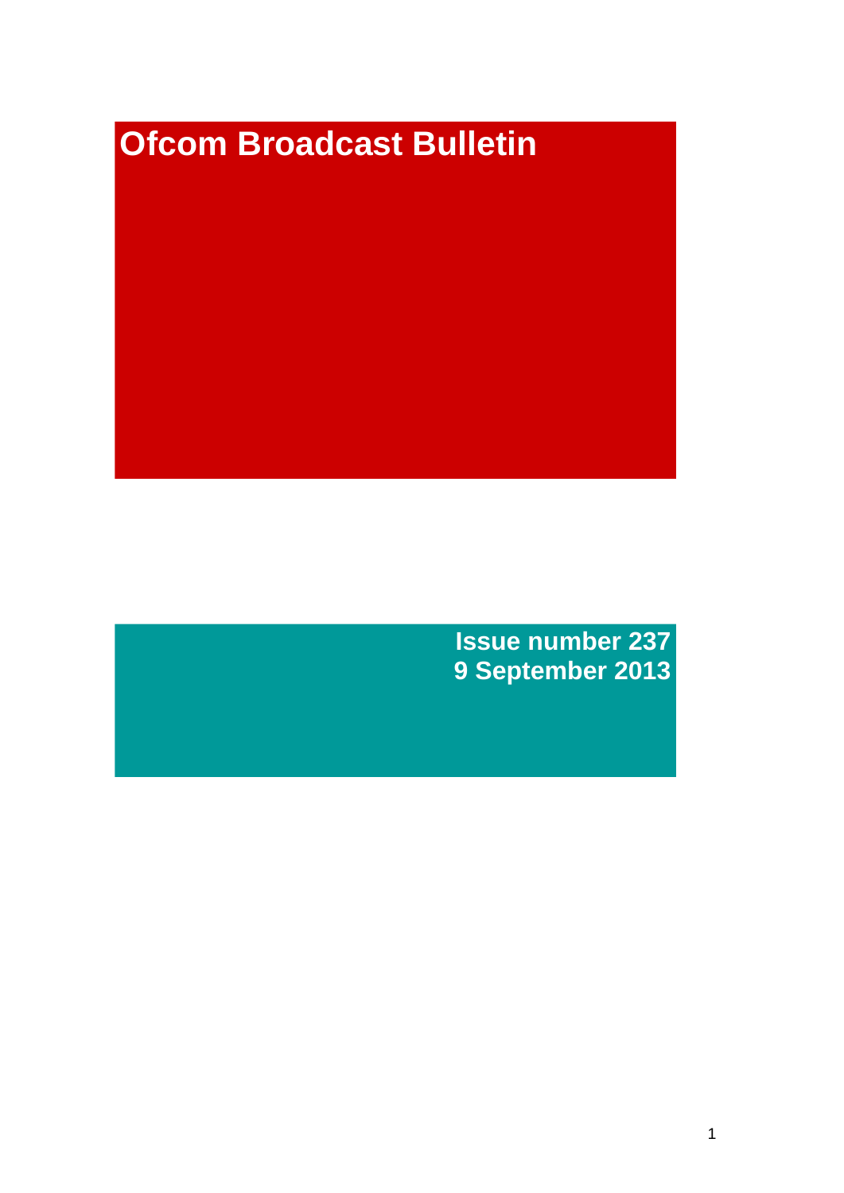# Ofcom Broadcast Bulletin

**Issue number 237**
**9 September 2013**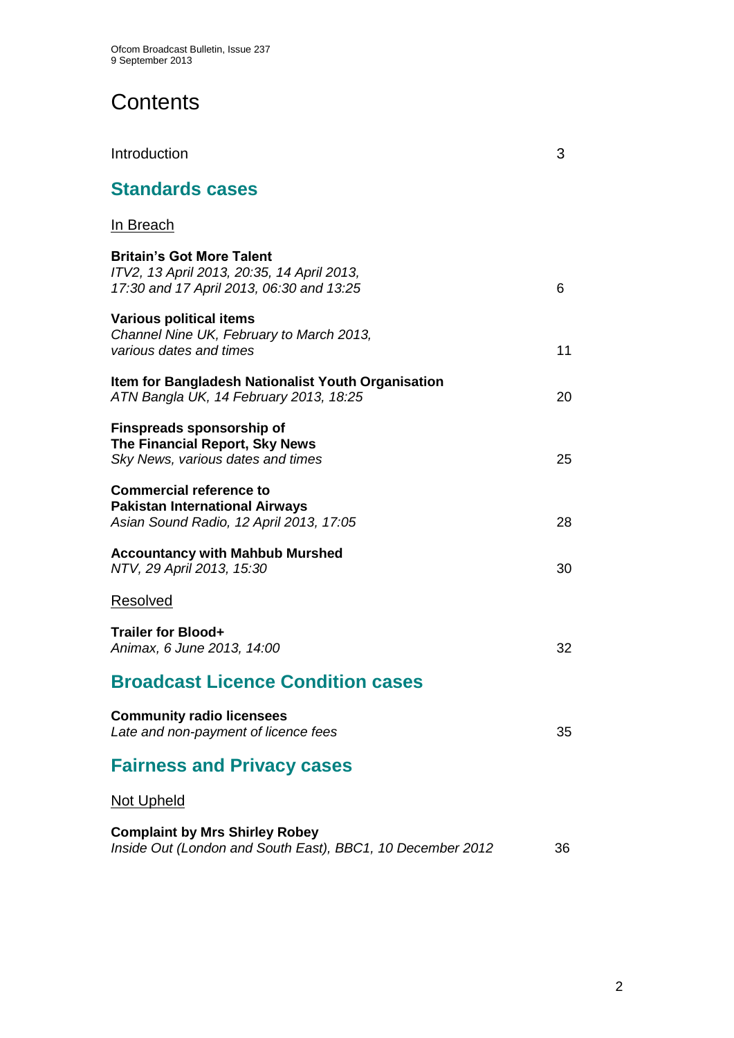# Contents

Introduction 3

## Standards cases

In Breach

**Britain's Got More Talent**
*ITV2, 13 April 2013, 20:35, 14 April 2013, 17:30 and 17 April 2013, 06:30 and 13:25* 6

**Various political items**
*Channel Nine UK, February to March 2013, various dates and times* 11

**Item for Bangladesh Nationalist Youth Organisation**
*ATN Bangla UK, 14 February 2013, 18:25* 20

**Finspreads sponsorship of The Financial Report, Sky News**
*Sky News, various dates and times* 25

**Commercial reference to Pakistan International Airways**
*Asian Sound Radio, 12 April 2013, 17:05* 28

**Accountancy with Mahbub Murshed**
*NTV, 29 April 2013, 15:30* 30

Resolved

**Trailer for Blood+**
*Animax, 6 June 2013, 14:00* 32

## Broadcast Licence Condition cases

**Community radio licensees**
*Late and non-payment of licence fees* 35

## Fairness and Privacy cases

Not Upheld

**Complaint by Mrs Shirley Robey**
*Inside Out (London and South East), BBC1, 10 December 2012* 36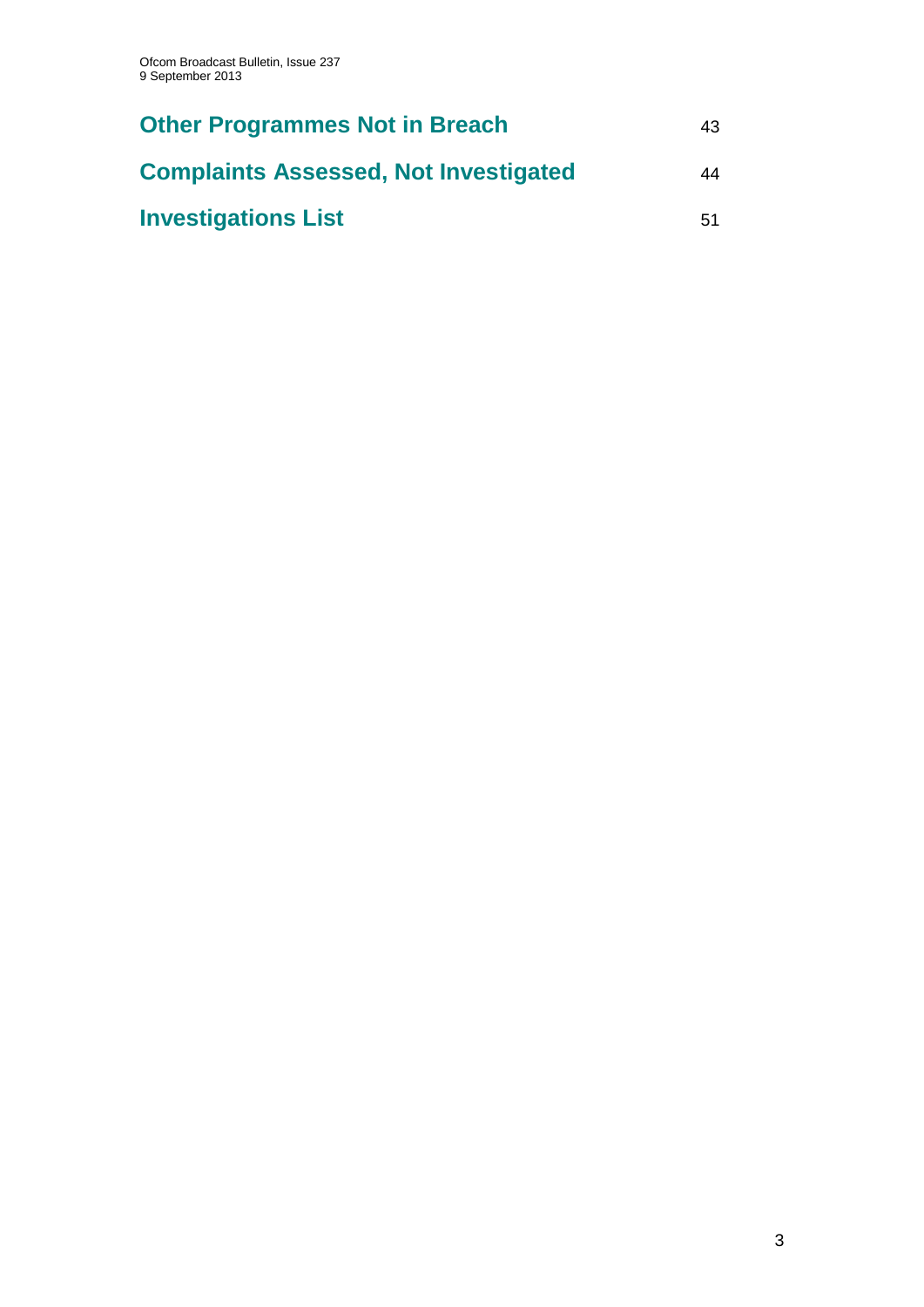**Other Programmes Not in Breach** 43

**Complaints Assessed, Not Investigated** 44

**Investigations List** 51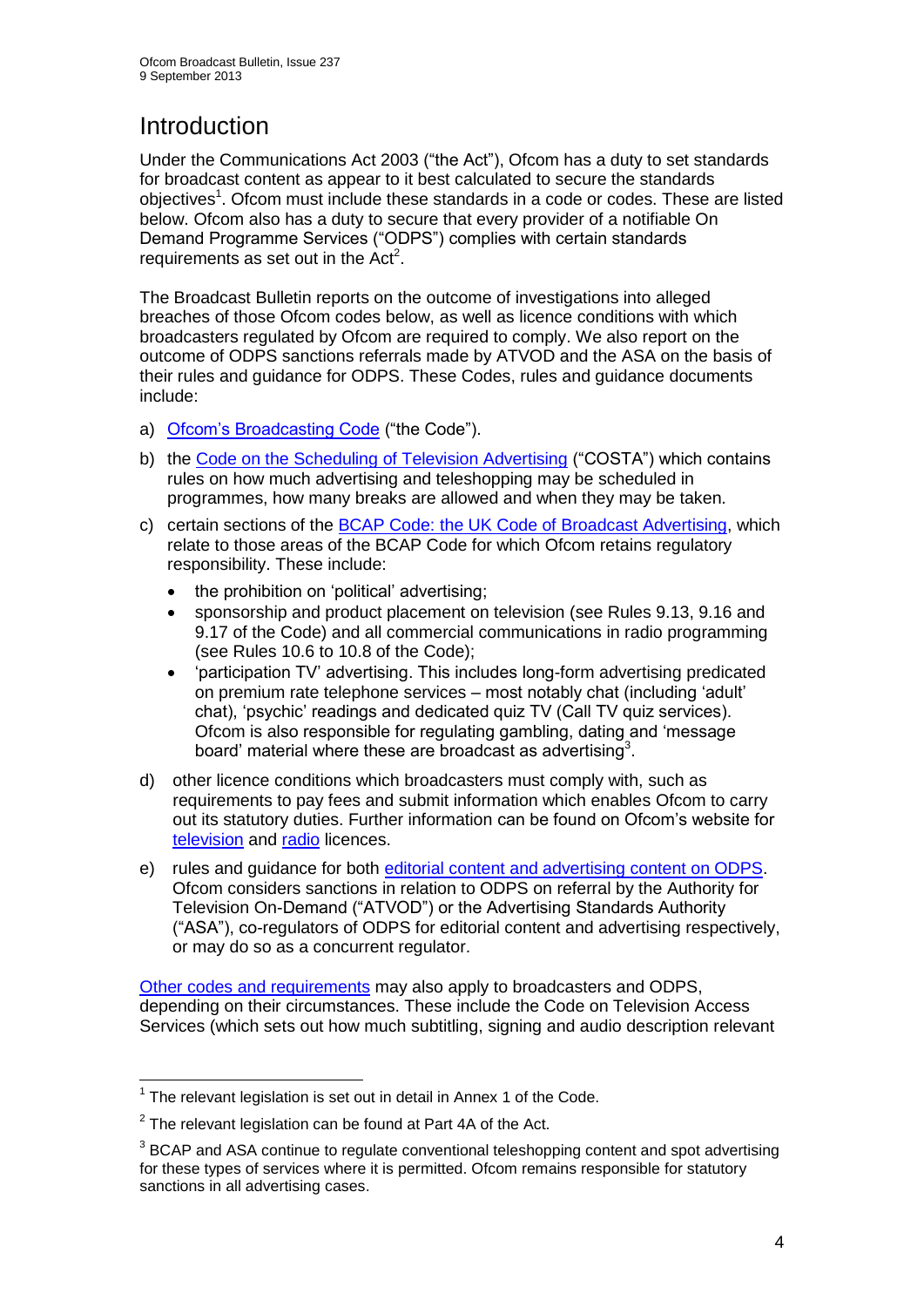# Introduction

Under the Communications Act 2003 ("the Act"), Ofcom has a duty to set standards for broadcast content as appear to it best calculated to secure the standards objectives[1]. Ofcom must include these standards in a code or codes. These are listed below. Ofcom also has a duty to secure that every provider of a notifiable On Demand Programme Services ("ODPS") complies with certain standards requirements as set out in the Act[2].

The Broadcast Bulletin reports on the outcome of investigations into alleged breaches of those Ofcom codes below, as well as licence conditions with which broadcasters regulated by Ofcom are required to comply. We also report on the outcome of ODPS sanctions referrals made by ATVOD and the ASA on the basis of their rules and guidance for ODPS. These Codes, rules and guidance documents include:

a) Ofcom's Broadcasting Code ("the Code").

b) the Code on the Scheduling of Television Advertising ("COSTA") which contains rules on how much advertising and teleshopping may be scheduled in programmes, how many breaks are allowed and when they may be taken.

c) certain sections of the BCAP Code: the UK Code of Broadcast Advertising, which relate to those areas of the BCAP Code for which Ofcom retains regulatory responsibility. These include:

- the prohibition on 'political' advertising;
- sponsorship and product placement on television (see Rules 9.13, 9.16 and 9.17 of the Code) and all commercial communications in radio programming (see Rules 10.6 to 10.8 of the Code);
- 'participation TV' advertising. This includes long-form advertising predicated on premium rate telephone services – most notably chat (including 'adult' chat), 'psychic' readings and dedicated quiz TV (Call TV quiz services). Ofcom is also responsible for regulating gambling, dating and 'message board' material where these are broadcast as advertising[3].

d) other licence conditions which broadcasters must comply with, such as requirements to pay fees and submit information which enables Ofcom to carry out its statutory duties. Further information can be found on Ofcom's website for television and radio licences.

e) rules and guidance for both editorial content and advertising content on ODPS. Ofcom considers sanctions in relation to ODPS on referral by the Authority for Television On-Demand ("ATVOD") or the Advertising Standards Authority ("ASA"), co-regulators of ODPS for editorial content and advertising respectively, or may do so as a concurrent regulator.

Other codes and requirements may also apply to broadcasters and ODPS, depending on their circumstances. These include the Code on Television Access Services (which sets out how much subtitling, signing and audio description relevant

---

[1] The relevant legislation is set out in detail in Annex 1 of the Code.

[2] The relevant legislation can be found at Part 4A of the Act.

[3] BCAP and ASA continue to regulate conventional teleshopping content and spot advertising for these types of services where it is permitted. Ofcom remains responsible for statutory sanctions in all advertising cases.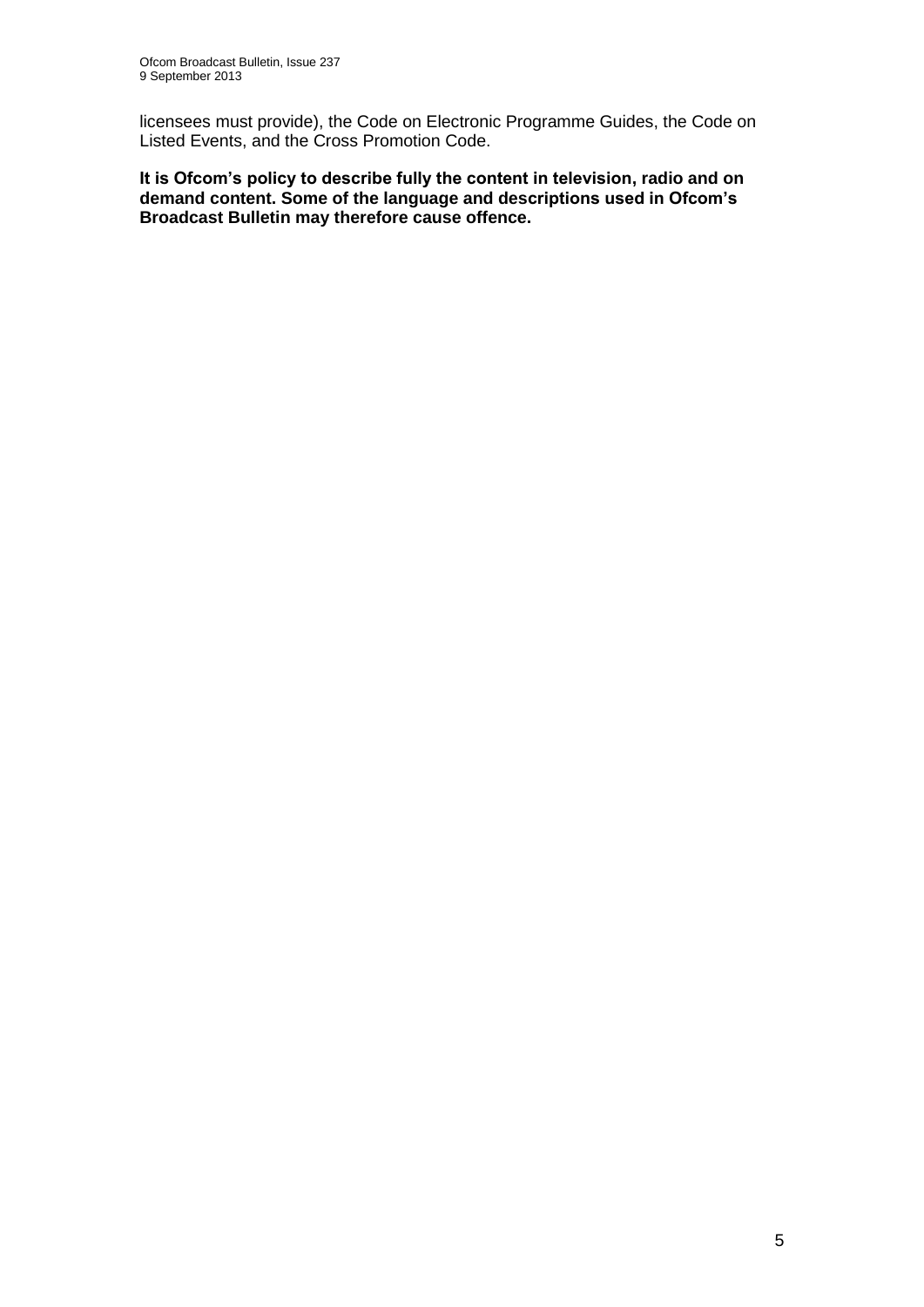licensees must provide), the Code on Electronic Programme Guides, the Code on Listed Events, and the Cross Promotion Code.

**It is Ofcom's policy to describe fully the content in television, radio and on demand content. Some of the language and descriptions used in Ofcom's Broadcast Bulletin may therefore cause offence.**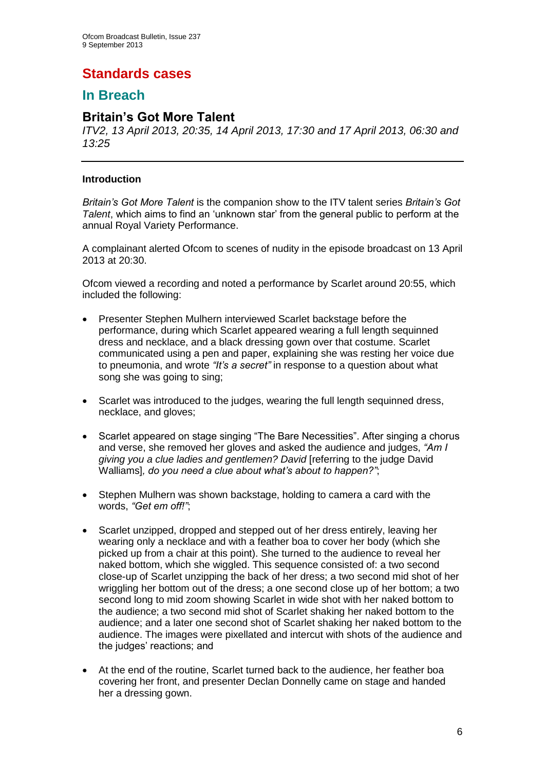# Standards cases

## In Breach

### Britain's Got More Talent

*ITV2, 13 April 2013, 20:35, 14 April 2013, 17:30 and 17 April 2013, 06:30 and 13:25*

---

**Introduction**

*Britain's Got More Talent* is the companion show to the ITV talent series *Britain's Got Talent*, which aims to find an 'unknown star' from the general public to perform at the annual Royal Variety Performance.

A complainant alerted Ofcom to scenes of nudity in the episode broadcast on 13 April 2013 at 20:30.

Ofcom viewed a recording and noted a performance by Scarlet around 20:55, which included the following:

- Presenter Stephen Mulhern interviewed Scarlet backstage before the performance, during which Scarlet appeared wearing a full length sequinned dress and necklace, and a black dressing gown over that costume. Scarlet communicated using a pen and paper, explaining she was resting her voice due to pneumonia, and wrote *"It's a secret"* in response to a question about what song she was going to sing;

- Scarlet was introduced to the judges, wearing the full length sequinned dress, necklace, and gloves;

- Scarlet appeared on stage singing "The Bare Necessities". After singing a chorus and verse, she removed her gloves and asked the audience and judges, *"Am I giving you a clue ladies and gentlemen? David* [referring to the judge David Walliams]*, do you need a clue about what's about to happen?"*;

- Stephen Mulhern was shown backstage, holding to camera a card with the words, *"Get em off!"*;

- Scarlet unzipped, dropped and stepped out of her dress entirely, leaving her wearing only a necklace and with a feather boa to cover her body (which she picked up from a chair at this point). She turned to the audience to reveal her naked bottom, which she wiggled. This sequence consisted of: a two second close-up of Scarlet unzipping the back of her dress; a two second mid shot of her wriggling her bottom out of the dress; a one second close up of her bottom; a two second long to mid zoom showing Scarlet in wide shot with her naked bottom to the audience; a two second mid shot of Scarlet shaking her naked bottom to the audience; and a later one second shot of Scarlet shaking her naked bottom to the audience. The images were pixellated and intercut with shots of the audience and the judges' reactions; and

- At the end of the routine, Scarlet turned back to the audience, her feather boa covering her front, and presenter Declan Donnelly came on stage and handed her a dressing gown.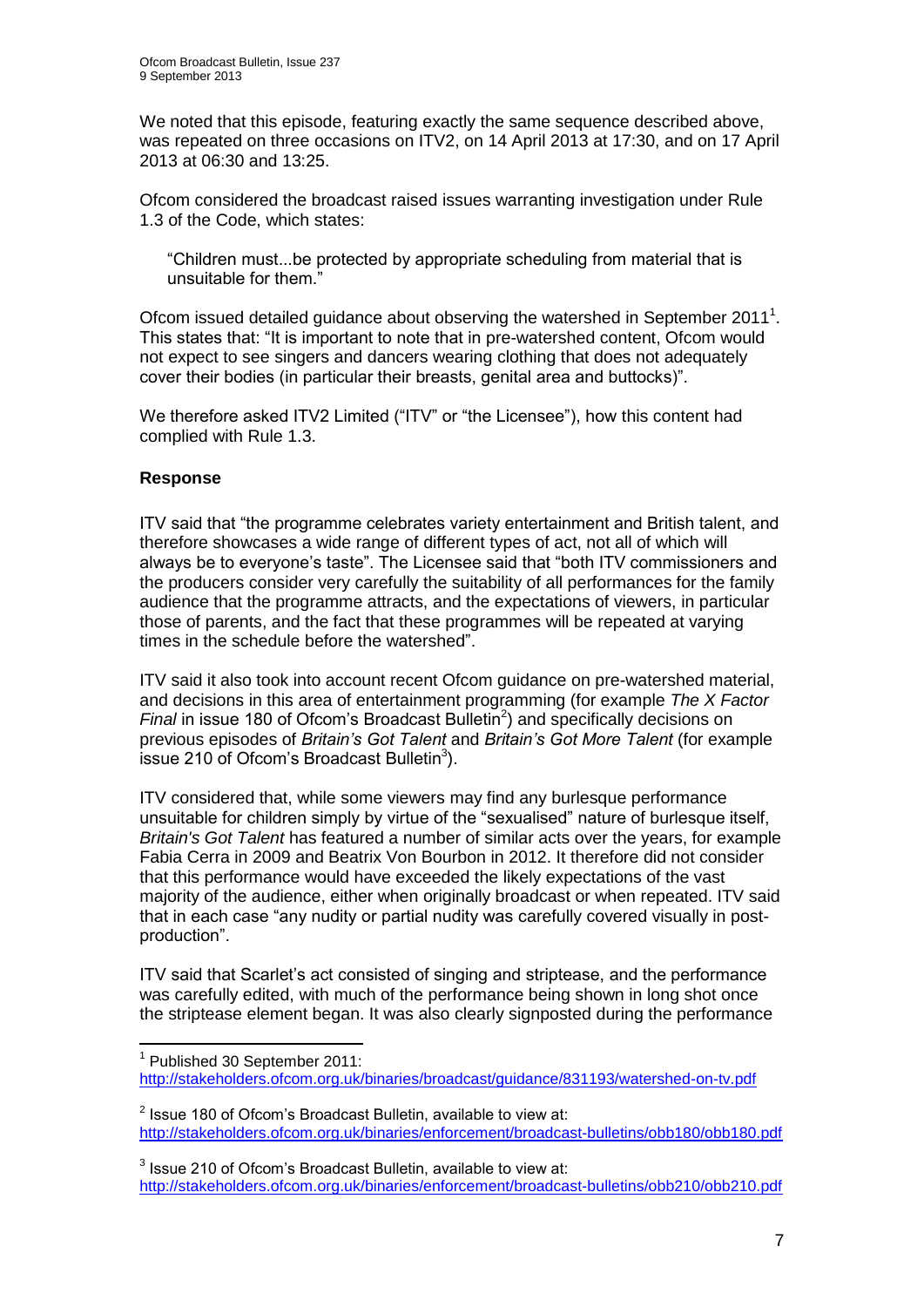We noted that this episode, featuring exactly the same sequence described above, was repeated on three occasions on ITV2, on 14 April 2013 at 17:30, and on 17 April 2013 at 06:30 and 13:25.

Ofcom considered the broadcast raised issues warranting investigation under Rule 1.3 of the Code, which states:

> "Children must...be protected by appropriate scheduling from material that is unsuitable for them."

Ofcom issued detailed guidance about observing the watershed in September 2011[1]. This states that: "It is important to note that in pre-watershed content, Ofcom would not expect to see singers and dancers wearing clothing that does not adequately cover their bodies (in particular their breasts, genital area and buttocks)".

We therefore asked ITV2 Limited ("ITV" or "the Licensee"), how this content had complied with Rule 1.3.

**Response**

ITV said that "the programme celebrates variety entertainment and British talent, and therefore showcases a wide range of different types of act, not all of which will always be to everyone's taste". The Licensee said that "both ITV commissioners and the producers consider very carefully the suitability of all performances for the family audience that the programme attracts, and the expectations of viewers, in particular those of parents, and the fact that these programmes will be repeated at varying times in the schedule before the watershed".

ITV said it also took into account recent Ofcom guidance on pre-watershed material, and decisions in this area of entertainment programming (for example *The X Factor Final* in issue 180 of Ofcom's Broadcast Bulletin[2]) and specifically decisions on previous episodes of *Britain's Got Talent* and *Britain's Got More Talent* (for example issue 210 of Ofcom's Broadcast Bulletin[3]).

ITV considered that, while some viewers may find any burlesque performance unsuitable for children simply by virtue of the "sexualised" nature of burlesque itself, *Britain's Got Talent* has featured a number of similar acts over the years, for example Fabia Cerra in 2009 and Beatrix Von Bourbon in 2012. It therefore did not consider that this performance would have exceeded the likely expectations of the vast majority of the audience, either when originally broadcast or when repeated. ITV said that in each case "any nudity or partial nudity was carefully covered visually in post-production".

ITV said that Scarlet's act consisted of singing and striptease, and the performance was carefully edited, with much of the performance being shown in long shot once the striptease element began. It was also clearly signposted during the performance

---

[1] Published 30 September 2011: http://stakeholders.ofcom.org.uk/binaries/broadcast/guidance/831193/watershed-on-tv.pdf

[2] Issue 180 of Ofcom's Broadcast Bulletin, available to view at: http://stakeholders.ofcom.org.uk/binaries/enforcement/broadcast-bulletins/obb180/obb180.pdf

[3] Issue 210 of Ofcom's Broadcast Bulletin, available to view at: http://stakeholders.ofcom.org.uk/binaries/enforcement/broadcast-bulletins/obb210/obb210.pdf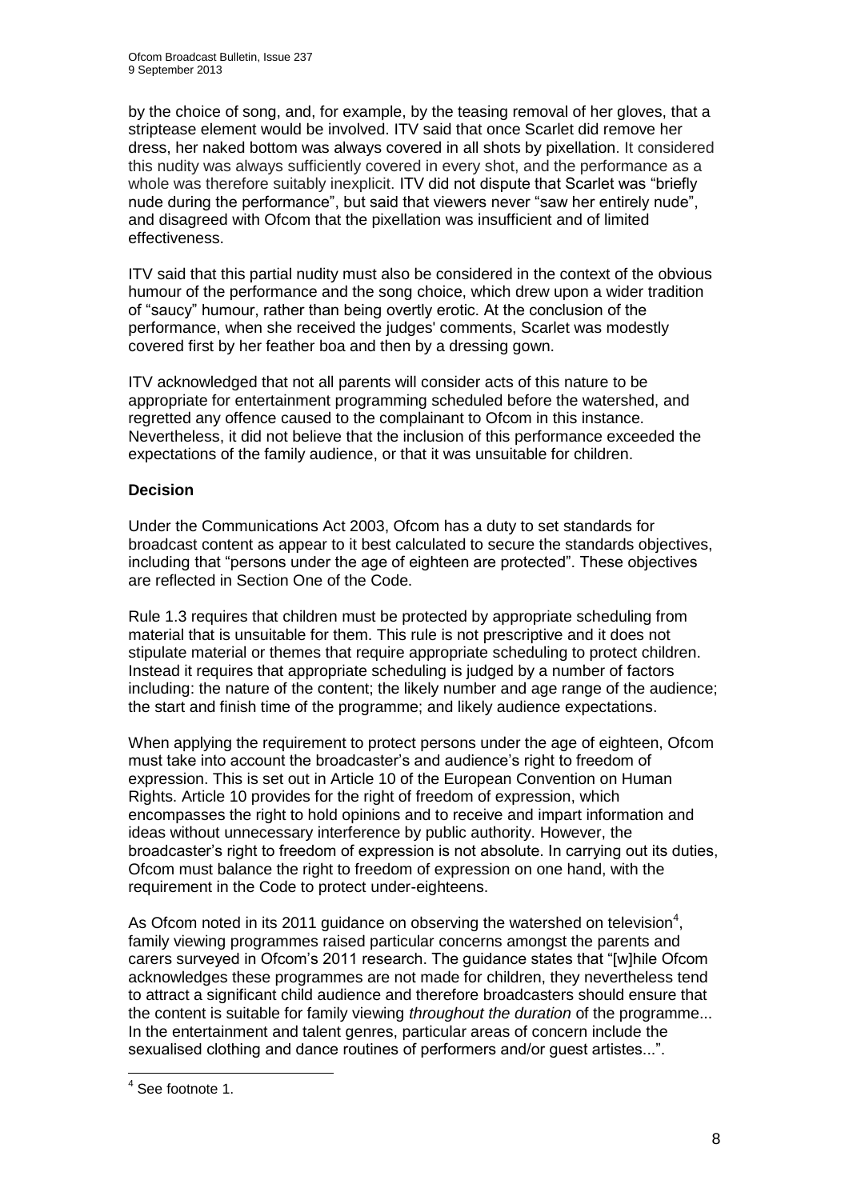by the choice of song, and, for example, by the teasing removal of her gloves, that a striptease element would be involved. ITV said that once Scarlet did remove her dress, her naked bottom was always covered in all shots by pixellation. It considered this nudity was always sufficiently covered in every shot, and the performance as a whole was therefore suitably inexplicit. ITV did not dispute that Scarlet was "briefly nude during the performance", but said that viewers never "saw her entirely nude", and disagreed with Ofcom that the pixellation was insufficient and of limited effectiveness.

ITV said that this partial nudity must also be considered in the context of the obvious humour of the performance and the song choice, which drew upon a wider tradition of "saucy" humour, rather than being overtly erotic. At the conclusion of the performance, when she received the judges' comments, Scarlet was modestly covered first by her feather boa and then by a dressing gown.

ITV acknowledged that not all parents will consider acts of this nature to be appropriate for entertainment programming scheduled before the watershed, and regretted any offence caused to the complainant to Ofcom in this instance. Nevertheless, it did not believe that the inclusion of this performance exceeded the expectations of the family audience, or that it was unsuitable for children.

**Decision**

Under the Communications Act 2003, Ofcom has a duty to set standards for broadcast content as appear to it best calculated to secure the standards objectives, including that "persons under the age of eighteen are protected". These objectives are reflected in Section One of the Code.

Rule 1.3 requires that children must be protected by appropriate scheduling from material that is unsuitable for them. This rule is not prescriptive and it does not stipulate material or themes that require appropriate scheduling to protect children. Instead it requires that appropriate scheduling is judged by a number of factors including: the nature of the content; the likely number and age range of the audience; the start and finish time of the programme; and likely audience expectations.

When applying the requirement to protect persons under the age of eighteen, Ofcom must take into account the broadcaster's and audience's right to freedom of expression. This is set out in Article 10 of the European Convention on Human Rights. Article 10 provides for the right of freedom of expression, which encompasses the right to hold opinions and to receive and impart information and ideas without unnecessary interference by public authority. However, the broadcaster's right to freedom of expression is not absolute. In carrying out its duties, Ofcom must balance the right to freedom of expression on one hand, with the requirement in the Code to protect under-eighteens.

As Ofcom noted in its 2011 guidance on observing the watershed on television[4], family viewing programmes raised particular concerns amongst the parents and carers surveyed in Ofcom's 2011 research. The guidance states that "[w]hile Ofcom acknowledges these programmes are not made for children, they nevertheless tend to attract a significant child audience and therefore broadcasters should ensure that the content is suitable for family viewing *throughout the duration* of the programme... In the entertainment and talent genres, particular areas of concern include the sexualised clothing and dance routines of performers and/or guest artistes...".

[4] See footnote 1.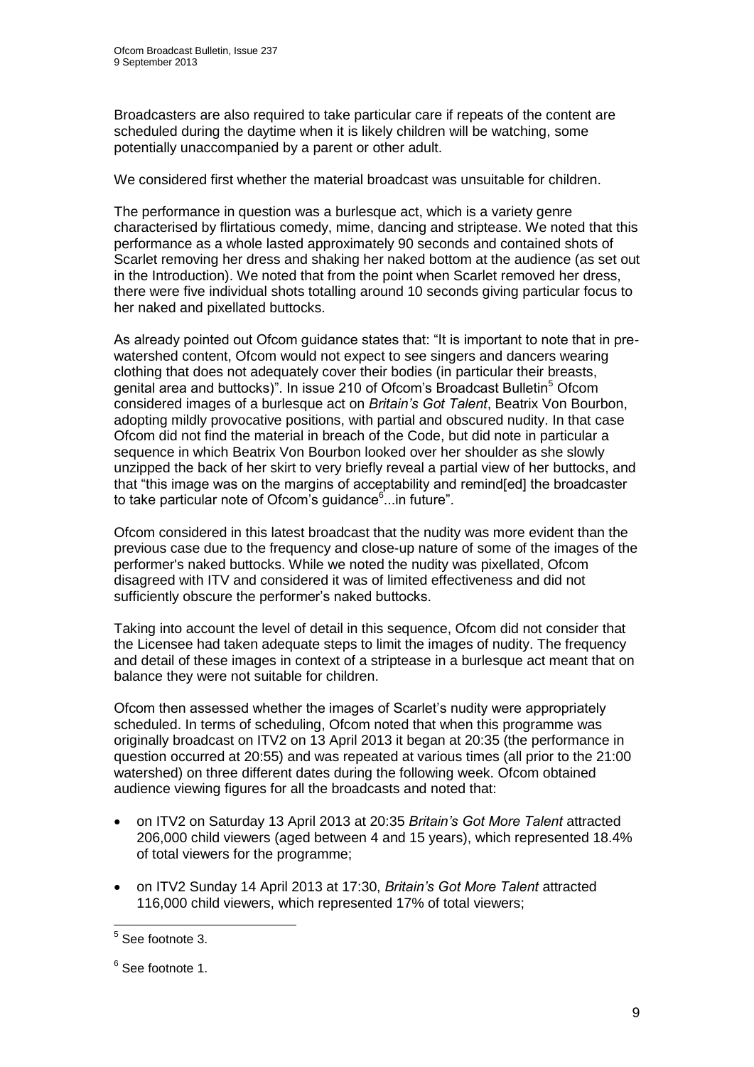Broadcasters are also required to take particular care if repeats of the content are scheduled during the daytime when it is likely children will be watching, some potentially unaccompanied by a parent or other adult.

We considered first whether the material broadcast was unsuitable for children.

The performance in question was a burlesque act, which is a variety genre characterised by flirtatious comedy, mime, dancing and striptease. We noted that this performance as a whole lasted approximately 90 seconds and contained shots of Scarlet removing her dress and shaking her naked bottom at the audience (as set out in the Introduction). We noted that from the point when Scarlet removed her dress, there were five individual shots totalling around 10 seconds giving particular focus to her naked and pixellated buttocks.

As already pointed out Ofcom guidance states that: "It is important to note that in pre-watershed content, Ofcom would not expect to see singers and dancers wearing clothing that does not adequately cover their bodies (in particular their breasts, genital area and buttocks)". In issue 210 of Ofcom's Broadcast Bulletin[5] Ofcom considered images of a burlesque act on *Britain's Got Talent*, Beatrix Von Bourbon, adopting mildly provocative positions, with partial and obscured nudity. In that case Ofcom did not find the material in breach of the Code, but did note in particular a sequence in which Beatrix Von Bourbon looked over her shoulder as she slowly unzipped the back of her skirt to very briefly reveal a partial view of her buttocks, and that "this image was on the margins of acceptability and remind[ed] the broadcaster to take particular note of Ofcom's guidance[6]...in future".

Ofcom considered in this latest broadcast that the nudity was more evident than the previous case due to the frequency and close-up nature of some of the images of the performer's naked buttocks. While we noted the nudity was pixellated, Ofcom disagreed with ITV and considered it was of limited effectiveness and did not sufficiently obscure the performer's naked buttocks.

Taking into account the level of detail in this sequence, Ofcom did not consider that the Licensee had taken adequate steps to limit the images of nudity. The frequency and detail of these images in context of a striptease in a burlesque act meant that on balance they were not suitable for children.

Ofcom then assessed whether the images of Scarlet's nudity were appropriately scheduled. In terms of scheduling, Ofcom noted that when this programme was originally broadcast on ITV2 on 13 April 2013 it began at 20:35 (the performance in question occurred at 20:55) and was repeated at various times (all prior to the 21:00 watershed) on three different dates during the following week. Ofcom obtained audience viewing figures for all the broadcasts and noted that:

- on ITV2 on Saturday 13 April 2013 at 20:35 *Britain's Got More Talent* attracted 206,000 child viewers (aged between 4 and 15 years), which represented 18.4% of total viewers for the programme;
- on ITV2 Sunday 14 April 2013 at 17:30, *Britain's Got More Talent* attracted 116,000 child viewers, which represented 17% of total viewers;

---

[5] See footnote 3.

[6] See footnote 1.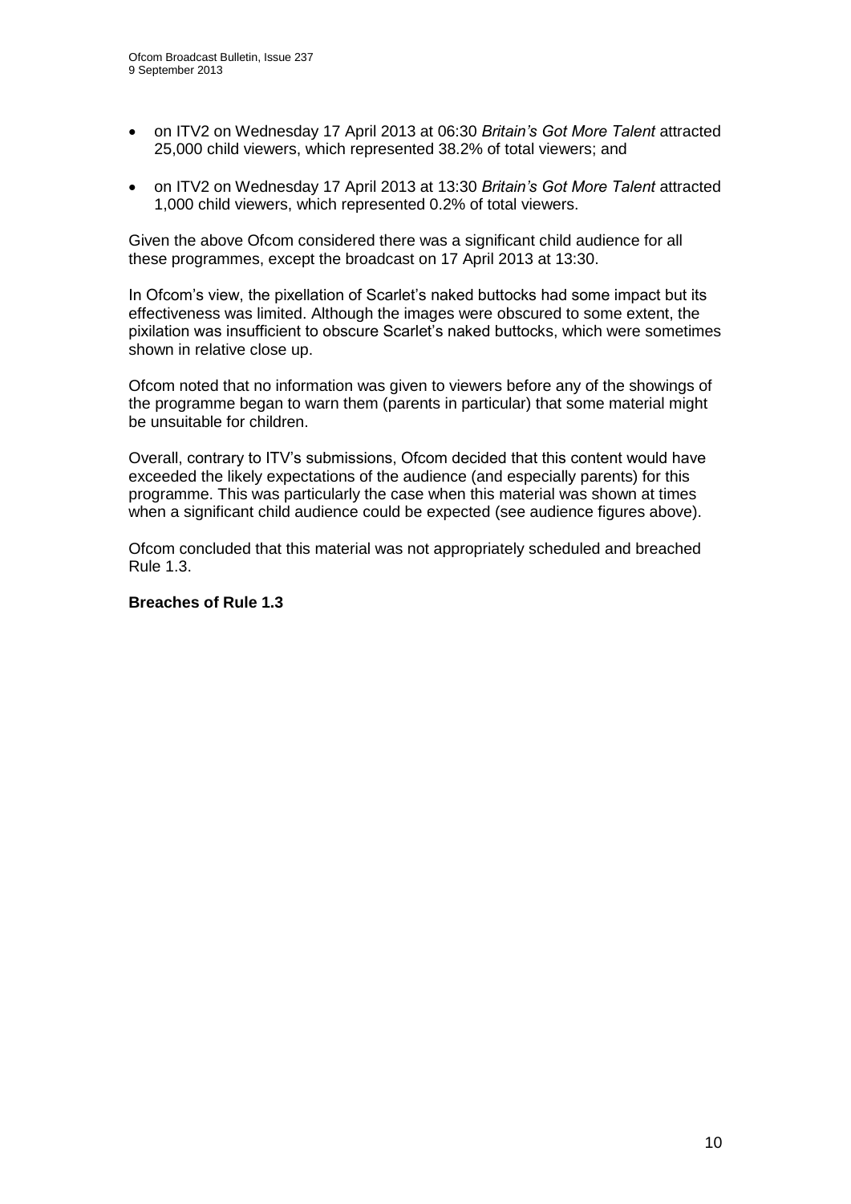- on ITV2 on Wednesday 17 April 2013 at 06:30 *Britain's Got More Talent* attracted 25,000 child viewers, which represented 38.2% of total viewers; and

- on ITV2 on Wednesday 17 April 2013 at 13:30 *Britain's Got More Talent* attracted 1,000 child viewers, which represented 0.2% of total viewers.

Given the above Ofcom considered there was a significant child audience for all these programmes, except the broadcast on 17 April 2013 at 13:30.

In Ofcom's view, the pixellation of Scarlet's naked buttocks had some impact but its effectiveness was limited. Although the images were obscured to some extent, the pixilation was insufficient to obscure Scarlet's naked buttocks, which were sometimes shown in relative close up.

Ofcom noted that no information was given to viewers before any of the showings of the programme began to warn them (parents in particular) that some material might be unsuitable for children.

Overall, contrary to ITV's submissions, Ofcom decided that this content would have exceeded the likely expectations of the audience (and especially parents) for this programme. This was particularly the case when this material was shown at times when a significant child audience could be expected (see audience figures above).

Ofcom concluded that this material was not appropriately scheduled and breached Rule 1.3.

**Breaches of Rule 1.3**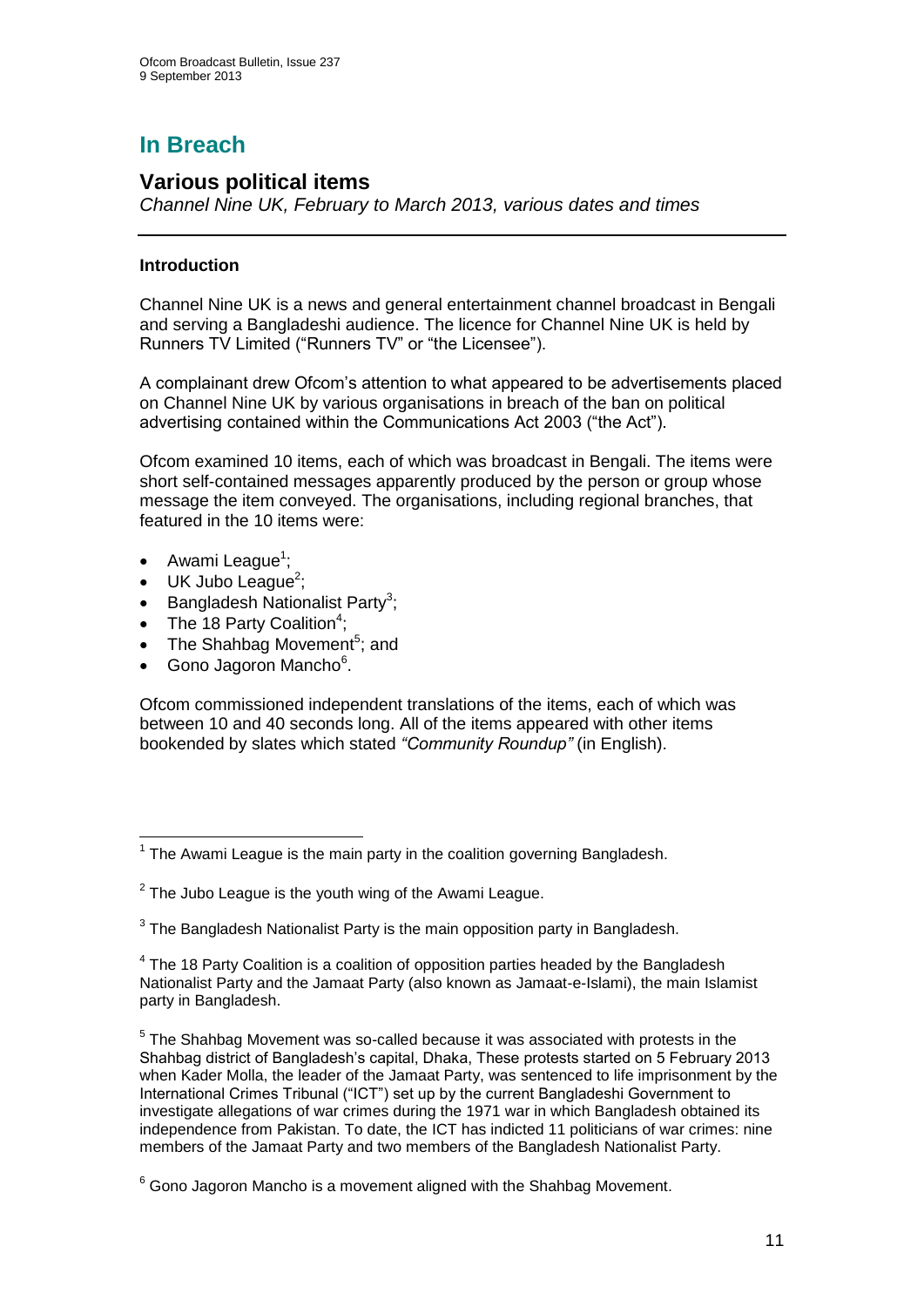# In Breach

## Various political items

*Channel Nine UK, February to March 2013, various dates and times*

### Introduction

Channel Nine UK is a news and general entertainment channel broadcast in Bengali and serving a Bangladeshi audience. The licence for Channel Nine UK is held by Runners TV Limited ("Runners TV" or "the Licensee").

A complainant drew Ofcom's attention to what appeared to be advertisements placed on Channel Nine UK by various organisations in breach of the ban on political advertising contained within the Communications Act 2003 ("the Act").

Ofcom examined 10 items, each of which was broadcast in Bengali. The items were short self-contained messages apparently produced by the person or group whose message the item conveyed. The organisations, including regional branches, that featured in the 10 items were:

- Awami League[1];
- UK Jubo League[2];
- Bangladesh Nationalist Party[3];
- The 18 Party Coalition[4];
- The Shahbag Movement[5]; and
- Gono Jagoron Mancho[6].

Ofcom commissioned independent translations of the items, each of which was between 10 and 40 seconds long. All of the items appeared with other items bookended by slates which stated *"Community Roundup"* (in English).

[1] The Awami League is the main party in the coalition governing Bangladesh.

[2] The Jubo League is the youth wing of the Awami League.

[3] The Bangladesh Nationalist Party is the main opposition party in Bangladesh.

[4] The 18 Party Coalition is a coalition of opposition parties headed by the Bangladesh Nationalist Party and the Jamaat Party (also known as Jamaat-e-Islami), the main Islamist party in Bangladesh.

[5] The Shahbag Movement was so-called because it was associated with protests in the Shahbag district of Bangladesh's capital, Dhaka, These protests started on 5 February 2013 when Kader Molla, the leader of the Jamaat Party, was sentenced to life imprisonment by the International Crimes Tribunal ("ICT") set up by the current Bangladeshi Government to investigate allegations of war crimes during the 1971 war in which Bangladesh obtained its independence from Pakistan. To date, the ICT has indicted 11 politicians of war crimes: nine members of the Jamaat Party and two members of the Bangladesh Nationalist Party.

[6] Gono Jagoron Mancho is a movement aligned with the Shahbag Movement.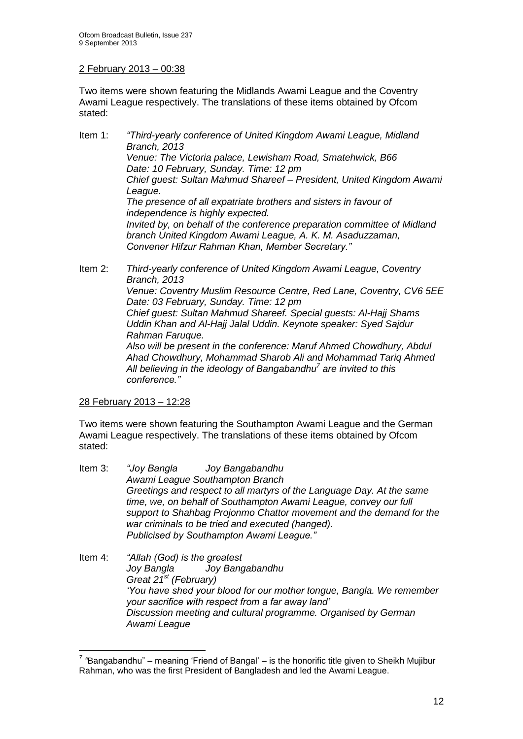2 February 2013 – 00:38

Two items were shown featuring the Midlands Awami League and the Coventry Awami League respectively. The translations of these items obtained by Ofcom stated:

Item 1: *"Third-yearly conference of United Kingdom Awami League, Midland Branch, 2013*
*Venue: The Victoria palace, Lewisham Road, Smatehwick, B66*
*Date: 10 February, Sunday. Time: 12 pm*
*Chief guest: Sultan Mahmud Shareef – President, United Kingdom Awami League.*
*The presence of all expatriate brothers and sisters in favour of independence is highly expected.*
*Invited by, on behalf of the conference preparation committee of Midland branch United Kingdom Awami League, A. K. M. Asaduzzaman, Convener Hifzur Rahman Khan, Member Secretary."*

Item 2: *Third-yearly conference of United Kingdom Awami League, Coventry Branch, 2013*
*Venue: Coventry Muslim Resource Centre, Red Lane, Coventry, CV6 5EE*
*Date: 03 February, Sunday. Time: 12 pm*
*Chief guest: Sultan Mahmud Shareef. Special guests: Al-Hajj Shams Uddin Khan and Al-Hajj Jalal Uddin. Keynote speaker: Syed Sajdur Rahman Faruque.*
*Also will be present in the conference: Maruf Ahmed Chowdhury, Abdul Ahad Chowdhury, Mohammad Sharob Ali and Mohammad Tariq Ahmed*
*All believing in the ideology of Bangabandhu[7] are invited to this conference."*

28 February 2013 – 12:28

Two items were shown featuring the Southampton Awami League and the German Awami League respectively. The translations of these items obtained by Ofcom stated:

Item 3: *"Joy Bangla Joy Bangabandhu*
*Awami League Southampton Branch*
*Greetings and respect to all martyrs of the Language Day. At the same time, we, on behalf of Southampton Awami League, convey our full support to Shahbag Projonmo Chattor movement and the demand for the war criminals to be tried and executed (hanged).*
*Publicised by Southampton Awami League."*

Item 4: *"Allah (God) is the greatest*
*Joy Bangla Joy Bangabandhu*
*Great 21st (February)*
*'You have shed your blood for our mother tongue, Bangla. We remember your sacrifice with respect from a far away land'*
*Discussion meeting and cultural programme. Organised by German Awami League*

[7] "Bangabandhu" – meaning 'Friend of Bangal' – is the honorific title given to Sheikh Mujibur Rahman, who was the first President of Bangladesh and led the Awami League.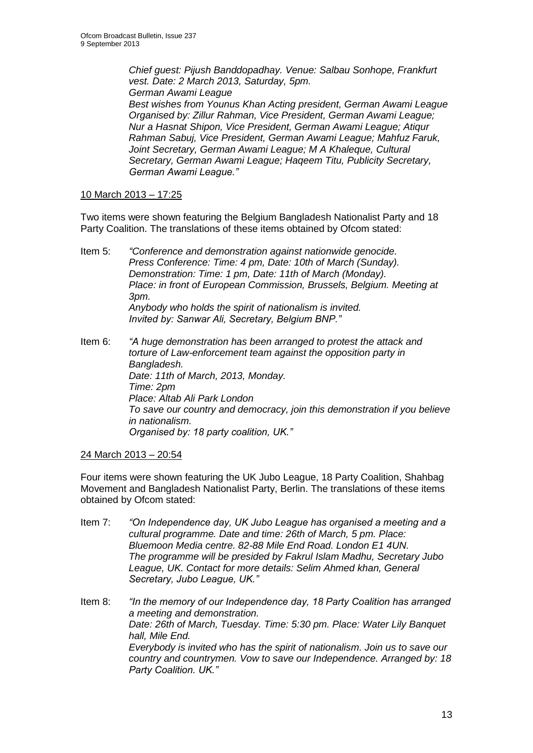*Chief guest: Pijush Banddopadhay. Venue: Salbau Sonhope, Frankfurt vest. Date: 2 March 2013, Saturday, 5pm.*
*German Awami League*
*Best wishes from Younus Khan Acting president, German Awami League Organised by: Zillur Rahman, Vice President, German Awami League; Nur a Hasnat Shipon, Vice President, German Awami League; Atiqur Rahman Sabuj, Vice President, German Awami League; Mahfuz Faruk, Joint Secretary, German Awami League; M A Khaleque, Cultural Secretary, German Awami League; Haqeem Titu, Publicity Secretary, German Awami League."*

10 March 2013 – 17:25

Two items were shown featuring the Belgium Bangladesh Nationalist Party and 18 Party Coalition. The translations of these items obtained by Ofcom stated:

Item 5: *"Conference and demonstration against nationwide genocide.*
*Press Conference: Time: 4 pm, Date: 10th of March (Sunday).*
*Demonstration: Time: 1 pm, Date: 11th of March (Monday).*
*Place: in front of European Commission, Brussels, Belgium. Meeting at 3pm.*
*Anybody who holds the spirit of nationalism is invited.*
*Invited by: Sanwar Ali, Secretary, Belgium BNP."*

Item 6: *"A huge demonstration has been arranged to protest the attack and torture of Law-enforcement team against the opposition party in Bangladesh.*
*Date: 11th of March, 2013, Monday.*
*Time: 2pm*
*Place: Altab Ali Park London*
*To save our country and democracy, join this demonstration if you believe in nationalism.*
*Organised by: 18 party coalition, UK."*

24 March 2013 – 20:54

Four items were shown featuring the UK Jubo League, 18 Party Coalition, Shahbag Movement and Bangladesh Nationalist Party, Berlin. The translations of these items obtained by Ofcom stated:

Item 7: *"On Independence day, UK Jubo League has organised a meeting and a cultural programme. Date and time: 26th of March, 5 pm. Place: Bluemoon Media centre. 82-88 Mile End Road. London E1 4UN. The programme will be presided by Fakrul Islam Madhu, Secretary Jubo League, UK. Contact for more details: Selim Ahmed khan, General Secretary, Jubo League, UK."*

Item 8: *"In the memory of our Independence day, 18 Party Coalition has arranged a meeting and demonstration.*
*Date: 26th of March, Tuesday. Time: 5:30 pm. Place: Water Lily Banquet hall, Mile End.*
*Everybody is invited who has the spirit of nationalism. Join us to save our country and countrymen. Vow to save our Independence. Arranged by: 18 Party Coalition. UK."*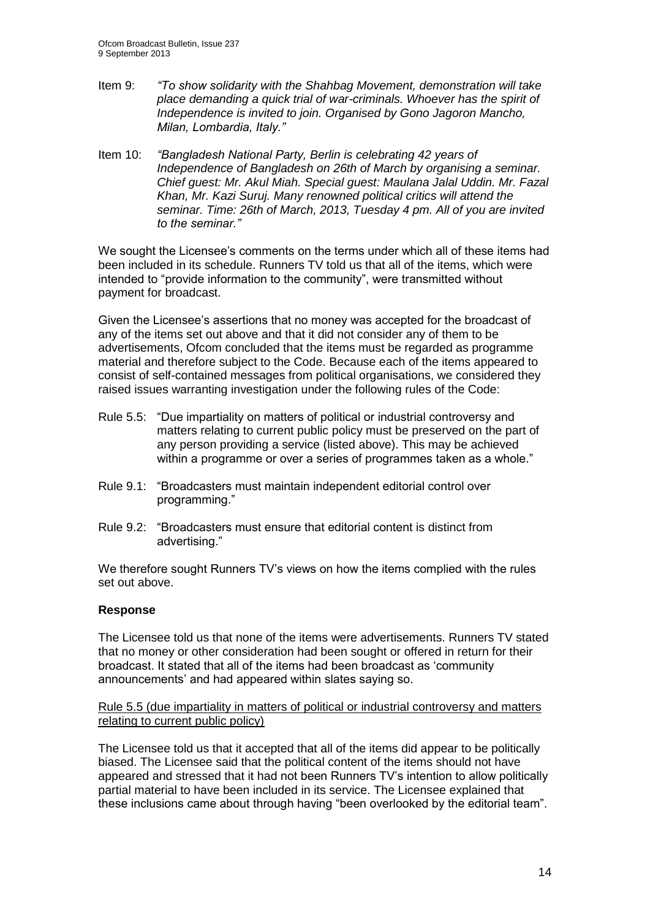Item 9: *"To show solidarity with the Shahbag Movement, demonstration will take place demanding a quick trial of war-criminals. Whoever has the spirit of Independence is invited to join. Organised by Gono Jagoron Mancho, Milan, Lombardia, Italy."*

Item 10: *"Bangladesh National Party, Berlin is celebrating 42 years of Independence of Bangladesh on 26th of March by organising a seminar. Chief guest: Mr. Akul Miah. Special guest: Maulana Jalal Uddin. Mr. Fazal Khan, Mr. Kazi Suruj. Many renowned political critics will attend the seminar. Time: 26th of March, 2013, Tuesday 4 pm. All of you are invited to the seminar."*

We sought the Licensee's comments on the terms under which all of these items had been included in its schedule. Runners TV told us that all of the items, which were intended to "provide information to the community", were transmitted without payment for broadcast.

Given the Licensee's assertions that no money was accepted for the broadcast of any of the items set out above and that it did not consider any of them to be advertisements, Ofcom concluded that the items must be regarded as programme material and therefore subject to the Code. Because each of the items appeared to consist of self-contained messages from political organisations, we considered they raised issues warranting investigation under the following rules of the Code:

Rule 5.5: "Due impartiality on matters of political or industrial controversy and matters relating to current public policy must be preserved on the part of any person providing a service (listed above). This may be achieved within a programme or over a series of programmes taken as a whole."

Rule 9.1: "Broadcasters must maintain independent editorial control over programming."

Rule 9.2: "Broadcasters must ensure that editorial content is distinct from advertising."

We therefore sought Runners TV's views on how the items complied with the rules set out above.

### Response

The Licensee told us that none of the items were advertisements. Runners TV stated that no money or other consideration had been sought or offered in return for their broadcast. It stated that all of the items had been broadcast as 'community announcements' and had appeared within slates saying so.

Rule 5.5 (due impartiality in matters of political or industrial controversy and matters relating to current public policy)

The Licensee told us that it accepted that all of the items did appear to be politically biased. The Licensee said that the political content of the items should not have appeared and stressed that it had not been Runners TV's intention to allow politically partial material to have been included in its service. The Licensee explained that these inclusions came about through having "been overlooked by the editorial team".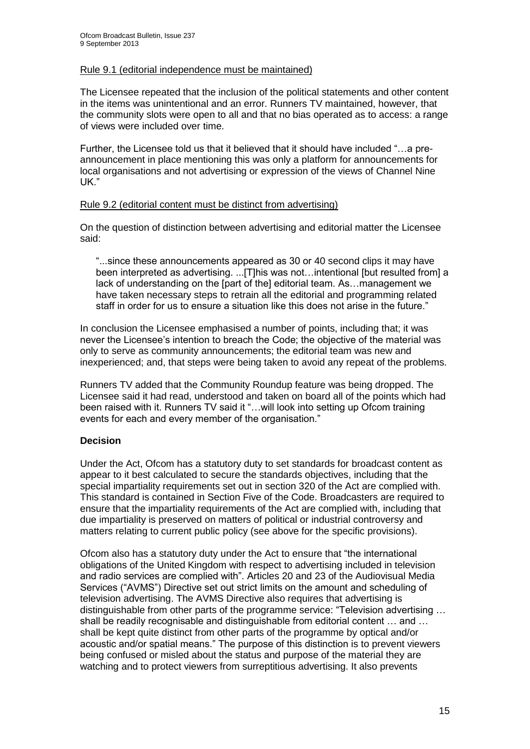Rule 9.1 (editorial independence must be maintained)

The Licensee repeated that the inclusion of the political statements and other content in the items was unintentional and an error. Runners TV maintained, however, that the community slots were open to all and that no bias operated as to access: a range of views were included over time.

Further, the Licensee told us that it believed that it should have included "…a pre-announcement in place mentioning this was only a platform for announcements for local organisations and not advertising or expression of the views of Channel Nine UK."

Rule 9.2 (editorial content must be distinct from advertising)

On the question of distinction between advertising and editorial matter the Licensee said:

> "...since these announcements appeared as 30 or 40 second clips it may have been interpreted as advertising. ...[T]his was not…intentional [but resulted from] a lack of understanding on the [part of the] editorial team. As…management we have taken necessary steps to retrain all the editorial and programming related staff in order for us to ensure a situation like this does not arise in the future."

In conclusion the Licensee emphasised a number of points, including that; it was never the Licensee's intention to breach the Code; the objective of the material was only to serve as community announcements; the editorial team was new and inexperienced; and, that steps were being taken to avoid any repeat of the problems.

Runners TV added that the Community Roundup feature was being dropped. The Licensee said it had read, understood and taken on board all of the points which had been raised with it. Runners TV said it "…will look into setting up Ofcom training events for each and every member of the organisation."

**Decision**

Under the Act, Ofcom has a statutory duty to set standards for broadcast content as appear to it best calculated to secure the standards objectives, including that the special impartiality requirements set out in section 320 of the Act are complied with. This standard is contained in Section Five of the Code. Broadcasters are required to ensure that the impartiality requirements of the Act are complied with, including that due impartiality is preserved on matters of political or industrial controversy and matters relating to current public policy (see above for the specific provisions).

Ofcom also has a statutory duty under the Act to ensure that "the international obligations of the United Kingdom with respect to advertising included in television and radio services are complied with". Articles 20 and 23 of the Audiovisual Media Services ("AVMS") Directive set out strict limits on the amount and scheduling of television advertising. The AVMS Directive also requires that advertising is distinguishable from other parts of the programme service: "Television advertising … shall be readily recognisable and distinguishable from editorial content … and … shall be kept quite distinct from other parts of the programme by optical and/or acoustic and/or spatial means." The purpose of this distinction is to prevent viewers being confused or misled about the status and purpose of the material they are watching and to protect viewers from surreptitious advertising. It also prevents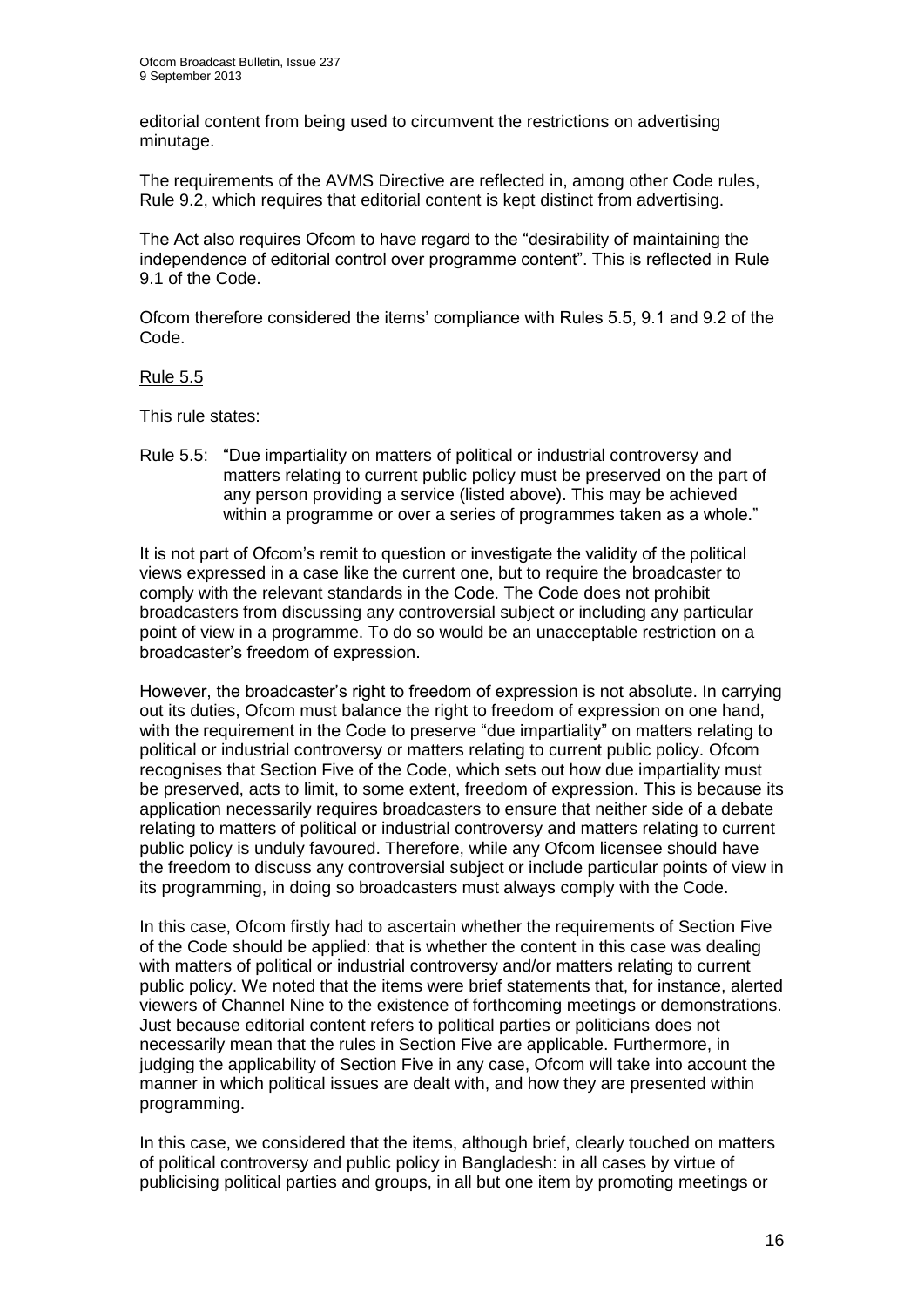editorial content from being used to circumvent the restrictions on advertising minutage.

The requirements of the AVMS Directive are reflected in, among other Code rules, Rule 9.2, which requires that editorial content is kept distinct from advertising.

The Act also requires Ofcom to have regard to the "desirability of maintaining the independence of editorial control over programme content". This is reflected in Rule 9.1 of the Code.

Ofcom therefore considered the items' compliance with Rules 5.5, 9.1 and 9.2 of the Code.

Rule 5.5

This rule states:

Rule 5.5: "Due impartiality on matters of political or industrial controversy and matters relating to current public policy must be preserved on the part of any person providing a service (listed above). This may be achieved within a programme or over a series of programmes taken as a whole."

It is not part of Ofcom's remit to question or investigate the validity of the political views expressed in a case like the current one, but to require the broadcaster to comply with the relevant standards in the Code. The Code does not prohibit broadcasters from discussing any controversial subject or including any particular point of view in a programme. To do so would be an unacceptable restriction on a broadcaster's freedom of expression.

However, the broadcaster's right to freedom of expression is not absolute. In carrying out its duties, Ofcom must balance the right to freedom of expression on one hand, with the requirement in the Code to preserve "due impartiality" on matters relating to political or industrial controversy or matters relating to current public policy. Ofcom recognises that Section Five of the Code, which sets out how due impartiality must be preserved, acts to limit, to some extent, freedom of expression. This is because its application necessarily requires broadcasters to ensure that neither side of a debate relating to matters of political or industrial controversy and matters relating to current public policy is unduly favoured. Therefore, while any Ofcom licensee should have the freedom to discuss any controversial subject or include particular points of view in its programming, in doing so broadcasters must always comply with the Code.

In this case, Ofcom firstly had to ascertain whether the requirements of Section Five of the Code should be applied: that is whether the content in this case was dealing with matters of political or industrial controversy and/or matters relating to current public policy. We noted that the items were brief statements that, for instance, alerted viewers of Channel Nine to the existence of forthcoming meetings or demonstrations. Just because editorial content refers to political parties or politicians does not necessarily mean that the rules in Section Five are applicable. Furthermore, in judging the applicability of Section Five in any case, Ofcom will take into account the manner in which political issues are dealt with, and how they are presented within programming.

In this case, we considered that the items, although brief, clearly touched on matters of political controversy and public policy in Bangladesh: in all cases by virtue of publicising political parties and groups, in all but one item by promoting meetings or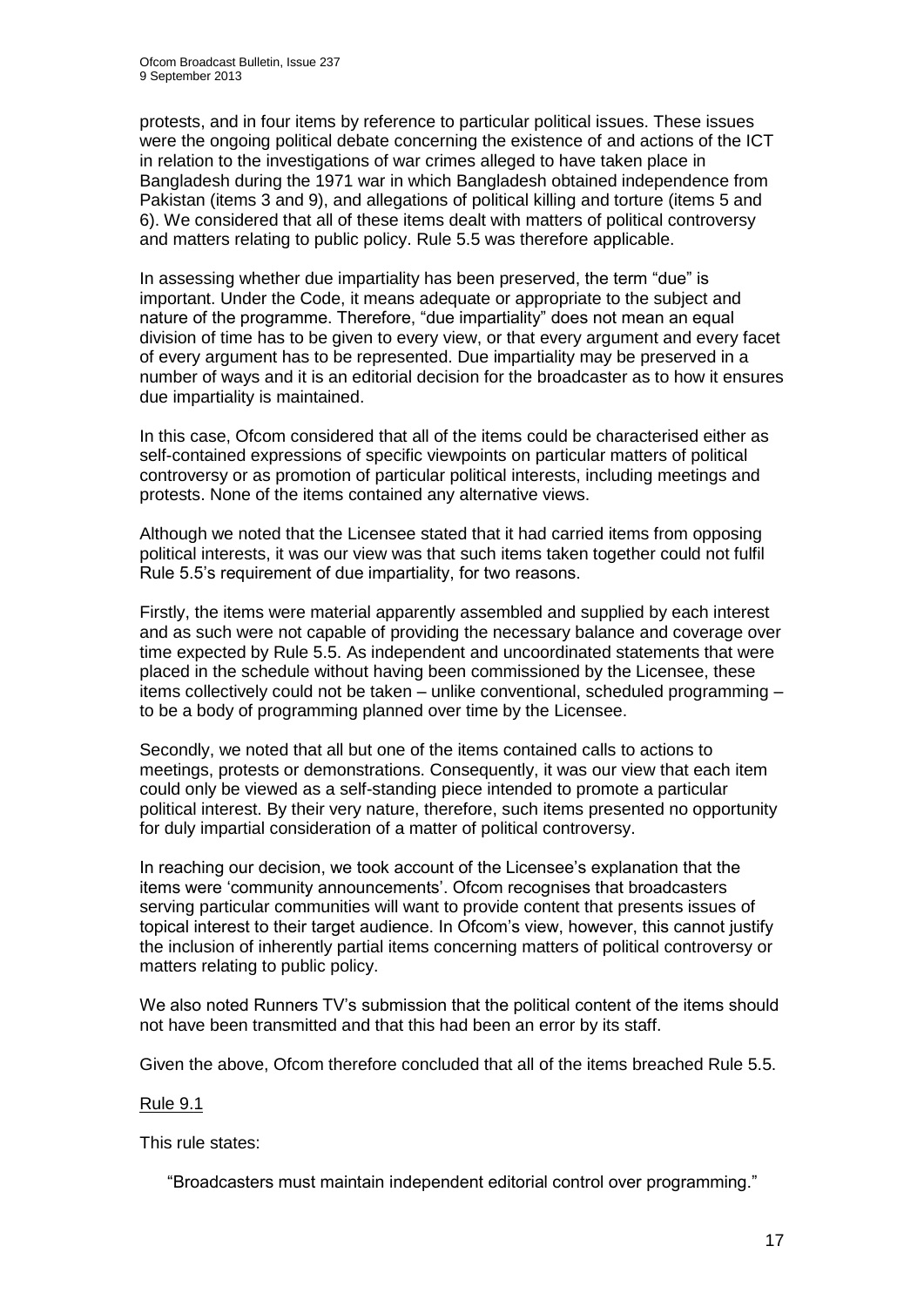protests, and in four items by reference to particular political issues. These issues were the ongoing political debate concerning the existence of and actions of the ICT in relation to the investigations of war crimes alleged to have taken place in Bangladesh during the 1971 war in which Bangladesh obtained independence from Pakistan (items 3 and 9), and allegations of political killing and torture (items 5 and 6). We considered that all of these items dealt with matters of political controversy and matters relating to public policy. Rule 5.5 was therefore applicable.

In assessing whether due impartiality has been preserved, the term "due" is important. Under the Code, it means adequate or appropriate to the subject and nature of the programme. Therefore, "due impartiality" does not mean an equal division of time has to be given to every view, or that every argument and every facet of every argument has to be represented. Due impartiality may be preserved in a number of ways and it is an editorial decision for the broadcaster as to how it ensures due impartiality is maintained.

In this case, Ofcom considered that all of the items could be characterised either as self-contained expressions of specific viewpoints on particular matters of political controversy or as promotion of particular political interests, including meetings and protests. None of the items contained any alternative views.

Although we noted that the Licensee stated that it had carried items from opposing political interests, it was our view was that such items taken together could not fulfil Rule 5.5's requirement of due impartiality, for two reasons.

Firstly, the items were material apparently assembled and supplied by each interest and as such were not capable of providing the necessary balance and coverage over time expected by Rule 5.5. As independent and uncoordinated statements that were placed in the schedule without having been commissioned by the Licensee, these items collectively could not be taken – unlike conventional, scheduled programming – to be a body of programming planned over time by the Licensee.

Secondly, we noted that all but one of the items contained calls to actions to meetings, protests or demonstrations. Consequently, it was our view that each item could only be viewed as a self-standing piece intended to promote a particular political interest. By their very nature, therefore, such items presented no opportunity for duly impartial consideration of a matter of political controversy.

In reaching our decision, we took account of the Licensee's explanation that the items were 'community announcements'. Ofcom recognises that broadcasters serving particular communities will want to provide content that presents issues of topical interest to their target audience. In Ofcom's view, however, this cannot justify the inclusion of inherently partial items concerning matters of political controversy or matters relating to public policy.

We also noted Runners TV's submission that the political content of the items should not have been transmitted and that this had been an error by its staff.

Given the above, Ofcom therefore concluded that all of the items breached Rule 5.5.

Rule 9.1

This rule states:

> "Broadcasters must maintain independent editorial control over programming."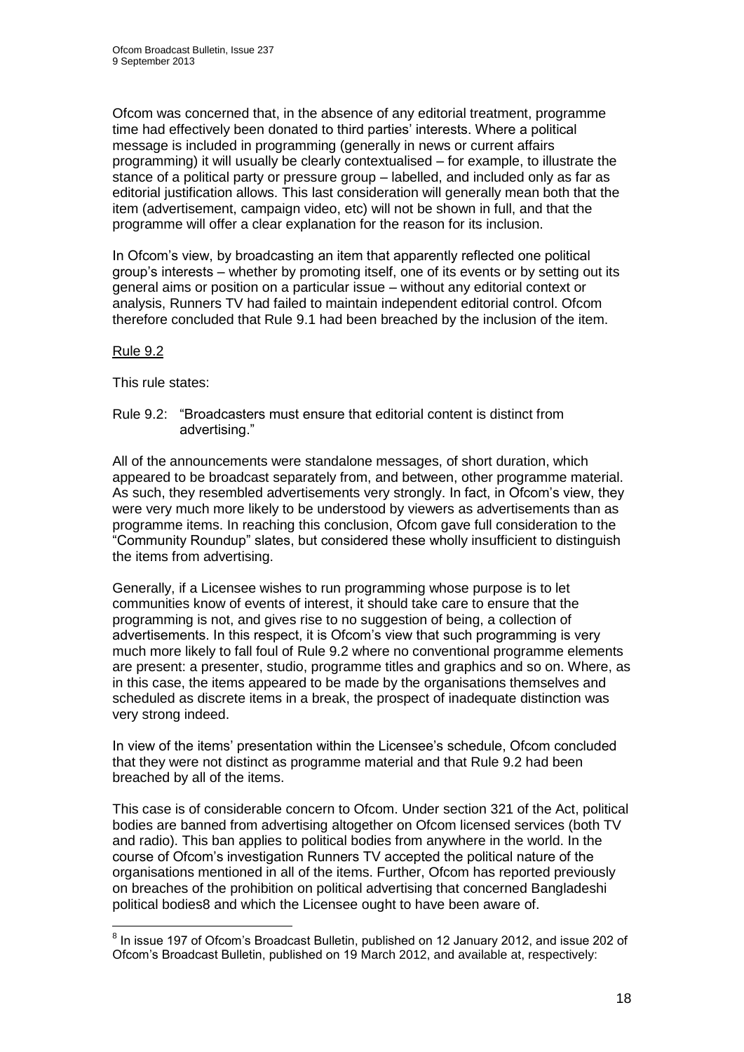Ofcom was concerned that, in the absence of any editorial treatment, programme time had effectively been donated to third parties' interests. Where a political message is included in programming (generally in news or current affairs programming) it will usually be clearly contextualised – for example, to illustrate the stance of a political party or pressure group – labelled, and included only as far as editorial justification allows. This last consideration will generally mean both that the item (advertisement, campaign video, etc) will not be shown in full, and that the programme will offer a clear explanation for the reason for its inclusion.

In Ofcom's view, by broadcasting an item that apparently reflected one political group's interests – whether by promoting itself, one of its events or by setting out its general aims or position on a particular issue – without any editorial context or analysis, Runners TV had failed to maintain independent editorial control. Ofcom therefore concluded that Rule 9.1 had been breached by the inclusion of the item.

Rule 9.2

This rule states:

Rule 9.2: "Broadcasters must ensure that editorial content is distinct from advertising."

All of the announcements were standalone messages, of short duration, which appeared to be broadcast separately from, and between, other programme material. As such, they resembled advertisements very strongly. In fact, in Ofcom's view, they were very much more likely to be understood by viewers as advertisements than as programme items. In reaching this conclusion, Ofcom gave full consideration to the "Community Roundup" slates, but considered these wholly insufficient to distinguish the items from advertising.

Generally, if a Licensee wishes to run programming whose purpose is to let communities know of events of interest, it should take care to ensure that the programming is not, and gives rise to no suggestion of being, a collection of advertisements. In this respect, it is Ofcom's view that such programming is very much more likely to fall foul of Rule 9.2 where no conventional programme elements are present: a presenter, studio, programme titles and graphics and so on. Where, as in this case, the items appeared to be made by the organisations themselves and scheduled as discrete items in a break, the prospect of inadequate distinction was very strong indeed.

In view of the items' presentation within the Licensee's schedule, Ofcom concluded that they were not distinct as programme material and that Rule 9.2 had been breached by all of the items.

This case is of considerable concern to Ofcom. Under section 321 of the Act, political bodies are banned from advertising altogether on Ofcom licensed services (both TV and radio). This ban applies to political bodies from anywhere in the world. In the course of Ofcom's investigation Runners TV accepted the political nature of the organisations mentioned in all of the items. Further, Ofcom has reported previously on breaches of the prohibition on political advertising that concerned Bangladeshi political bodies[8] and which the Licensee ought to have been aware of.

[8] In issue 197 of Ofcom's Broadcast Bulletin, published on 12 January 2012, and issue 202 of Ofcom's Broadcast Bulletin, published on 19 March 2012, and available at, respectively: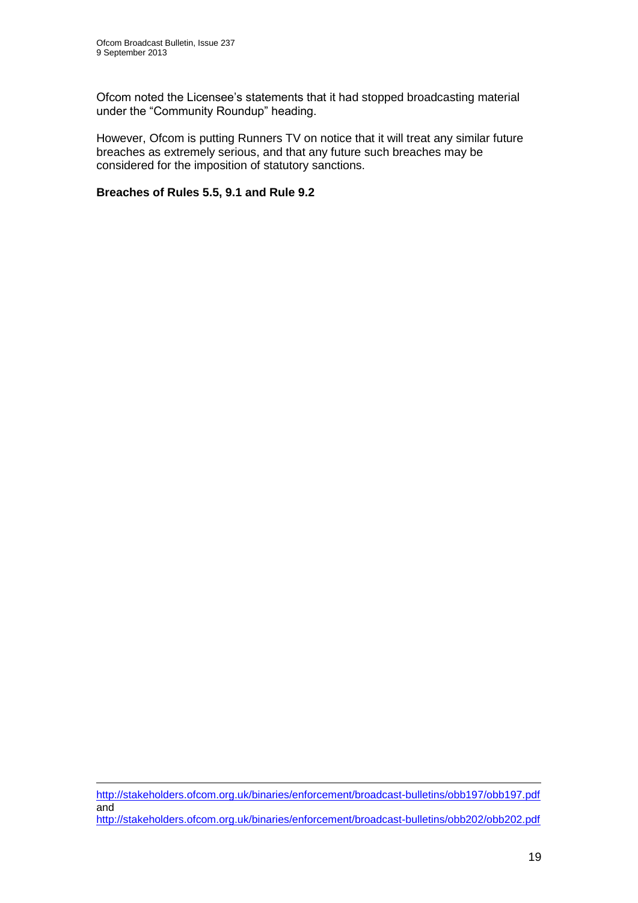Ofcom noted the Licensee's statements that it had stopped broadcasting material under the "Community Roundup" heading.

However, Ofcom is putting Runners TV on notice that it will treat any similar future breaches as extremely serious, and that any future such breaches may be considered for the imposition of statutory sanctions.

**Breaches of Rules 5.5, 9.1 and Rule 9.2**

---

http://stakeholders.ofcom.org.uk/binaries/enforcement/broadcast-bulletins/obb197/obb197.pdf and http://stakeholders.ofcom.org.uk/binaries/enforcement/broadcast-bulletins/obb202/obb202.pdf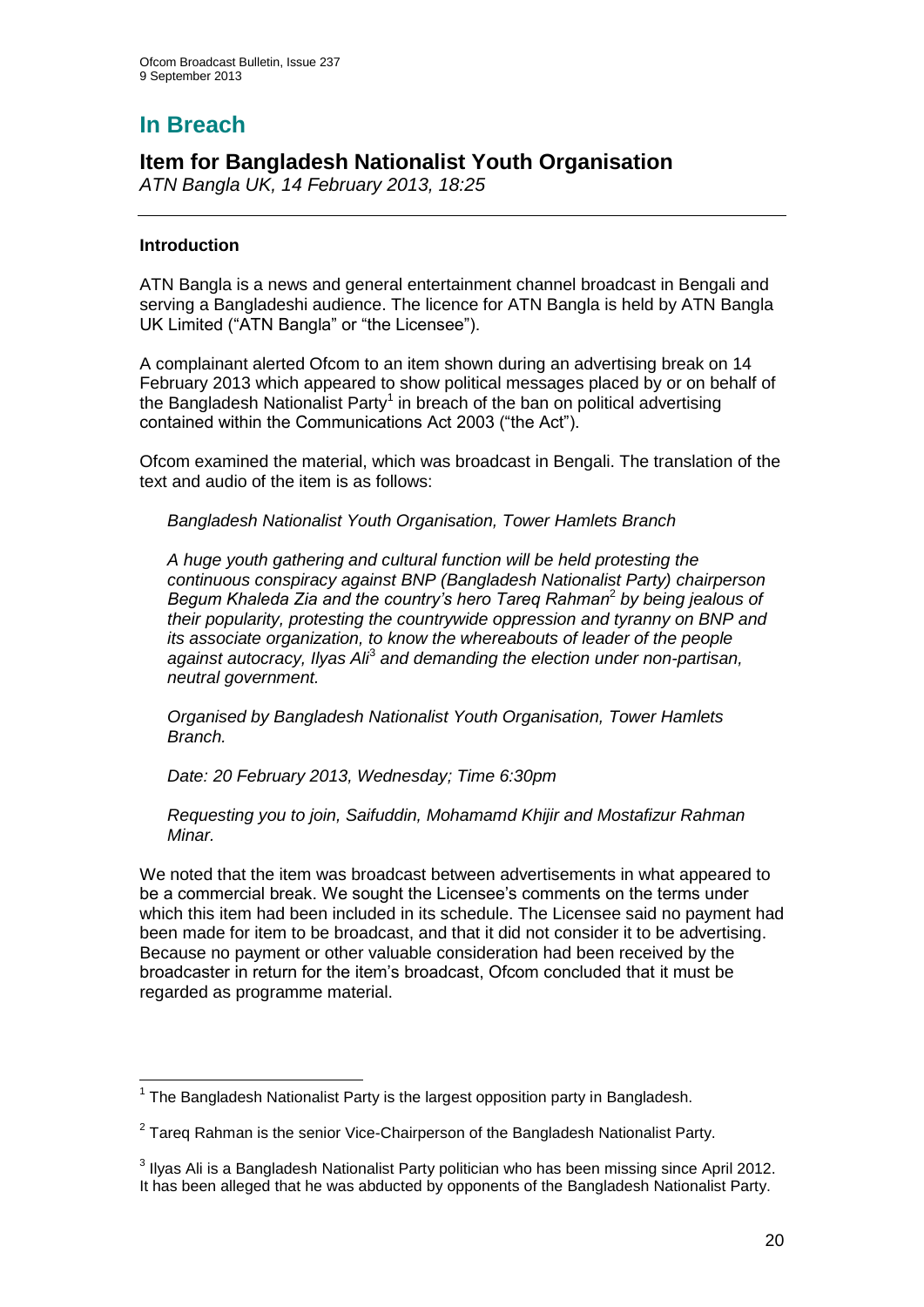# In Breach

## Item for Bangladesh Nationalist Youth Organisation

*ATN Bangla UK, 14 February 2013, 18:25*

### Introduction

ATN Bangla is a news and general entertainment channel broadcast in Bengali and serving a Bangladeshi audience. The licence for ATN Bangla is held by ATN Bangla UK Limited ("ATN Bangla" or "the Licensee").

A complainant alerted Ofcom to an item shown during an advertising break on 14 February 2013 which appeared to show political messages placed by or on behalf of the Bangladesh Nationalist Party[1] in breach of the ban on political advertising contained within the Communications Act 2003 ("the Act").

Ofcom examined the material, which was broadcast in Bengali. The translation of the text and audio of the item is as follows:

> *Bangladesh Nationalist Youth Organisation, Tower Hamlets Branch*
>
> *A huge youth gathering and cultural function will be held protesting the continuous conspiracy against BNP (Bangladesh Nationalist Party) chairperson Begum Khaleda Zia and the country's hero Tareq Rahman*[2] *by being jealous of their popularity, protesting the countrywide oppression and tyranny on BNP and its associate organization, to know the whereabouts of leader of the people against autocracy, Ilyas Ali*[3] *and demanding the election under non-partisan, neutral government.*
>
> *Organised by Bangladesh Nationalist Youth Organisation, Tower Hamlets Branch.*
>
> *Date: 20 February 2013, Wednesday; Time 6:30pm*
>
> *Requesting you to join, Saifuddin, Mohamamd Khijir and Mostafizur Rahman Minar.*

We noted that the item was broadcast between advertisements in what appeared to be a commercial break. We sought the Licensee's comments on the terms under which this item had been included in its schedule. The Licensee said no payment had been made for item to be broadcast, and that it did not consider it to be advertising. Because no payment or other valuable consideration had been received by the broadcaster in return for the item's broadcast, Ofcom concluded that it must be regarded as programme material.

---

[1] The Bangladesh Nationalist Party is the largest opposition party in Bangladesh.

[2] Tareq Rahman is the senior Vice-Chairperson of the Bangladesh Nationalist Party.

[3] Ilyas Ali is a Bangladesh Nationalist Party politician who has been missing since April 2012. It has been alleged that he was abducted by opponents of the Bangladesh Nationalist Party.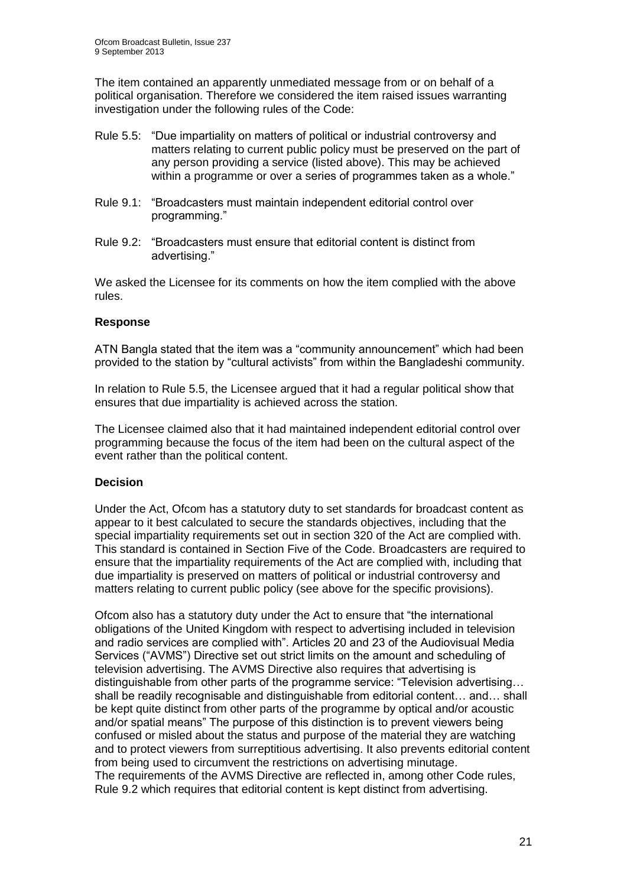The item contained an apparently unmediated message from or on behalf of a political organisation. Therefore we considered the item raised issues warranting investigation under the following rules of the Code:

Rule 5.5: "Due impartiality on matters of political or industrial controversy and matters relating to current public policy must be preserved on the part of any person providing a service (listed above). This may be achieved within a programme or over a series of programmes taken as a whole."

Rule 9.1: "Broadcasters must maintain independent editorial control over programming."

Rule 9.2: "Broadcasters must ensure that editorial content is distinct from advertising."

We asked the Licensee for its comments on how the item complied with the above rules.

### Response

ATN Bangla stated that the item was a "community announcement" which had been provided to the station by "cultural activists" from within the Bangladeshi community.

In relation to Rule 5.5, the Licensee argued that it had a regular political show that ensures that due impartiality is achieved across the station.

The Licensee claimed also that it had maintained independent editorial control over programming because the focus of the item had been on the cultural aspect of the event rather than the political content.

### Decision

Under the Act, Ofcom has a statutory duty to set standards for broadcast content as appear to it best calculated to secure the standards objectives, including that the special impartiality requirements set out in section 320 of the Act are complied with. This standard is contained in Section Five of the Code. Broadcasters are required to ensure that the impartiality requirements of the Act are complied with, including that due impartiality is preserved on matters of political or industrial controversy and matters relating to current public policy (see above for the specific provisions).

Ofcom also has a statutory duty under the Act to ensure that "the international obligations of the United Kingdom with respect to advertising included in television and radio services are complied with". Articles 20 and 23 of the Audiovisual Media Services ("AVMS") Directive set out strict limits on the amount and scheduling of television advertising. The AVMS Directive also requires that advertising is distinguishable from other parts of the programme service: "Television advertising… shall be readily recognisable and distinguishable from editorial content… and… shall be kept quite distinct from other parts of the programme by optical and/or acoustic and/or spatial means" The purpose of this distinction is to prevent viewers being confused or misled about the status and purpose of the material they are watching and to protect viewers from surreptitious advertising. It also prevents editorial content from being used to circumvent the restrictions on advertising minutage. The requirements of the AVMS Directive are reflected in, among other Code rules, Rule 9.2 which requires that editorial content is kept distinct from advertising.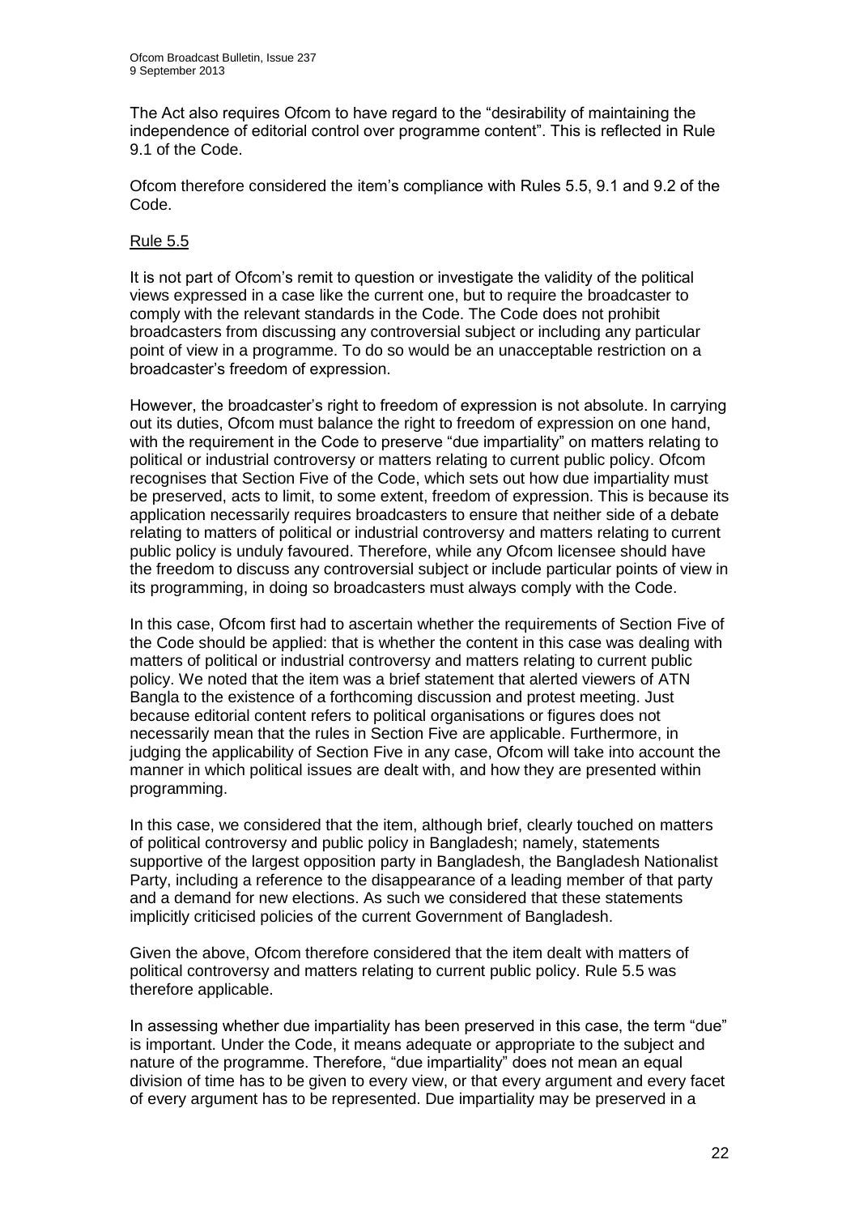The Act also requires Ofcom to have regard to the "desirability of maintaining the independence of editorial control over programme content". This is reflected in Rule 9.1 of the Code.

Ofcom therefore considered the item's compliance with Rules 5.5, 9.1 and 9.2 of the Code.

Rule 5.5

It is not part of Ofcom's remit to question or investigate the validity of the political views expressed in a case like the current one, but to require the broadcaster to comply with the relevant standards in the Code. The Code does not prohibit broadcasters from discussing any controversial subject or including any particular point of view in a programme. To do so would be an unacceptable restriction on a broadcaster's freedom of expression.

However, the broadcaster's right to freedom of expression is not absolute. In carrying out its duties, Ofcom must balance the right to freedom of expression on one hand, with the requirement in the Code to preserve "due impartiality" on matters relating to political or industrial controversy or matters relating to current public policy. Ofcom recognises that Section Five of the Code, which sets out how due impartiality must be preserved, acts to limit, to some extent, freedom of expression. This is because its application necessarily requires broadcasters to ensure that neither side of a debate relating to matters of political or industrial controversy and matters relating to current public policy is unduly favoured. Therefore, while any Ofcom licensee should have the freedom to discuss any controversial subject or include particular points of view in its programming, in doing so broadcasters must always comply with the Code.

In this case, Ofcom first had to ascertain whether the requirements of Section Five of the Code should be applied: that is whether the content in this case was dealing with matters of political or industrial controversy and matters relating to current public policy. We noted that the item was a brief statement that alerted viewers of ATN Bangla to the existence of a forthcoming discussion and protest meeting. Just because editorial content refers to political organisations or figures does not necessarily mean that the rules in Section Five are applicable. Furthermore, in judging the applicability of Section Five in any case, Ofcom will take into account the manner in which political issues are dealt with, and how they are presented within programming.

In this case, we considered that the item, although brief, clearly touched on matters of political controversy and public policy in Bangladesh; namely, statements supportive of the largest opposition party in Bangladesh, the Bangladesh Nationalist Party, including a reference to the disappearance of a leading member of that party and a demand for new elections. As such we considered that these statements implicitly criticised policies of the current Government of Bangladesh.

Given the above, Ofcom therefore considered that the item dealt with matters of political controversy and matters relating to current public policy. Rule 5.5 was therefore applicable.

In assessing whether due impartiality has been preserved in this case, the term "due" is important. Under the Code, it means adequate or appropriate to the subject and nature of the programme. Therefore, "due impartiality" does not mean an equal division of time has to be given to every view, or that every argument and every facet of every argument has to be represented. Due impartiality may be preserved in a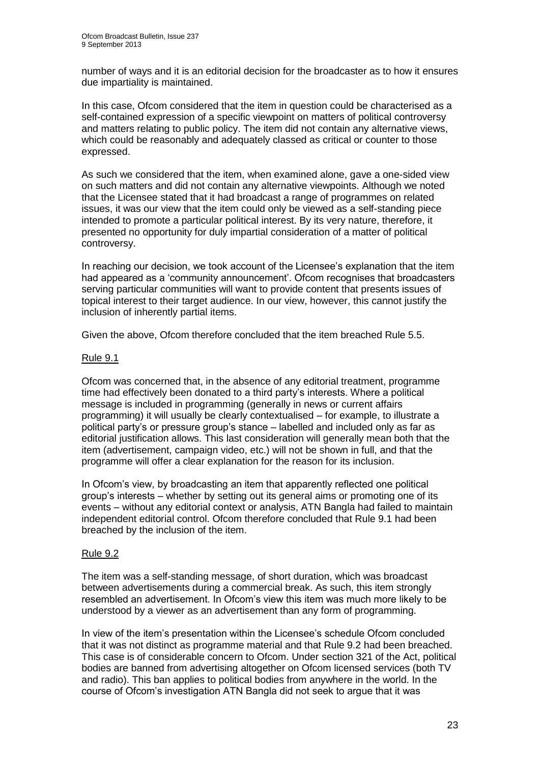number of ways and it is an editorial decision for the broadcaster as to how it ensures due impartiality is maintained.

In this case, Ofcom considered that the item in question could be characterised as a self-contained expression of a specific viewpoint on matters of political controversy and matters relating to public policy. The item did not contain any alternative views, which could be reasonably and adequately classed as critical or counter to those expressed.

As such we considered that the item, when examined alone, gave a one-sided view on such matters and did not contain any alternative viewpoints. Although we noted that the Licensee stated that it had broadcast a range of programmes on related issues, it was our view that the item could only be viewed as a self-standing piece intended to promote a particular political interest. By its very nature, therefore, it presented no opportunity for duly impartial consideration of a matter of political controversy.

In reaching our decision, we took account of the Licensee's explanation that the item had appeared as a 'community announcement'. Ofcom recognises that broadcasters serving particular communities will want to provide content that presents issues of topical interest to their target audience. In our view, however, this cannot justify the inclusion of inherently partial items.

Given the above, Ofcom therefore concluded that the item breached Rule 5.5.

### Rule 9.1

Ofcom was concerned that, in the absence of any editorial treatment, programme time had effectively been donated to a third party's interests. Where a political message is included in programming (generally in news or current affairs programming) it will usually be clearly contextualised – for example, to illustrate a political party's or pressure group's stance – labelled and included only as far as editorial justification allows. This last consideration will generally mean both that the item (advertisement, campaign video, etc.) will not be shown in full, and that the programme will offer a clear explanation for the reason for its inclusion.

In Ofcom's view, by broadcasting an item that apparently reflected one political group's interests – whether by setting out its general aims or promoting one of its events – without any editorial context or analysis, ATN Bangla had failed to maintain independent editorial control. Ofcom therefore concluded that Rule 9.1 had been breached by the inclusion of the item.

### Rule 9.2

The item was a self-standing message, of short duration, which was broadcast between advertisements during a commercial break. As such, this item strongly resembled an advertisement. In Ofcom's view this item was much more likely to be understood by a viewer as an advertisement than any form of programming.

In view of the item's presentation within the Licensee's schedule Ofcom concluded that it was not distinct as programme material and that Rule 9.2 had been breached. This case is of considerable concern to Ofcom. Under section 321 of the Act, political bodies are banned from advertising altogether on Ofcom licensed services (both TV and radio). This ban applies to political bodies from anywhere in the world. In the course of Ofcom's investigation ATN Bangla did not seek to argue that it was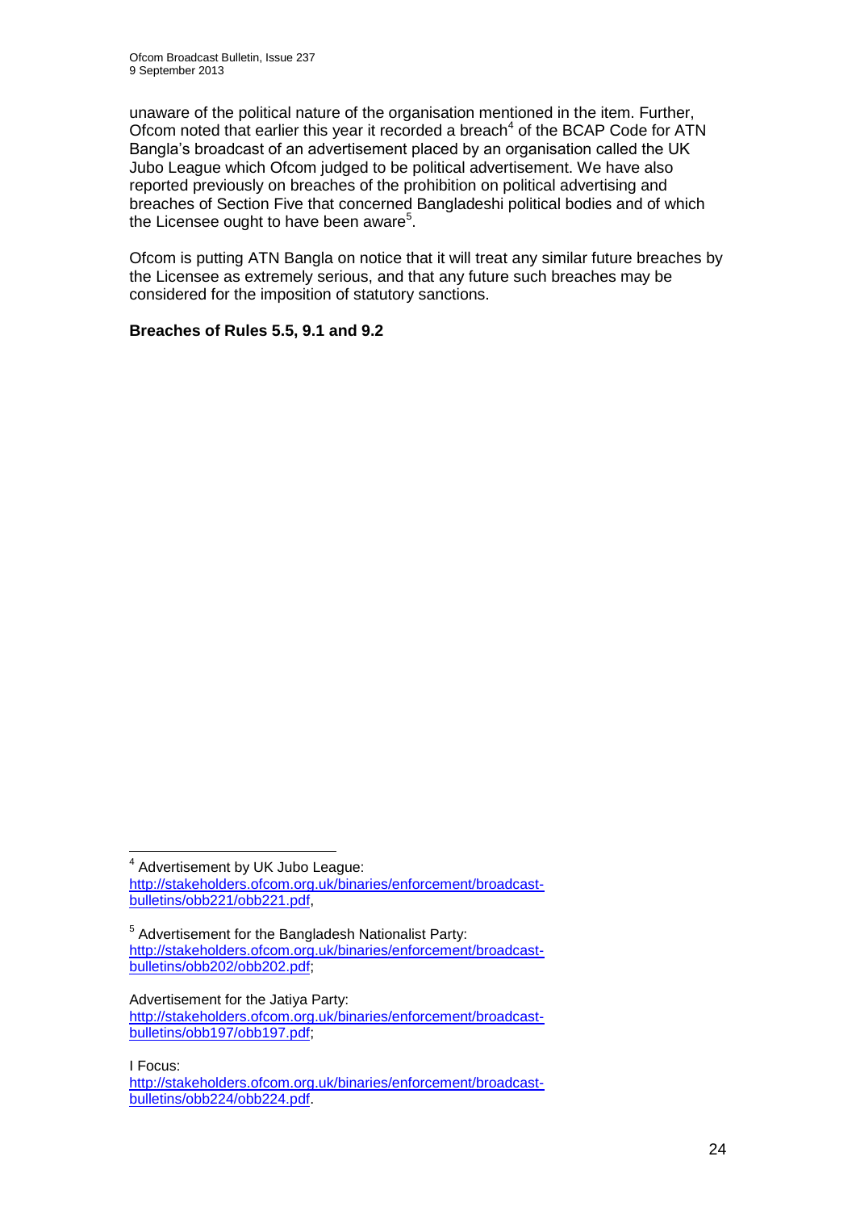unaware of the political nature of the organisation mentioned in the item. Further, Ofcom noted that earlier this year it recorded a breach[4] of the BCAP Code for ATN Bangla's broadcast of an advertisement placed by an organisation called the UK Jubo League which Ofcom judged to be political advertisement. We have also reported previously on breaches of the prohibition on political advertising and breaches of Section Five that concerned Bangladeshi political bodies and of which the Licensee ought to have been aware[5].

Ofcom is putting ATN Bangla on notice that it will treat any similar future breaches by the Licensee as extremely serious, and that any future such breaches may be considered for the imposition of statutory sanctions.

**Breaches of Rules 5.5, 9.1 and 9.2**

---

[4] Advertisement by UK Jubo League:
http://stakeholders.ofcom.org.uk/binaries/enforcement/broadcast-bulletins/obb221/obb221.pdf,

[5] Advertisement for the Bangladesh Nationalist Party:
http://stakeholders.ofcom.org.uk/binaries/enforcement/broadcast-bulletins/obb202/obb202.pdf;

Advertisement for the Jatiya Party:
http://stakeholders.ofcom.org.uk/binaries/enforcement/broadcast-bulletins/obb197/obb197.pdf;

I Focus:
http://stakeholders.ofcom.org.uk/binaries/enforcement/broadcast-bulletins/obb224/obb224.pdf.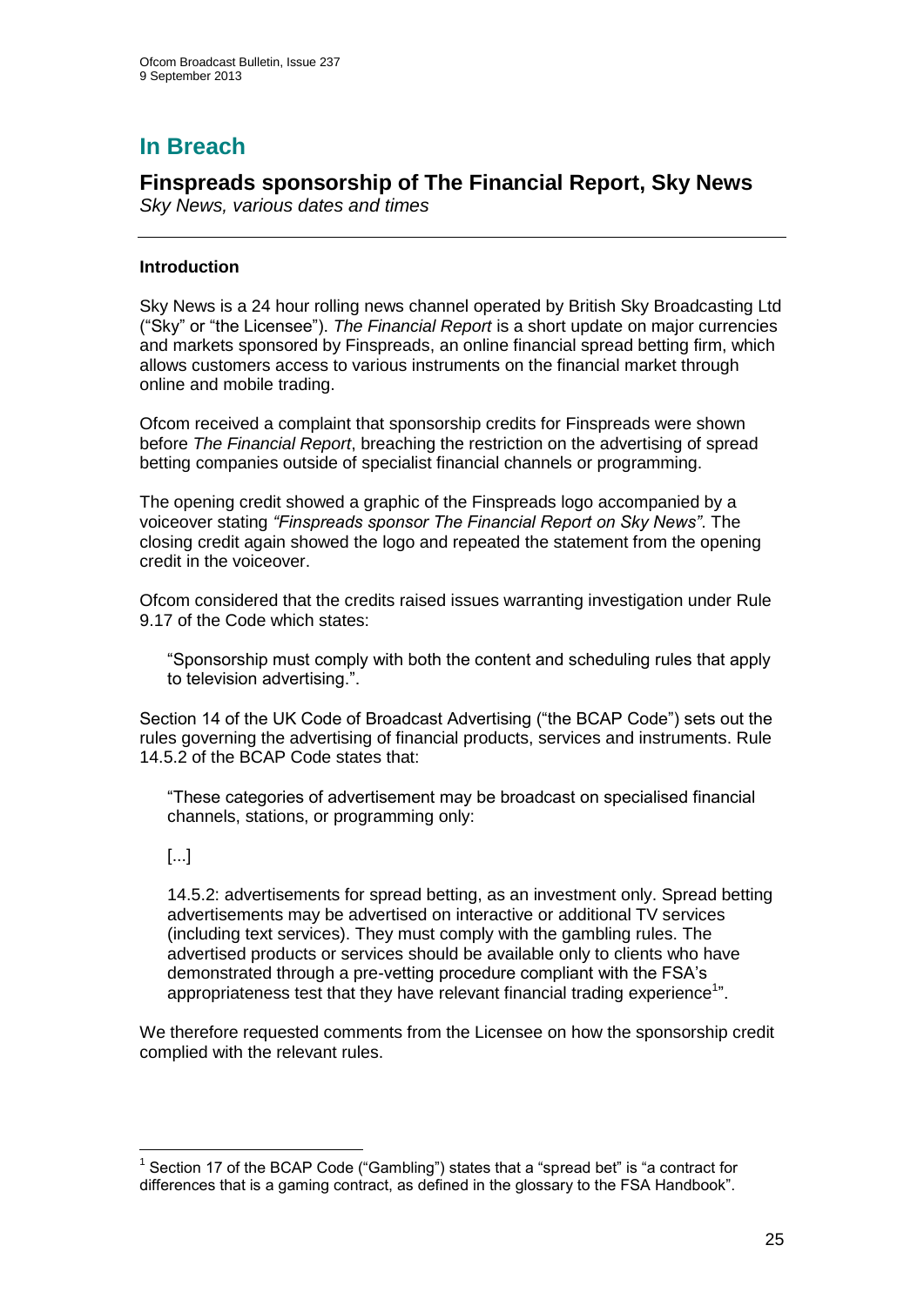# In Breach

## Finspreads sponsorship of The Financial Report, Sky News

*Sky News, various dates and times*

### Introduction

Sky News is a 24 hour rolling news channel operated by British Sky Broadcasting Ltd ("Sky" or "the Licensee"). *The Financial Report* is a short update on major currencies and markets sponsored by Finspreads, an online financial spread betting firm, which allows customers access to various instruments on the financial market through online and mobile trading.

Ofcom received a complaint that sponsorship credits for Finspreads were shown before *The Financial Report*, breaching the restriction on the advertising of spread betting companies outside of specialist financial channels or programming.

The opening credit showed a graphic of the Finspreads logo accompanied by a voiceover stating *"Finspreads sponsor The Financial Report on Sky News"*. The closing credit again showed the logo and repeated the statement from the opening credit in the voiceover.

Ofcom considered that the credits raised issues warranting investigation under Rule 9.17 of the Code which states:

> "Sponsorship must comply with both the content and scheduling rules that apply to television advertising.".

Section 14 of the UK Code of Broadcast Advertising ("the BCAP Code") sets out the rules governing the advertising of financial products, services and instruments. Rule 14.5.2 of the BCAP Code states that:

> "These categories of advertisement may be broadcast on specialised financial channels, stations, or programming only:
>
> [...]
>
> 14.5.2: advertisements for spread betting, as an investment only. Spread betting advertisements may be advertised on interactive or additional TV services (including text services). They must comply with the gambling rules. The advertised products or services should be available only to clients who have demonstrated through a pre-vetting procedure compliant with the FSA's appropriateness test that they have relevant financial trading experience[1]".

We therefore requested comments from the Licensee on how the sponsorship credit complied with the relevant rules.

---

[1] Section 17 of the BCAP Code ("Gambling") states that a "spread bet" is "a contract for differences that is a gaming contract, as defined in the glossary to the FSA Handbook".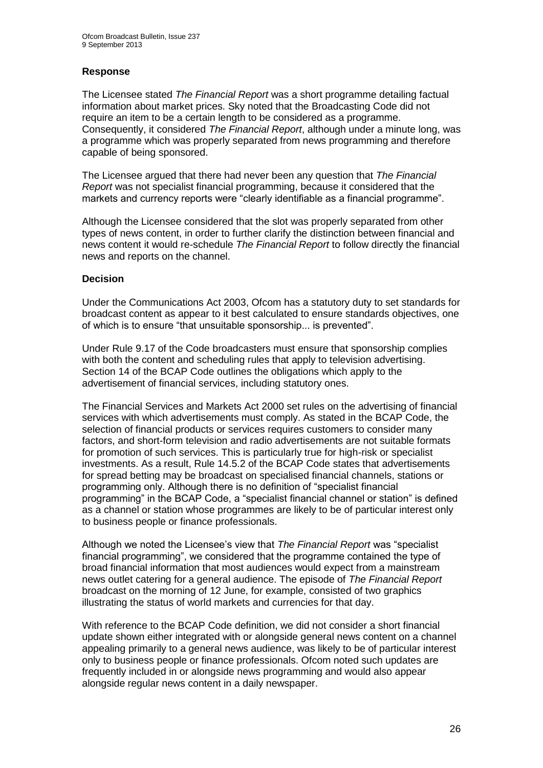### Response

The Licensee stated *The Financial Report* was a short programme detailing factual information about market prices. Sky noted that the Broadcasting Code did not require an item to be a certain length to be considered as a programme. Consequently, it considered *The Financial Report*, although under a minute long, was a programme which was properly separated from news programming and therefore capable of being sponsored.

The Licensee argued that there had never been any question that *The Financial Report* was not specialist financial programming, because it considered that the markets and currency reports were "clearly identifiable as a financial programme".

Although the Licensee considered that the slot was properly separated from other types of news content, in order to further clarify the distinction between financial and news content it would re-schedule *The Financial Report* to follow directly the financial news and reports on the channel.

### Decision

Under the Communications Act 2003, Ofcom has a statutory duty to set standards for broadcast content as appear to it best calculated to ensure standards objectives, one of which is to ensure "that unsuitable sponsorship... is prevented".

Under Rule 9.17 of the Code broadcasters must ensure that sponsorship complies with both the content and scheduling rules that apply to television advertising. Section 14 of the BCAP Code outlines the obligations which apply to the advertisement of financial services, including statutory ones.

The Financial Services and Markets Act 2000 set rules on the advertising of financial services with which advertisements must comply. As stated in the BCAP Code, the selection of financial products or services requires customers to consider many factors, and short-form television and radio advertisements are not suitable formats for promotion of such services. This is particularly true for high-risk or specialist investments. As a result, Rule 14.5.2 of the BCAP Code states that advertisements for spread betting may be broadcast on specialised financial channels, stations or programming only. Although there is no definition of "specialist financial programming" in the BCAP Code, a "specialist financial channel or station" is defined as a channel or station whose programmes are likely to be of particular interest only to business people or finance professionals.

Although we noted the Licensee's view that *The Financial Report* was "specialist financial programming", we considered that the programme contained the type of broad financial information that most audiences would expect from a mainstream news outlet catering for a general audience. The episode of *The Financial Report* broadcast on the morning of 12 June, for example, consisted of two graphics illustrating the status of world markets and currencies for that day.

With reference to the BCAP Code definition, we did not consider a short financial update shown either integrated with or alongside general news content on a channel appealing primarily to a general news audience, was likely to be of particular interest only to business people or finance professionals. Ofcom noted such updates are frequently included in or alongside news programming and would also appear alongside regular news content in a daily newspaper.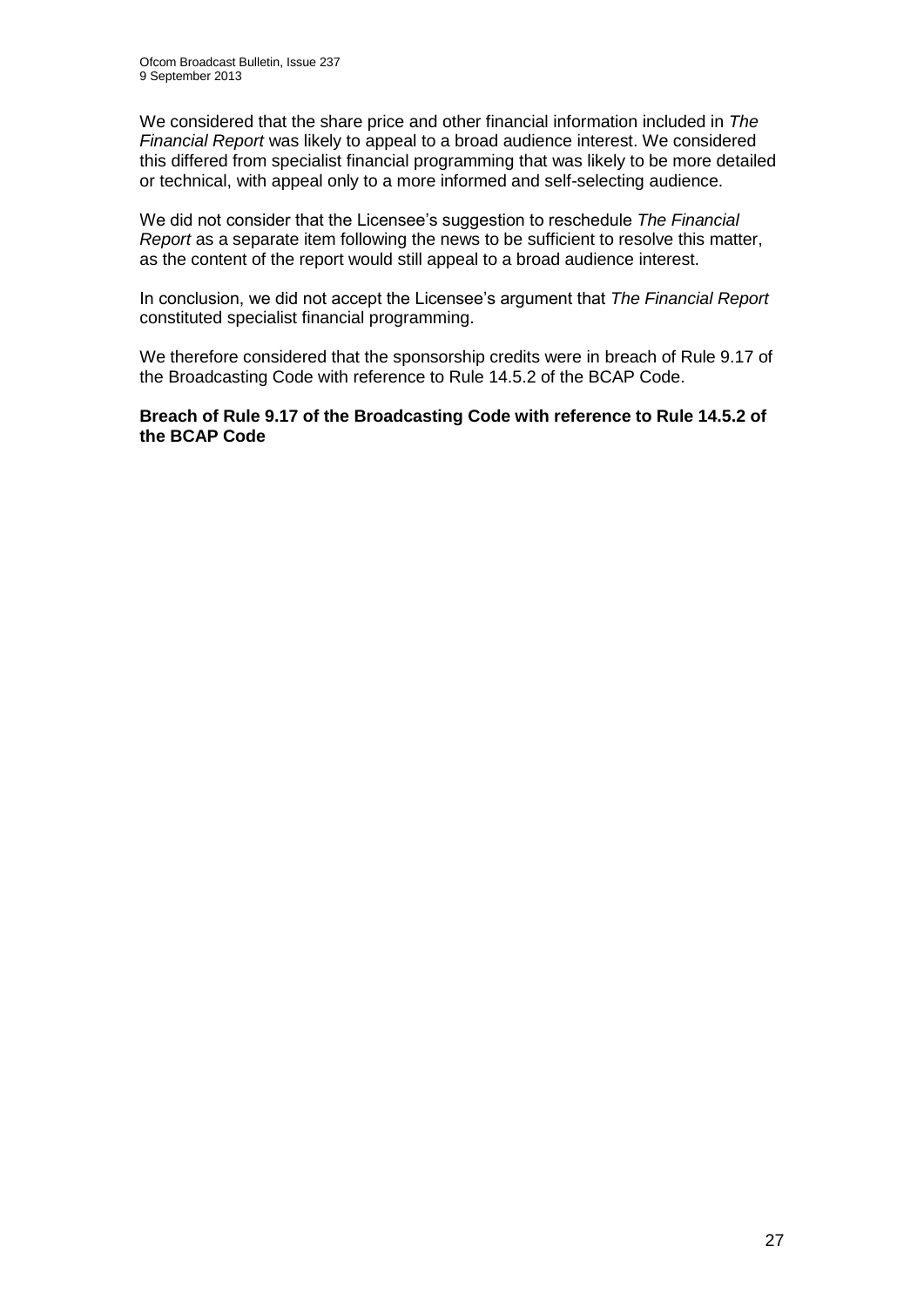We considered that the share price and other financial information included in *The Financial Report* was likely to appeal to a broad audience interest. We considered this differed from specialist financial programming that was likely to be more detailed or technical, with appeal only to a more informed and self-selecting audience.

We did not consider that the Licensee's suggestion to reschedule *The Financial Report* as a separate item following the news to be sufficient to resolve this matter, as the content of the report would still appeal to a broad audience interest.

In conclusion, we did not accept the Licensee's argument that *The Financial Report* constituted specialist financial programming.

We therefore considered that the sponsorship credits were in breach of Rule 9.17 of the Broadcasting Code with reference to Rule 14.5.2 of the BCAP Code.

**Breach of Rule 9.17 of the Broadcasting Code with reference to Rule 14.5.2 of the BCAP Code**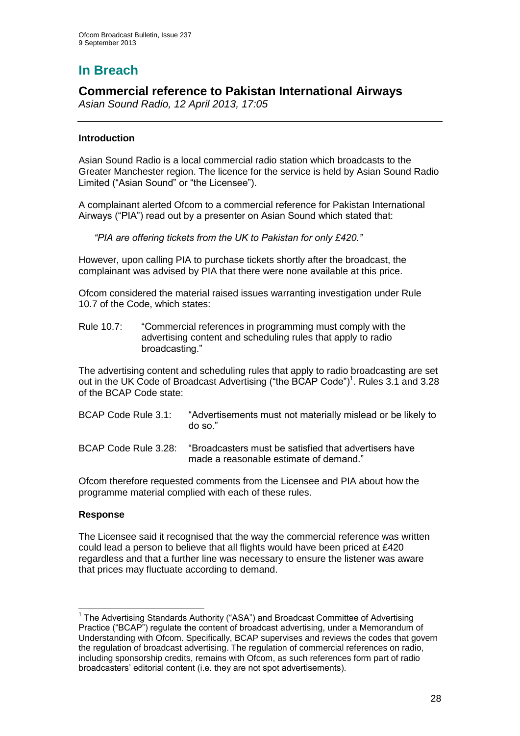# In Breach

## Commercial reference to Pakistan International Airways

*Asian Sound Radio, 12 April 2013, 17:05*

### Introduction

Asian Sound Radio is a local commercial radio station which broadcasts to the Greater Manchester region. The licence for the service is held by Asian Sound Radio Limited ("Asian Sound" or "the Licensee").

A complainant alerted Ofcom to a commercial reference for Pakistan International Airways ("PIA") read out by a presenter on Asian Sound which stated that:

> *"PIA are offering tickets from the UK to Pakistan for only £420."*

However, upon calling PIA to purchase tickets shortly after the broadcast, the complainant was advised by PIA that there were none available at this price.

Ofcom considered the material raised issues warranting investigation under Rule 10.7 of the Code, which states:

Rule 10.7: "Commercial references in programming must comply with the advertising content and scheduling rules that apply to radio broadcasting."

The advertising content and scheduling rules that apply to radio broadcasting are set out in the UK Code of Broadcast Advertising ("the BCAP Code")[1]. Rules 3.1 and 3.28 of the BCAP Code state:

BCAP Code Rule 3.1: "Advertisements must not materially mislead or be likely to do so."

BCAP Code Rule 3.28: "Broadcasters must be satisfied that advertisers have made a reasonable estimate of demand."

Ofcom therefore requested comments from the Licensee and PIA about how the programme material complied with each of these rules.

### Response

The Licensee said it recognised that the way the commercial reference was written could lead a person to believe that all flights would have been priced at £420 regardless and that a further line was necessary to ensure the listener was aware that prices may fluctuate according to demand.

---

[1] The Advertising Standards Authority ("ASA") and Broadcast Committee of Advertising Practice ("BCAP") regulate the content of broadcast advertising, under a Memorandum of Understanding with Ofcom. Specifically, BCAP supervises and reviews the codes that govern the regulation of broadcast advertising. The regulation of commercial references on radio, including sponsorship credits, remains with Ofcom, as such references form part of radio broadcasters' editorial content (i.e. they are not spot advertisements).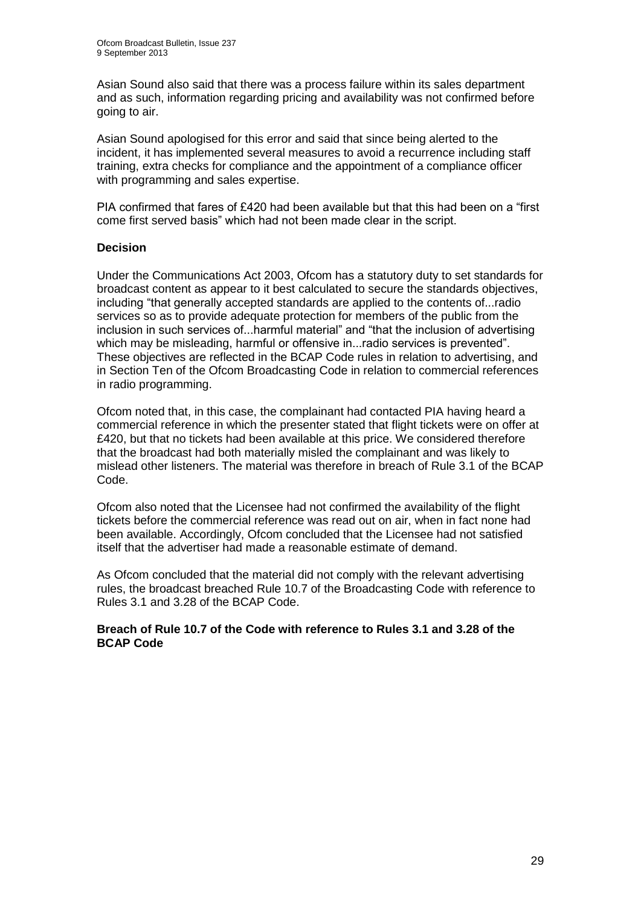Asian Sound also said that there was a process failure within its sales department and as such, information regarding pricing and availability was not confirmed before going to air.

Asian Sound apologised for this error and said that since being alerted to the incident, it has implemented several measures to avoid a recurrence including staff training, extra checks for compliance and the appointment of a compliance officer with programming and sales expertise.

PIA confirmed that fares of £420 had been available but that this had been on a "first come first served basis" which had not been made clear in the script.

### Decision

Under the Communications Act 2003, Ofcom has a statutory duty to set standards for broadcast content as appear to it best calculated to secure the standards objectives, including "that generally accepted standards are applied to the contents of...radio services so as to provide adequate protection for members of the public from the inclusion in such services of...harmful material" and "that the inclusion of advertising which may be misleading, harmful or offensive in...radio services is prevented". These objectives are reflected in the BCAP Code rules in relation to advertising, and in Section Ten of the Ofcom Broadcasting Code in relation to commercial references in radio programming.

Ofcom noted that, in this case, the complainant had contacted PIA having heard a commercial reference in which the presenter stated that flight tickets were on offer at £420, but that no tickets had been available at this price. We considered therefore that the broadcast had both materially misled the complainant and was likely to mislead other listeners. The material was therefore in breach of Rule 3.1 of the BCAP Code.

Ofcom also noted that the Licensee had not confirmed the availability of the flight tickets before the commercial reference was read out on air, when in fact none had been available. Accordingly, Ofcom concluded that the Licensee had not satisfied itself that the advertiser had made a reasonable estimate of demand.

As Ofcom concluded that the material did not comply with the relevant advertising rules, the broadcast breached Rule 10.7 of the Broadcasting Code with reference to Rules 3.1 and 3.28 of the BCAP Code.

**Breach of Rule 10.7 of the Code with reference to Rules 3.1 and 3.28 of the BCAP Code**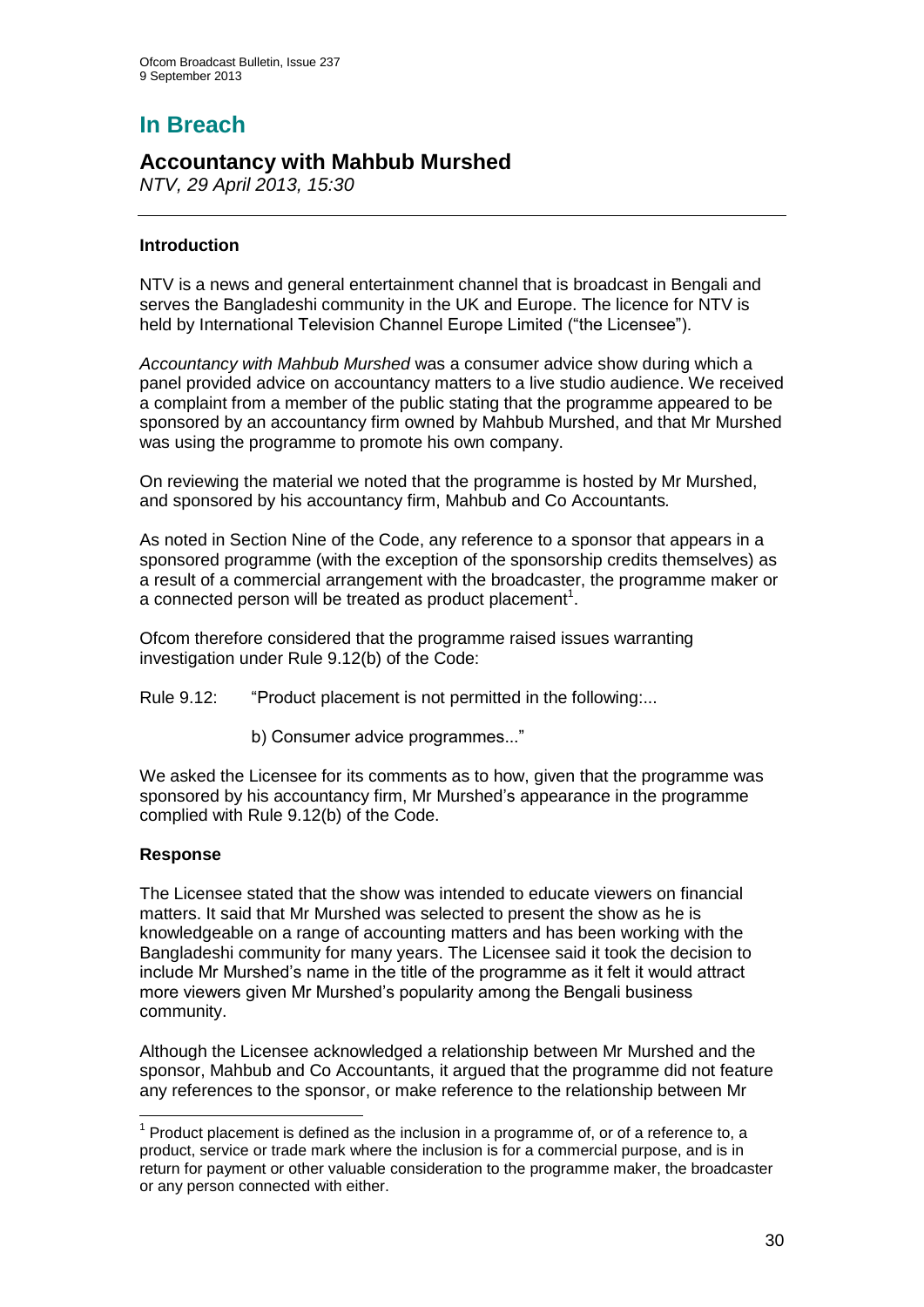# In Breach

## Accountancy with Mahbub Murshed

*NTV, 29 April 2013, 15:30*

---

### Introduction

NTV is a news and general entertainment channel that is broadcast in Bengali and serves the Bangladeshi community in the UK and Europe. The licence for NTV is held by International Television Channel Europe Limited ("the Licensee").

*Accountancy with Mahbub Murshed* was a consumer advice show during which a panel provided advice on accountancy matters to a live studio audience. We received a complaint from a member of the public stating that the programme appeared to be sponsored by an accountancy firm owned by Mahbub Murshed, and that Mr Murshed was using the programme to promote his own company.

On reviewing the material we noted that the programme is hosted by Mr Murshed, and sponsored by his accountancy firm, Mahbub and Co Accountants*.*

As noted in Section Nine of the Code, any reference to a sponsor that appears in a sponsored programme (with the exception of the sponsorship credits themselves) as a result of a commercial arrangement with the broadcaster, the programme maker or a connected person will be treated as product placement[1].

Ofcom therefore considered that the programme raised issues warranting investigation under Rule 9.12(b) of the Code:

Rule 9.12: "Product placement is not permitted in the following:...

b) Consumer advice programmes..."

We asked the Licensee for its comments as to how, given that the programme was sponsored by his accountancy firm, Mr Murshed's appearance in the programme complied with Rule 9.12(b) of the Code.

### Response

The Licensee stated that the show was intended to educate viewers on financial matters. It said that Mr Murshed was selected to present the show as he is knowledgeable on a range of accounting matters and has been working with the Bangladeshi community for many years. The Licensee said it took the decision to include Mr Murshed's name in the title of the programme as it felt it would attract more viewers given Mr Murshed's popularity among the Bengali business community.

Although the Licensee acknowledged a relationship between Mr Murshed and the sponsor, Mahbub and Co Accountants, it argued that the programme did not feature any references to the sponsor, or make reference to the relationship between Mr

---

[1] Product placement is defined as the inclusion in a programme of, or of a reference to, a product, service or trade mark where the inclusion is for a commercial purpose, and is in return for payment or other valuable consideration to the programme maker, the broadcaster or any person connected with either.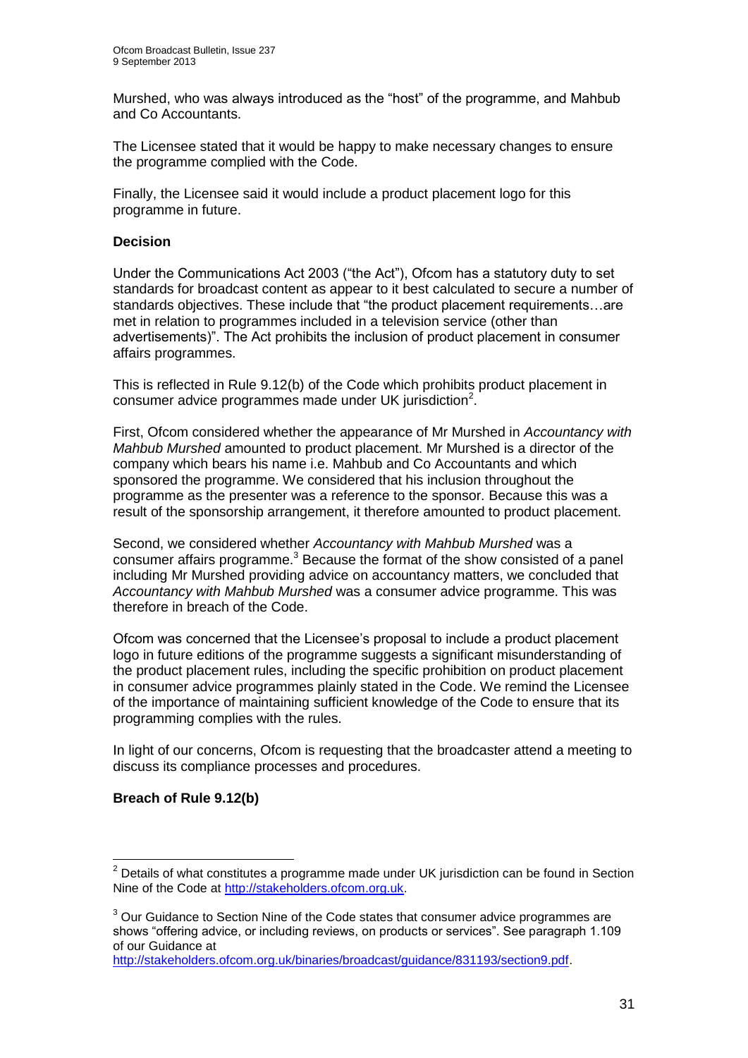Murshed, who was always introduced as the "host" of the programme, and Mahbub and Co Accountants.

The Licensee stated that it would be happy to make necessary changes to ensure the programme complied with the Code.

Finally, the Licensee said it would include a product placement logo for this programme in future.

**Decision**

Under the Communications Act 2003 ("the Act"), Ofcom has a statutory duty to set standards for broadcast content as appear to it best calculated to secure a number of standards objectives. These include that "the product placement requirements…are met in relation to programmes included in a television service (other than advertisements)". The Act prohibits the inclusion of product placement in consumer affairs programmes.

This is reflected in Rule 9.12(b) of the Code which prohibits product placement in consumer advice programmes made under UK jurisdiction[2].

First, Ofcom considered whether the appearance of Mr Murshed in *Accountancy with Mahbub Murshed* amounted to product placement. Mr Murshed is a director of the company which bears his name i.e. Mahbub and Co Accountants and which sponsored the programme. We considered that his inclusion throughout the programme as the presenter was a reference to the sponsor. Because this was a result of the sponsorship arrangement, it therefore amounted to product placement.

Second, we considered whether *Accountancy with Mahbub Murshed* was a consumer affairs programme.[3] Because the format of the show consisted of a panel including Mr Murshed providing advice on accountancy matters, we concluded that *Accountancy with Mahbub Murshed* was a consumer advice programme. This was therefore in breach of the Code.

Ofcom was concerned that the Licensee's proposal to include a product placement logo in future editions of the programme suggests a significant misunderstanding of the product placement rules, including the specific prohibition on product placement in consumer advice programmes plainly stated in the Code. We remind the Licensee of the importance of maintaining sufficient knowledge of the Code to ensure that its programming complies with the rules.

In light of our concerns, Ofcom is requesting that the broadcaster attend a meeting to discuss its compliance processes and procedures.

**Breach of Rule 9.12(b)**

---

[2] Details of what constitutes a programme made under UK jurisdiction can be found in Section Nine of the Code at http://stakeholders.ofcom.org.uk.

[3] Our Guidance to Section Nine of the Code states that consumer advice programmes are shows "offering advice, or including reviews, on products or services". See paragraph 1.109 of our Guidance at http://stakeholders.ofcom.org.uk/binaries/broadcast/guidance/831193/section9.pdf.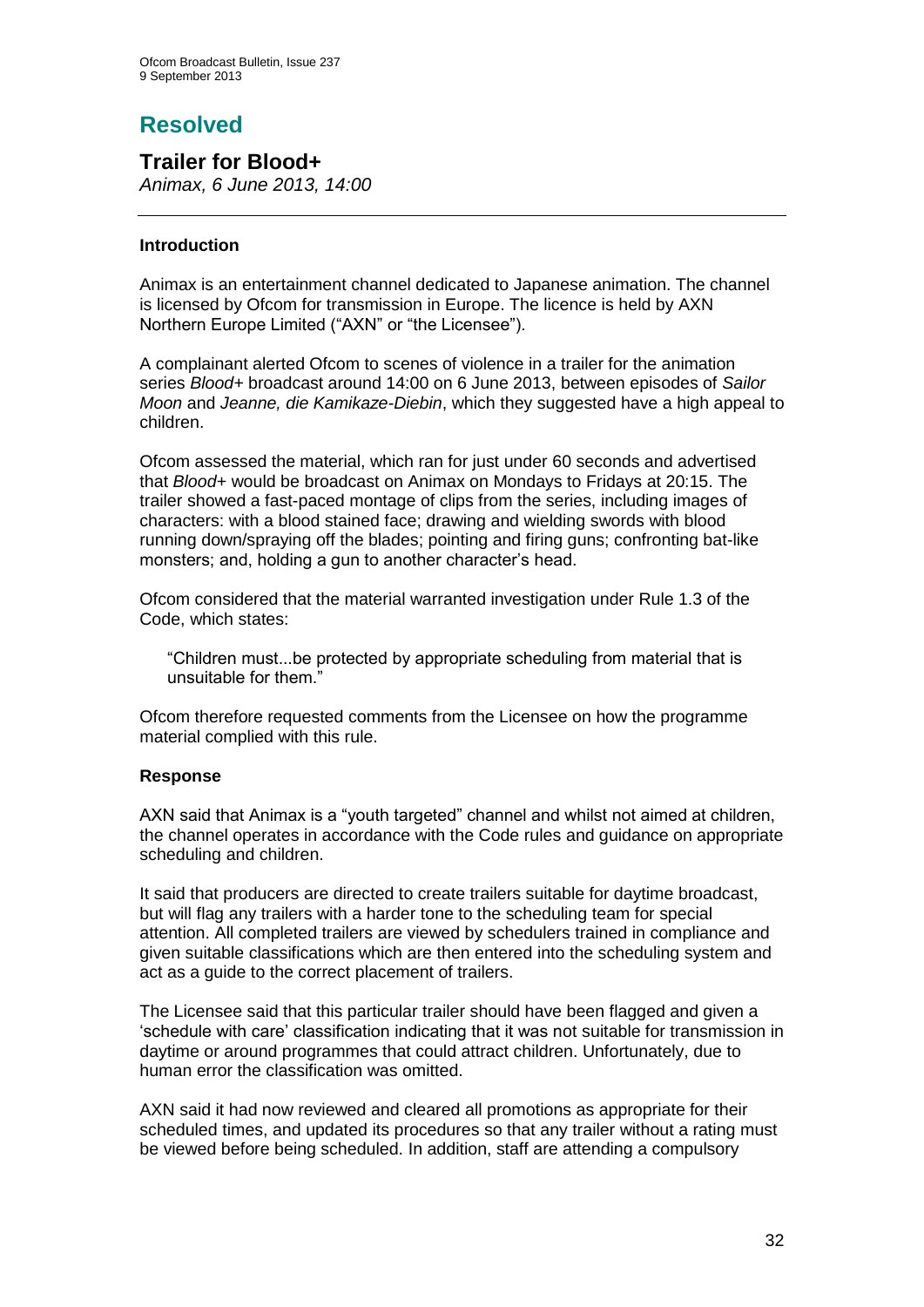# Resolved

## Trailer for Blood+

*Animax, 6 June 2013, 14:00*

### Introduction

Animax is an entertainment channel dedicated to Japanese animation. The channel is licensed by Ofcom for transmission in Europe. The licence is held by AXN Northern Europe Limited ("AXN" or "the Licensee").

A complainant alerted Ofcom to scenes of violence in a trailer for the animation series *Blood+* broadcast around 14:00 on 6 June 2013, between episodes of *Sailor Moon* and *Jeanne, die Kamikaze-Diebin*, which they suggested have a high appeal to children.

Ofcom assessed the material, which ran for just under 60 seconds and advertised that *Blood+* would be broadcast on Animax on Mondays to Fridays at 20:15. The trailer showed a fast-paced montage of clips from the series, including images of characters: with a blood stained face; drawing and wielding swords with blood running down/spraying off the blades; pointing and firing guns; confronting bat-like monsters; and, holding a gun to another character's head.

Ofcom considered that the material warranted investigation under Rule 1.3 of the Code, which states:

> "Children must...be protected by appropriate scheduling from material that is unsuitable for them."

Ofcom therefore requested comments from the Licensee on how the programme material complied with this rule.

### Response

AXN said that Animax is a "youth targeted" channel and whilst not aimed at children, the channel operates in accordance with the Code rules and guidance on appropriate scheduling and children.

It said that producers are directed to create trailers suitable for daytime broadcast, but will flag any trailers with a harder tone to the scheduling team for special attention. All completed trailers are viewed by schedulers trained in compliance and given suitable classifications which are then entered into the scheduling system and act as a guide to the correct placement of trailers.

The Licensee said that this particular trailer should have been flagged and given a 'schedule with care' classification indicating that it was not suitable for transmission in daytime or around programmes that could attract children. Unfortunately, due to human error the classification was omitted.

AXN said it had now reviewed and cleared all promotions as appropriate for their scheduled times, and updated its procedures so that any trailer without a rating must be viewed before being scheduled. In addition, staff are attending a compulsory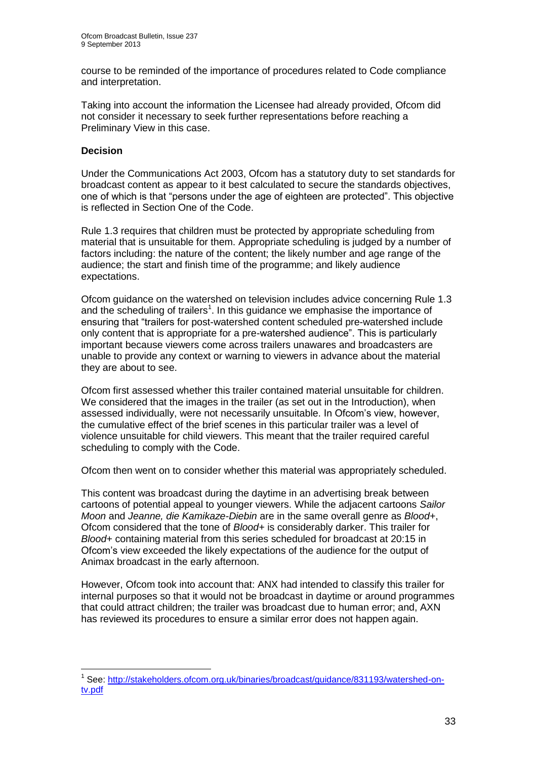course to be reminded of the importance of procedures related to Code compliance and interpretation.

Taking into account the information the Licensee had already provided, Ofcom did not consider it necessary to seek further representations before reaching a Preliminary View in this case.

**Decision**

Under the Communications Act 2003, Ofcom has a statutory duty to set standards for broadcast content as appear to it best calculated to secure the standards objectives, one of which is that "persons under the age of eighteen are protected". This objective is reflected in Section One of the Code.

Rule 1.3 requires that children must be protected by appropriate scheduling from material that is unsuitable for them. Appropriate scheduling is judged by a number of factors including: the nature of the content; the likely number and age range of the audience; the start and finish time of the programme; and likely audience expectations.

Ofcom guidance on the watershed on television includes advice concerning Rule 1.3 and the scheduling of trailers[1]. In this guidance we emphasise the importance of ensuring that "trailers for post-watershed content scheduled pre-watershed include only content that is appropriate for a pre-watershed audience". This is particularly important because viewers come across trailers unawares and broadcasters are unable to provide any context or warning to viewers in advance about the material they are about to see.

Ofcom first assessed whether this trailer contained material unsuitable for children. We considered that the images in the trailer (as set out in the Introduction), when assessed individually, were not necessarily unsuitable. In Ofcom's view, however, the cumulative effect of the brief scenes in this particular trailer was a level of violence unsuitable for child viewers. This meant that the trailer required careful scheduling to comply with the Code.

Ofcom then went on to consider whether this material was appropriately scheduled.

This content was broadcast during the daytime in an advertising break between cartoons of potential appeal to younger viewers. While the adjacent cartoons *Sailor Moon* and *Jeanne, die Kamikaze-Diebin* are in the same overall genre as *Blood+*, Ofcom considered that the tone of *Blood+* is considerably darker. This trailer for *Blood+* containing material from this series scheduled for broadcast at 20:15 in Ofcom's view exceeded the likely expectations of the audience for the output of Animax broadcast in the early afternoon.

However, Ofcom took into account that: ANX had intended to classify this trailer for internal purposes so that it would not be broadcast in daytime or around programmes that could attract children; the trailer was broadcast due to human error; and, AXN has reviewed its procedures to ensure a similar error does not happen again.

---

[1] See: http://stakeholders.ofcom.org.uk/binaries/broadcast/guidance/831193/watershed-on-tv.pdf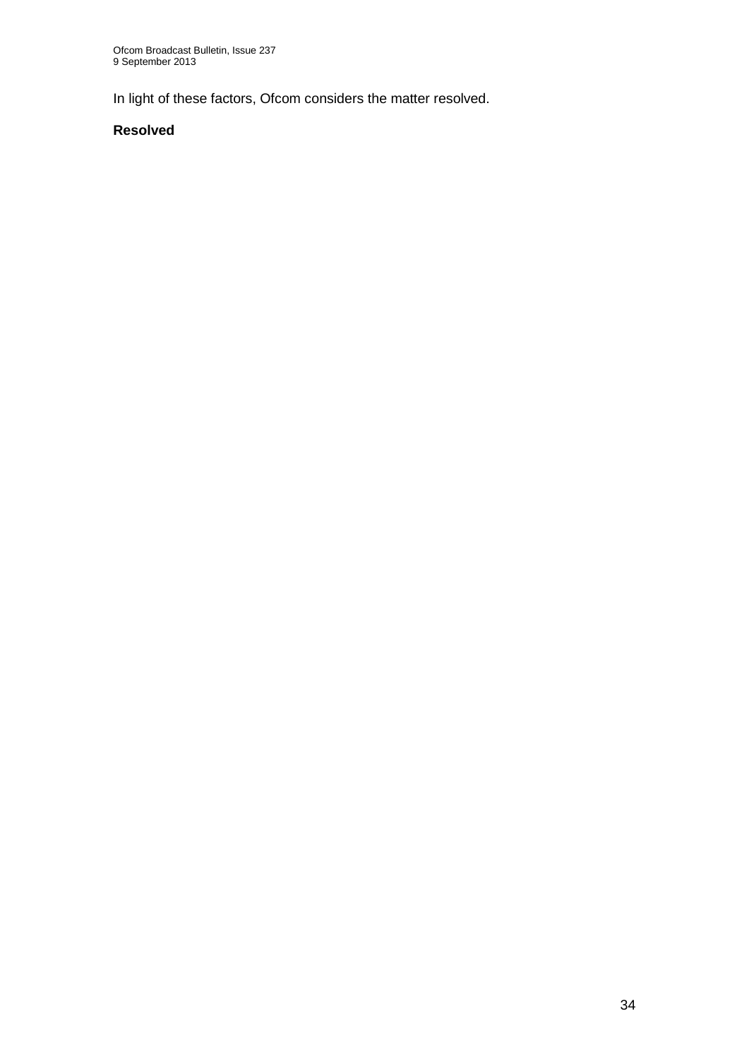In light of these factors, Ofcom considers the matter resolved.

**Resolved**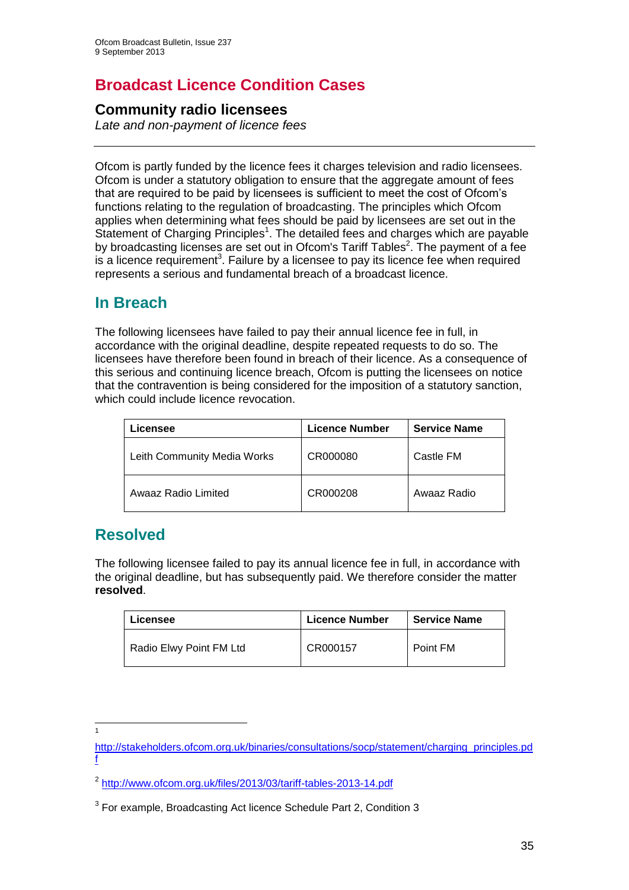# Broadcast Licence Condition Cases

## Community radio licensees

*Late and non-payment of licence fees*

---

Ofcom is partly funded by the licence fees it charges television and radio licensees. Ofcom is under a statutory obligation to ensure that the aggregate amount of fees that are required to be paid by licensees is sufficient to meet the cost of Ofcom's functions relating to the regulation of broadcasting. The principles which Ofcom applies when determining what fees should be paid by licensees are set out in the Statement of Charging Principles[1]. The detailed fees and charges which are payable by broadcasting licenses are set out in Ofcom's Tariff Tables[2]. The payment of a fee is a licence requirement[3]. Failure by a licensee to pay its licence fee when required represents a serious and fundamental breach of a broadcast licence.

## In Breach

The following licensees have failed to pay their annual licence fee in full, in accordance with the original deadline, despite repeated requests to do so. The licensees have therefore been found in breach of their licence. As a consequence of this serious and continuing licence breach, Ofcom is putting the licensees on notice that the contravention is being considered for the imposition of a statutory sanction, which could include licence revocation.

| Licensee | Licence Number | Service Name |
|---|---|---|
| Leith Community Media Works | CR000080 | Castle FM |
| Awaaz Radio Limited | CR000208 | Awaaz Radio |

## Resolved

The following licensee failed to pay its annual licence fee in full, in accordance with the original deadline, but has subsequently paid. We therefore consider the matter **resolved**.

| Licensee | Licence Number | Service Name |
|---|---|---|
| Radio Elwy Point FM Ltd | CR000157 | Point FM |

---

[1] http://stakeholders.ofcom.org.uk/binaries/consultations/socp/statement/charging_principles.pdf

[2] http://www.ofcom.org.uk/files/2013/03/tariff-tables-2013-14.pdf

[3] For example, Broadcasting Act licence Schedule Part 2, Condition 3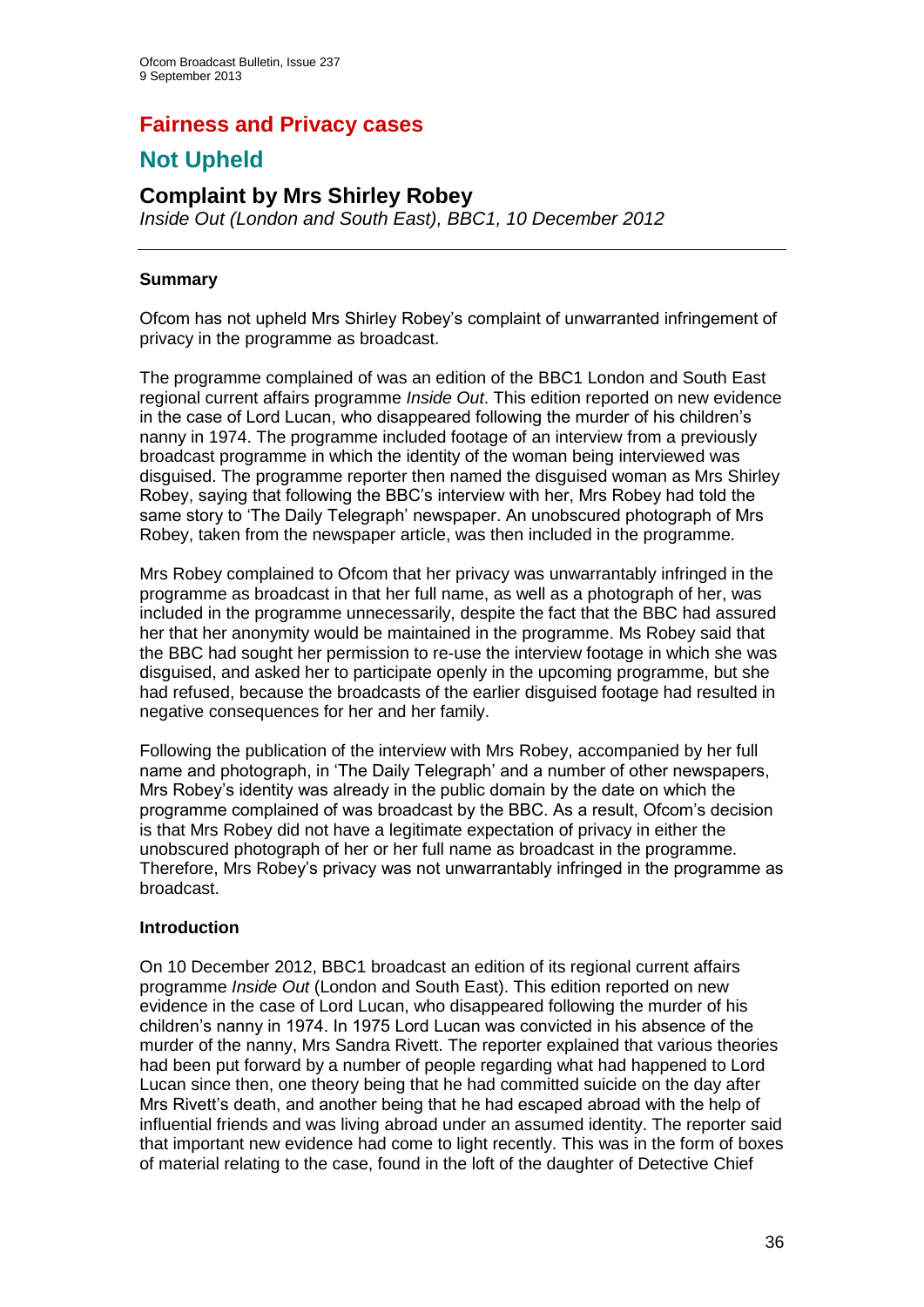# Fairness and Privacy cases

# Not Upheld

## Complaint by Mrs Shirley Robey

*Inside Out (London and South East), BBC1, 10 December 2012*

---

### Summary

Ofcom has not upheld Mrs Shirley Robey's complaint of unwarranted infringement of privacy in the programme as broadcast.

The programme complained of was an edition of the BBC1 London and South East regional current affairs programme *Inside Out*. This edition reported on new evidence in the case of Lord Lucan, who disappeared following the murder of his children's nanny in 1974. The programme included footage of an interview from a previously broadcast programme in which the identity of the woman being interviewed was disguised. The programme reporter then named the disguised woman as Mrs Shirley Robey, saying that following the BBC's interview with her, Mrs Robey had told the same story to 'The Daily Telegraph' newspaper. An unobscured photograph of Mrs Robey, taken from the newspaper article, was then included in the programme.

Mrs Robey complained to Ofcom that her privacy was unwarrantably infringed in the programme as broadcast in that her full name, as well as a photograph of her, was included in the programme unnecessarily, despite the fact that the BBC had assured her that her anonymity would be maintained in the programme. Ms Robey said that the BBC had sought her permission to re-use the interview footage in which she was disguised, and asked her to participate openly in the upcoming programme, but she had refused, because the broadcasts of the earlier disguised footage had resulted in negative consequences for her and her family.

Following the publication of the interview with Mrs Robey, accompanied by her full name and photograph, in 'The Daily Telegraph' and a number of other newspapers, Mrs Robey's identity was already in the public domain by the date on which the programme complained of was broadcast by the BBC. As a result, Ofcom's decision is that Mrs Robey did not have a legitimate expectation of privacy in either the unobscured photograph of her or her full name as broadcast in the programme. Therefore, Mrs Robey's privacy was not unwarrantably infringed in the programme as broadcast.

### Introduction

On 10 December 2012, BBC1 broadcast an edition of its regional current affairs programme *Inside Out* (London and South East). This edition reported on new evidence in the case of Lord Lucan, who disappeared following the murder of his children's nanny in 1974. In 1975 Lord Lucan was convicted in his absence of the murder of the nanny, Mrs Sandra Rivett. The reporter explained that various theories had been put forward by a number of people regarding what had happened to Lord Lucan since then, one theory being that he had committed suicide on the day after Mrs Rivett's death, and another being that he had escaped abroad with the help of influential friends and was living abroad under an assumed identity. The reporter said that important new evidence had come to light recently. This was in the form of boxes of material relating to the case, found in the loft of the daughter of Detective Chief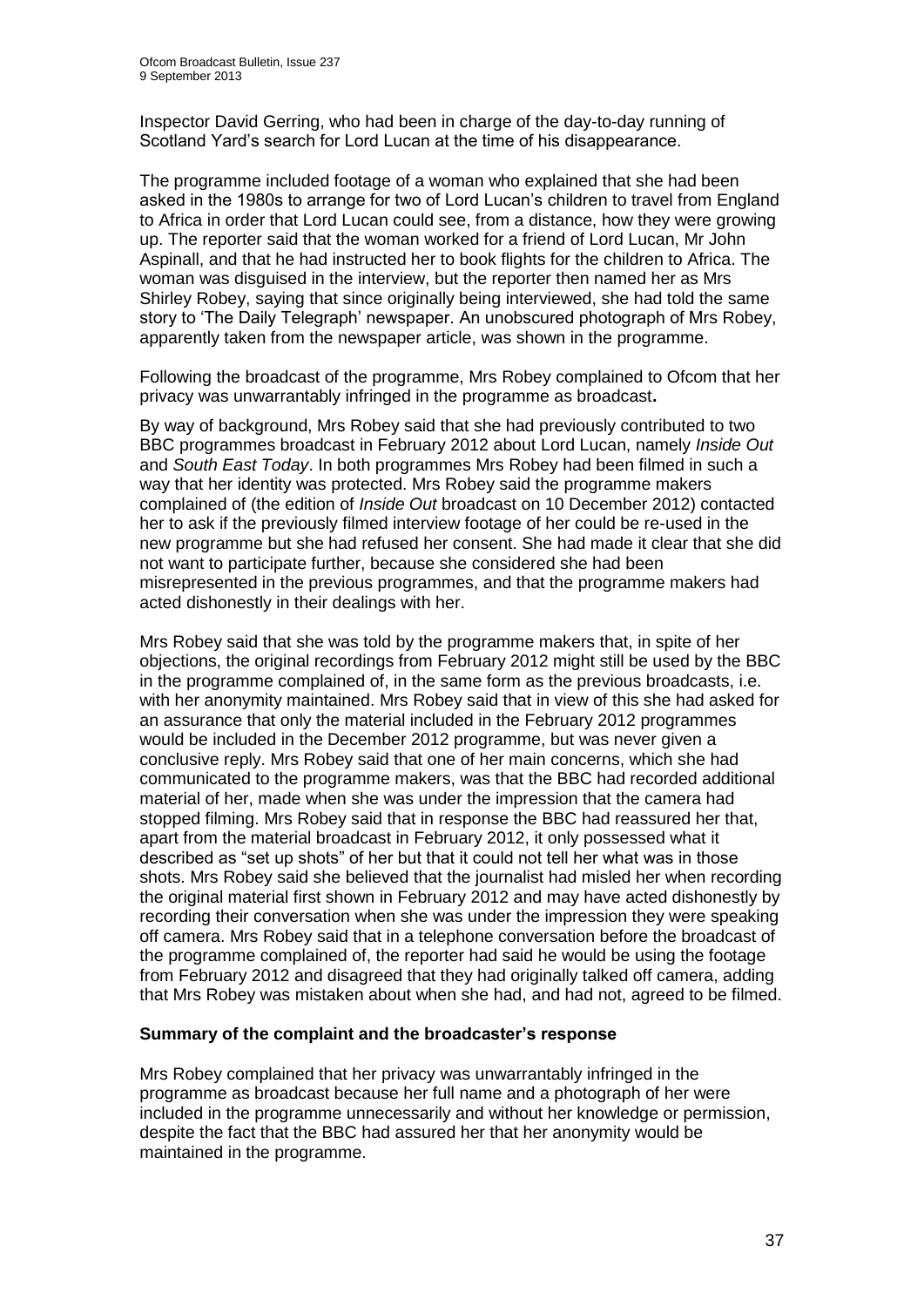Inspector David Gerring, who had been in charge of the day-to-day running of Scotland Yard's search for Lord Lucan at the time of his disappearance.

The programme included footage of a woman who explained that she had been asked in the 1980s to arrange for two of Lord Lucan's children to travel from England to Africa in order that Lord Lucan could see, from a distance, how they were growing up. The reporter said that the woman worked for a friend of Lord Lucan, Mr John Aspinall, and that he had instructed her to book flights for the children to Africa. The woman was disguised in the interview, but the reporter then named her as Mrs Shirley Robey, saying that since originally being interviewed, she had told the same story to 'The Daily Telegraph' newspaper. An unobscured photograph of Mrs Robey, apparently taken from the newspaper article, was shown in the programme.

Following the broadcast of the programme, Mrs Robey complained to Ofcom that her privacy was unwarrantably infringed in the programme as broadcast**.**

By way of background, Mrs Robey said that she had previously contributed to two BBC programmes broadcast in February 2012 about Lord Lucan, namely *Inside Out* and *South East Today*. In both programmes Mrs Robey had been filmed in such a way that her identity was protected. Mrs Robey said the programme makers complained of (the edition of *Inside Out* broadcast on 10 December 2012) contacted her to ask if the previously filmed interview footage of her could be re-used in the new programme but she had refused her consent. She had made it clear that she did not want to participate further, because she considered she had been misrepresented in the previous programmes, and that the programme makers had acted dishonestly in their dealings with her.

Mrs Robey said that she was told by the programme makers that, in spite of her objections, the original recordings from February 2012 might still be used by the BBC in the programme complained of, in the same form as the previous broadcasts, i.e. with her anonymity maintained. Mrs Robey said that in view of this she had asked for an assurance that only the material included in the February 2012 programmes would be included in the December 2012 programme, but was never given a conclusive reply. Mrs Robey said that one of her main concerns, which she had communicated to the programme makers, was that the BBC had recorded additional material of her, made when she was under the impression that the camera had stopped filming. Mrs Robey said that in response the BBC had reassured her that, apart from the material broadcast in February 2012, it only possessed what it described as "set up shots" of her but that it could not tell her what was in those shots. Mrs Robey said she believed that the journalist had misled her when recording the original material first shown in February 2012 and may have acted dishonestly by recording their conversation when she was under the impression they were speaking off camera. Mrs Robey said that in a telephone conversation before the broadcast of the programme complained of, the reporter had said he would be using the footage from February 2012 and disagreed that they had originally talked off camera, adding that Mrs Robey was mistaken about when she had, and had not, agreed to be filmed.

**Summary of the complaint and the broadcaster's response**

Mrs Robey complained that her privacy was unwarrantably infringed in the programme as broadcast because her full name and a photograph of her were included in the programme unnecessarily and without her knowledge or permission, despite the fact that the BBC had assured her that her anonymity would be maintained in the programme.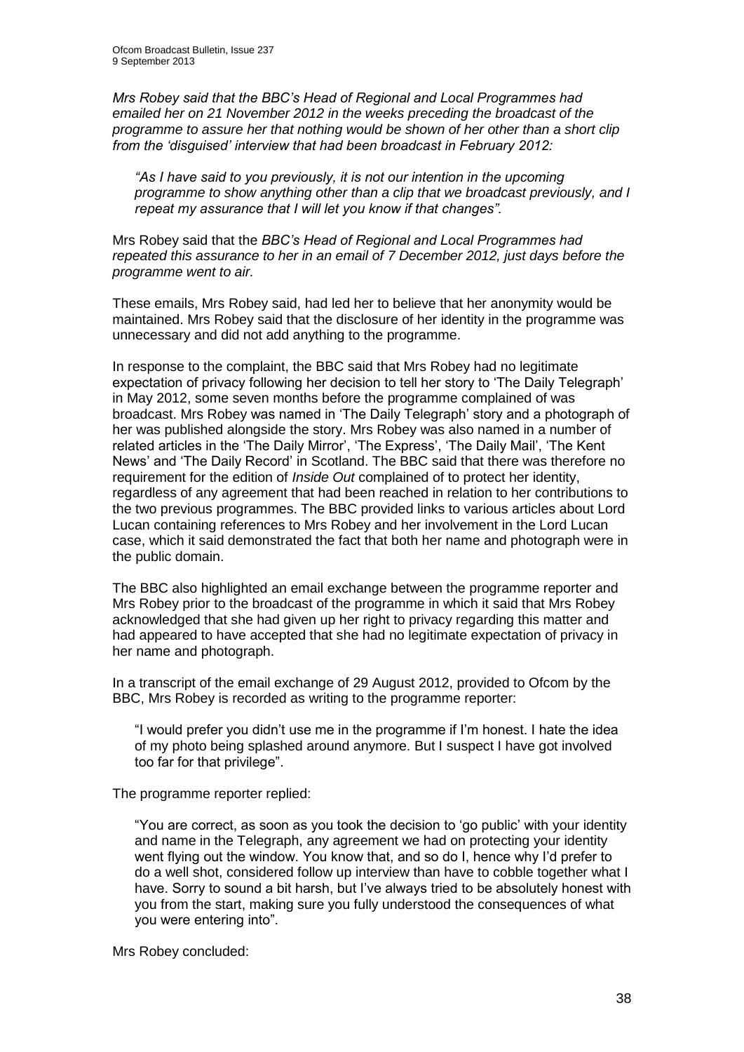*Mrs Robey said that the BBC's Head of Regional and Local Programmes had emailed her on 21 November 2012 in the weeks preceding the broadcast of the programme to assure her that nothing would be shown of her other than a short clip from the 'disguised' interview that had been broadcast in February 2012:*

> *"As I have said to you previously, it is not our intention in the upcoming programme to show anything other than a clip that we broadcast previously, and I repeat my assurance that I will let you know if that changes".*

Mrs Robey said that the *BBC's Head of Regional and Local Programmes had repeated this assurance to her in an email of 7 December 2012, just days before the programme went to air.*

These emails, Mrs Robey said, had led her to believe that her anonymity would be maintained. Mrs Robey said that the disclosure of her identity in the programme was unnecessary and did not add anything to the programme.

In response to the complaint, the BBC said that Mrs Robey had no legitimate expectation of privacy following her decision to tell her story to 'The Daily Telegraph' in May 2012, some seven months before the programme complained of was broadcast. Mrs Robey was named in 'The Daily Telegraph' story and a photograph of her was published alongside the story. Mrs Robey was also named in a number of related articles in the 'The Daily Mirror', 'The Express', 'The Daily Mail', 'The Kent News' and 'The Daily Record' in Scotland. The BBC said that there was therefore no requirement for the edition of *Inside Out* complained of to protect her identity, regardless of any agreement that had been reached in relation to her contributions to the two previous programmes. The BBC provided links to various articles about Lord Lucan containing references to Mrs Robey and her involvement in the Lord Lucan case, which it said demonstrated the fact that both her name and photograph were in the public domain.

The BBC also highlighted an email exchange between the programme reporter and Mrs Robey prior to the broadcast of the programme in which it said that Mrs Robey acknowledged that she had given up her right to privacy regarding this matter and had appeared to have accepted that she had no legitimate expectation of privacy in her name and photograph.

In a transcript of the email exchange of 29 August 2012, provided to Ofcom by the BBC, Mrs Robey is recorded as writing to the programme reporter:

> "I would prefer you didn't use me in the programme if I'm honest. I hate the idea of my photo being splashed around anymore. But I suspect I have got involved too far for that privilege".

The programme reporter replied:

> "You are correct, as soon as you took the decision to 'go public' with your identity and name in the Telegraph, any agreement we had on protecting your identity went flying out the window. You know that, and so do I, hence why I'd prefer to do a well shot, considered follow up interview than have to cobble together what I have. Sorry to sound a bit harsh, but I've always tried to be absolutely honest with you from the start, making sure you fully understood the consequences of what you were entering into".

Mrs Robey concluded: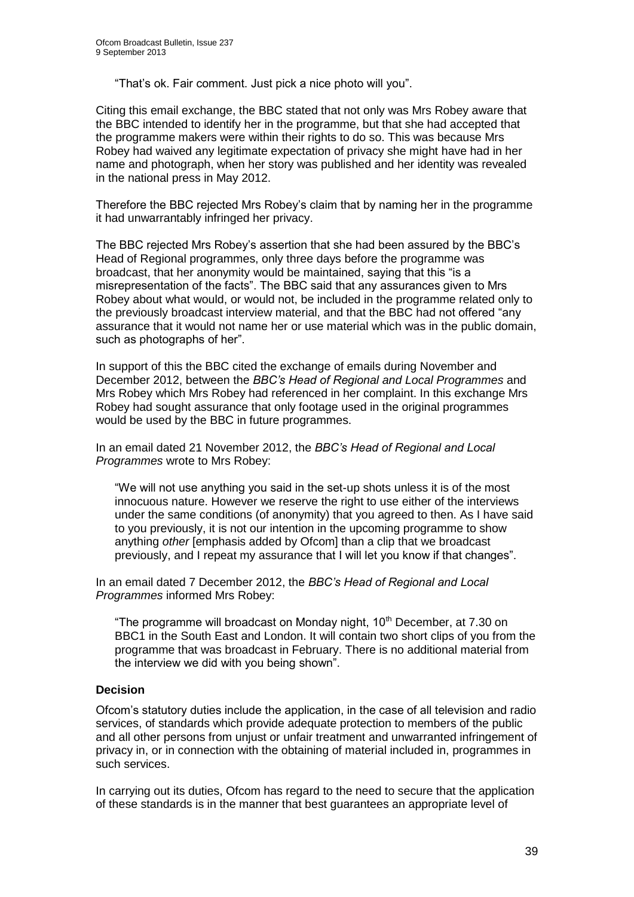"That's ok. Fair comment. Just pick a nice photo will you".

Citing this email exchange, the BBC stated that not only was Mrs Robey aware that the BBC intended to identify her in the programme, but that she had accepted that the programme makers were within their rights to do so. This was because Mrs Robey had waived any legitimate expectation of privacy she might have had in her name and photograph, when her story was published and her identity was revealed in the national press in May 2012.

Therefore the BBC rejected Mrs Robey's claim that by naming her in the programme it had unwarrantably infringed her privacy.

The BBC rejected Mrs Robey's assertion that she had been assured by the BBC's Head of Regional programmes, only three days before the programme was broadcast, that her anonymity would be maintained, saying that this "is a misrepresentation of the facts". The BBC said that any assurances given to Mrs Robey about what would, or would not, be included in the programme related only to the previously broadcast interview material, and that the BBC had not offered "any assurance that it would not name her or use material which was in the public domain, such as photographs of her".

In support of this the BBC cited the exchange of emails during November and December 2012, between the *BBC's Head of Regional and Local Programmes* and Mrs Robey which Mrs Robey had referenced in her complaint. In this exchange Mrs Robey had sought assurance that only footage used in the original programmes would be used by the BBC in future programmes.

In an email dated 21 November 2012, the *BBC's Head of Regional and Local Programmes* wrote to Mrs Robey:

> "We will not use anything you said in the set-up shots unless it is of the most innocuous nature. However we reserve the right to use either of the interviews under the same conditions (of anonymity) that you agreed to then. As I have said to you previously, it is not our intention in the upcoming programme to show anything *other* [emphasis added by Ofcom] than a clip that we broadcast previously, and I repeat my assurance that I will let you know if that changes".

In an email dated 7 December 2012, the *BBC's Head of Regional and Local Programmes* informed Mrs Robey:

> "The programme will broadcast on Monday night, 10th December, at 7.30 on BBC1 in the South East and London. It will contain two short clips of you from the programme that was broadcast in February. There is no additional material from the interview we did with you being shown".

### Decision

Ofcom's statutory duties include the application, in the case of all television and radio services, of standards which provide adequate protection to members of the public and all other persons from unjust or unfair treatment and unwarranted infringement of privacy in, or in connection with the obtaining of material included in, programmes in such services.

In carrying out its duties, Ofcom has regard to the need to secure that the application of these standards is in the manner that best guarantees an appropriate level of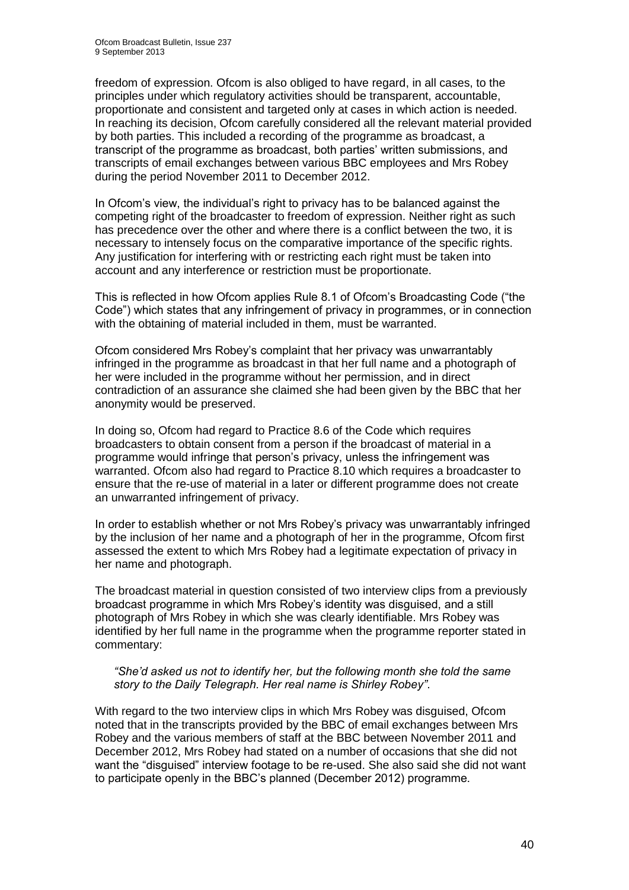freedom of expression. Ofcom is also obliged to have regard, in all cases, to the principles under which regulatory activities should be transparent, accountable, proportionate and consistent and targeted only at cases in which action is needed. In reaching its decision, Ofcom carefully considered all the relevant material provided by both parties. This included a recording of the programme as broadcast, a transcript of the programme as broadcast, both parties' written submissions, and transcripts of email exchanges between various BBC employees and Mrs Robey during the period November 2011 to December 2012.

In Ofcom's view, the individual's right to privacy has to be balanced against the competing right of the broadcaster to freedom of expression. Neither right as such has precedence over the other and where there is a conflict between the two, it is necessary to intensely focus on the comparative importance of the specific rights. Any justification for interfering with or restricting each right must be taken into account and any interference or restriction must be proportionate.

This is reflected in how Ofcom applies Rule 8.1 of Ofcom's Broadcasting Code ("the Code") which states that any infringement of privacy in programmes, or in connection with the obtaining of material included in them, must be warranted.

Ofcom considered Mrs Robey's complaint that her privacy was unwarrantably infringed in the programme as broadcast in that her full name and a photograph of her were included in the programme without her permission, and in direct contradiction of an assurance she claimed she had been given by the BBC that her anonymity would be preserved.

In doing so, Ofcom had regard to Practice 8.6 of the Code which requires broadcasters to obtain consent from a person if the broadcast of material in a programme would infringe that person's privacy, unless the infringement was warranted. Ofcom also had regard to Practice 8.10 which requires a broadcaster to ensure that the re-use of material in a later or different programme does not create an unwarranted infringement of privacy.

In order to establish whether or not Mrs Robey's privacy was unwarrantably infringed by the inclusion of her name and a photograph of her in the programme, Ofcom first assessed the extent to which Mrs Robey had a legitimate expectation of privacy in her name and photograph.

The broadcast material in question consisted of two interview clips from a previously broadcast programme in which Mrs Robey's identity was disguised, and a still photograph of Mrs Robey in which she was clearly identifiable. Mrs Robey was identified by her full name in the programme when the programme reporter stated in commentary:

> *"She'd asked us not to identify her, but the following month she told the same story to the Daily Telegraph. Her real name is Shirley Robey"*.

With regard to the two interview clips in which Mrs Robey was disguised, Ofcom noted that in the transcripts provided by the BBC of email exchanges between Mrs Robey and the various members of staff at the BBC between November 2011 and December 2012, Mrs Robey had stated on a number of occasions that she did not want the "disguised" interview footage to be re-used. She also said she did not want to participate openly in the BBC's planned (December 2012) programme.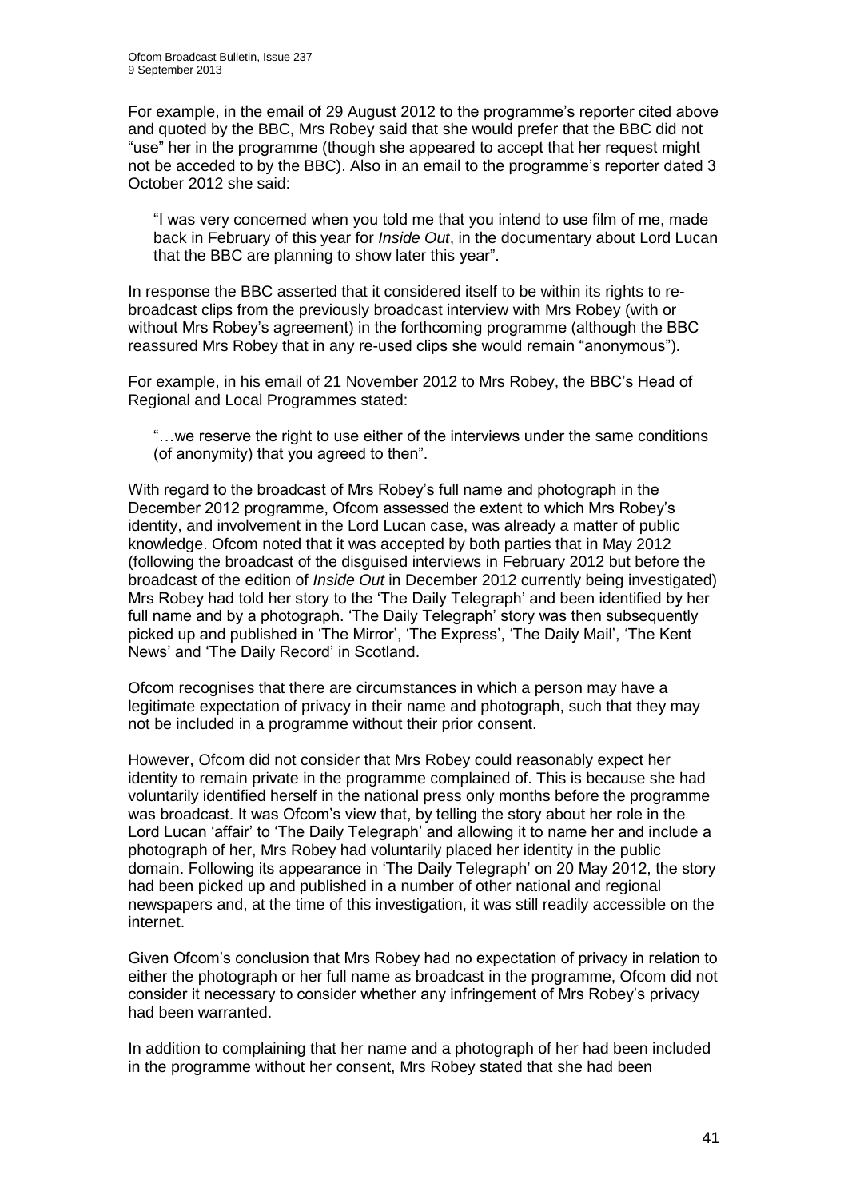For example, in the email of 29 August 2012 to the programme's reporter cited above and quoted by the BBC, Mrs Robey said that she would prefer that the BBC did not "use" her in the programme (though she appeared to accept that her request might not be acceded to by the BBC). Also in an email to the programme's reporter dated 3 October 2012 she said:

> "I was very concerned when you told me that you intend to use film of me, made back in February of this year for *Inside Out*, in the documentary about Lord Lucan that the BBC are planning to show later this year".

In response the BBC asserted that it considered itself to be within its rights to re-broadcast clips from the previously broadcast interview with Mrs Robey (with or without Mrs Robey's agreement) in the forthcoming programme (although the BBC reassured Mrs Robey that in any re-used clips she would remain "anonymous").

For example, in his email of 21 November 2012 to Mrs Robey, the BBC's Head of Regional and Local Programmes stated:

> "…we reserve the right to use either of the interviews under the same conditions (of anonymity) that you agreed to then".

With regard to the broadcast of Mrs Robey's full name and photograph in the December 2012 programme, Ofcom assessed the extent to which Mrs Robey's identity, and involvement in the Lord Lucan case, was already a matter of public knowledge. Ofcom noted that it was accepted by both parties that in May 2012 (following the broadcast of the disguised interviews in February 2012 but before the broadcast of the edition of *Inside Out* in December 2012 currently being investigated) Mrs Robey had told her story to the 'The Daily Telegraph' and been identified by her full name and by a photograph. 'The Daily Telegraph' story was then subsequently picked up and published in 'The Mirror', 'The Express', 'The Daily Mail', 'The Kent News' and 'The Daily Record' in Scotland.

Ofcom recognises that there are circumstances in which a person may have a legitimate expectation of privacy in their name and photograph, such that they may not be included in a programme without their prior consent.

However, Ofcom did not consider that Mrs Robey could reasonably expect her identity to remain private in the programme complained of. This is because she had voluntarily identified herself in the national press only months before the programme was broadcast. It was Ofcom's view that, by telling the story about her role in the Lord Lucan 'affair' to 'The Daily Telegraph' and allowing it to name her and include a photograph of her, Mrs Robey had voluntarily placed her identity in the public domain. Following its appearance in 'The Daily Telegraph' on 20 May 2012, the story had been picked up and published in a number of other national and regional newspapers and, at the time of this investigation, it was still readily accessible on the internet.

Given Ofcom's conclusion that Mrs Robey had no expectation of privacy in relation to either the photograph or her full name as broadcast in the programme, Ofcom did not consider it necessary to consider whether any infringement of Mrs Robey's privacy had been warranted.

In addition to complaining that her name and a photograph of her had been included in the programme without her consent, Mrs Robey stated that she had been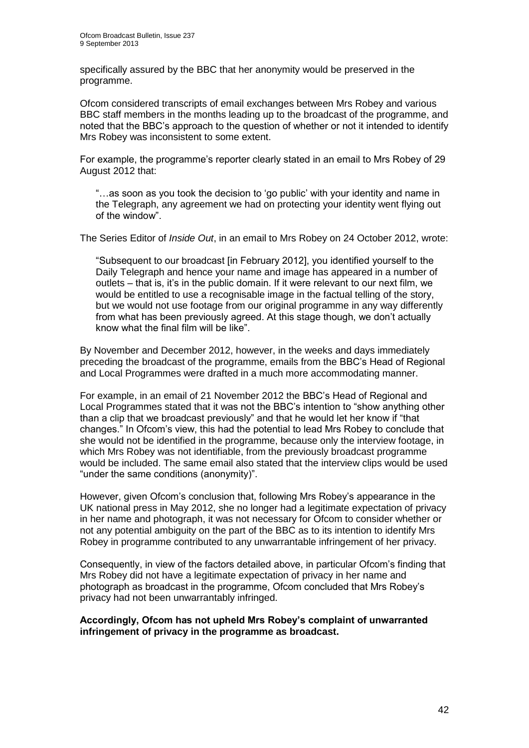specifically assured by the BBC that her anonymity would be preserved in the programme.

Ofcom considered transcripts of email exchanges between Mrs Robey and various BBC staff members in the months leading up to the broadcast of the programme, and noted that the BBC's approach to the question of whether or not it intended to identify Mrs Robey was inconsistent to some extent.

For example, the programme's reporter clearly stated in an email to Mrs Robey of 29 August 2012 that:

> "…as soon as you took the decision to 'go public' with your identity and name in the Telegraph, any agreement we had on protecting your identity went flying out of the window".

The Series Editor of *Inside Out*, in an email to Mrs Robey on 24 October 2012, wrote:

> "Subsequent to our broadcast [in February 2012], you identified yourself to the Daily Telegraph and hence your name and image has appeared in a number of outlets – that is, it's in the public domain. If it were relevant to our next film, we would be entitled to use a recognisable image in the factual telling of the story, but we would not use footage from our original programme in any way differently from what has been previously agreed. At this stage though, we don't actually know what the final film will be like".

By November and December 2012, however, in the weeks and days immediately preceding the broadcast of the programme, emails from the BBC's Head of Regional and Local Programmes were drafted in a much more accommodating manner.

For example, in an email of 21 November 2012 the BBC's Head of Regional and Local Programmes stated that it was not the BBC's intention to "show anything other than a clip that we broadcast previously" and that he would let her know if "that changes." In Ofcom's view, this had the potential to lead Mrs Robey to conclude that she would not be identified in the programme, because only the interview footage, in which Mrs Robey was not identifiable, from the previously broadcast programme would be included. The same email also stated that the interview clips would be used "under the same conditions (anonymity)".

However, given Ofcom's conclusion that, following Mrs Robey's appearance in the UK national press in May 2012, she no longer had a legitimate expectation of privacy in her name and photograph, it was not necessary for Ofcom to consider whether or not any potential ambiguity on the part of the BBC as to its intention to identify Mrs Robey in programme contributed to any unwarrantable infringement of her privacy.

Consequently, in view of the factors detailed above, in particular Ofcom's finding that Mrs Robey did not have a legitimate expectation of privacy in her name and photograph as broadcast in the programme, Ofcom concluded that Mrs Robey's privacy had not been unwarrantably infringed.

**Accordingly, Ofcom has not upheld Mrs Robey's complaint of unwarranted infringement of privacy in the programme as broadcast.**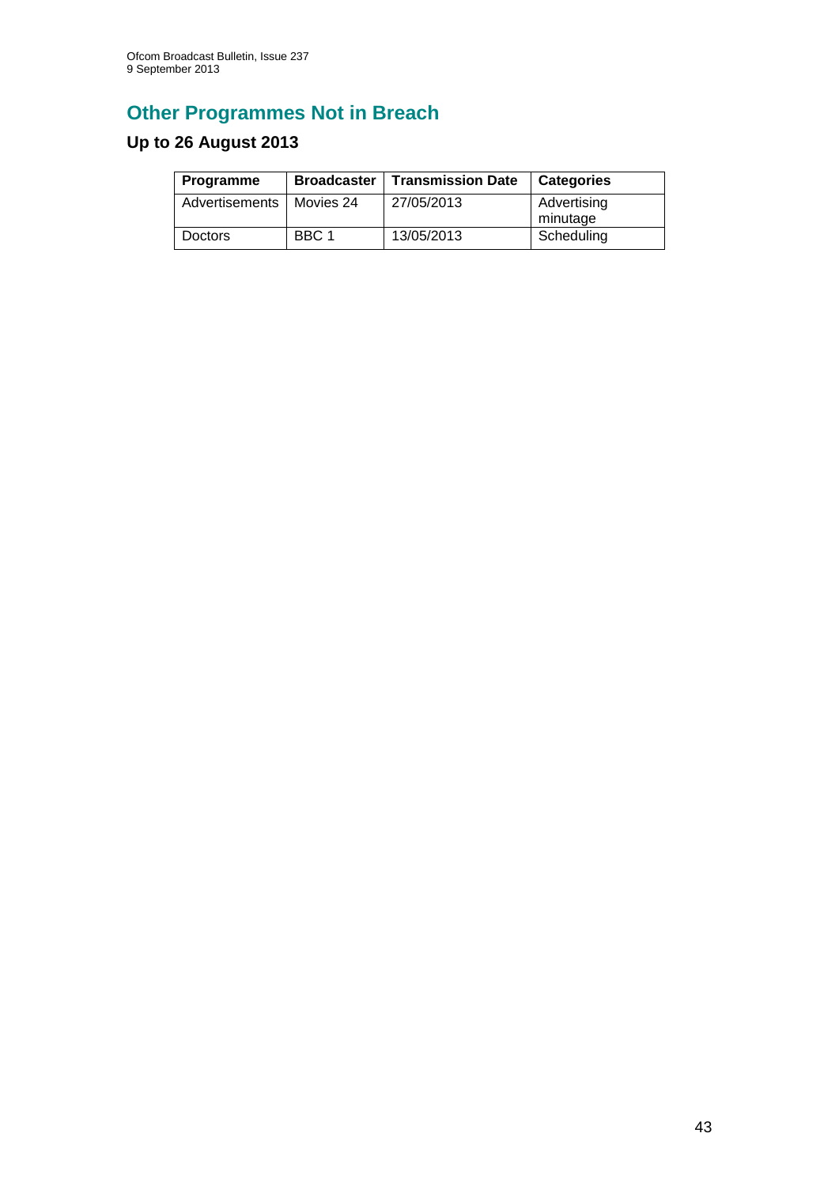# Other Programmes Not in Breach

## Up to 26 August 2013

| Programme | Broadcaster | Transmission Date | Categories |
|---|---|---|---|
| Advertisements | Movies 24 | 27/05/2013 | Advertising minutage |
| Doctors | BBC 1 | 13/05/2013 | Scheduling |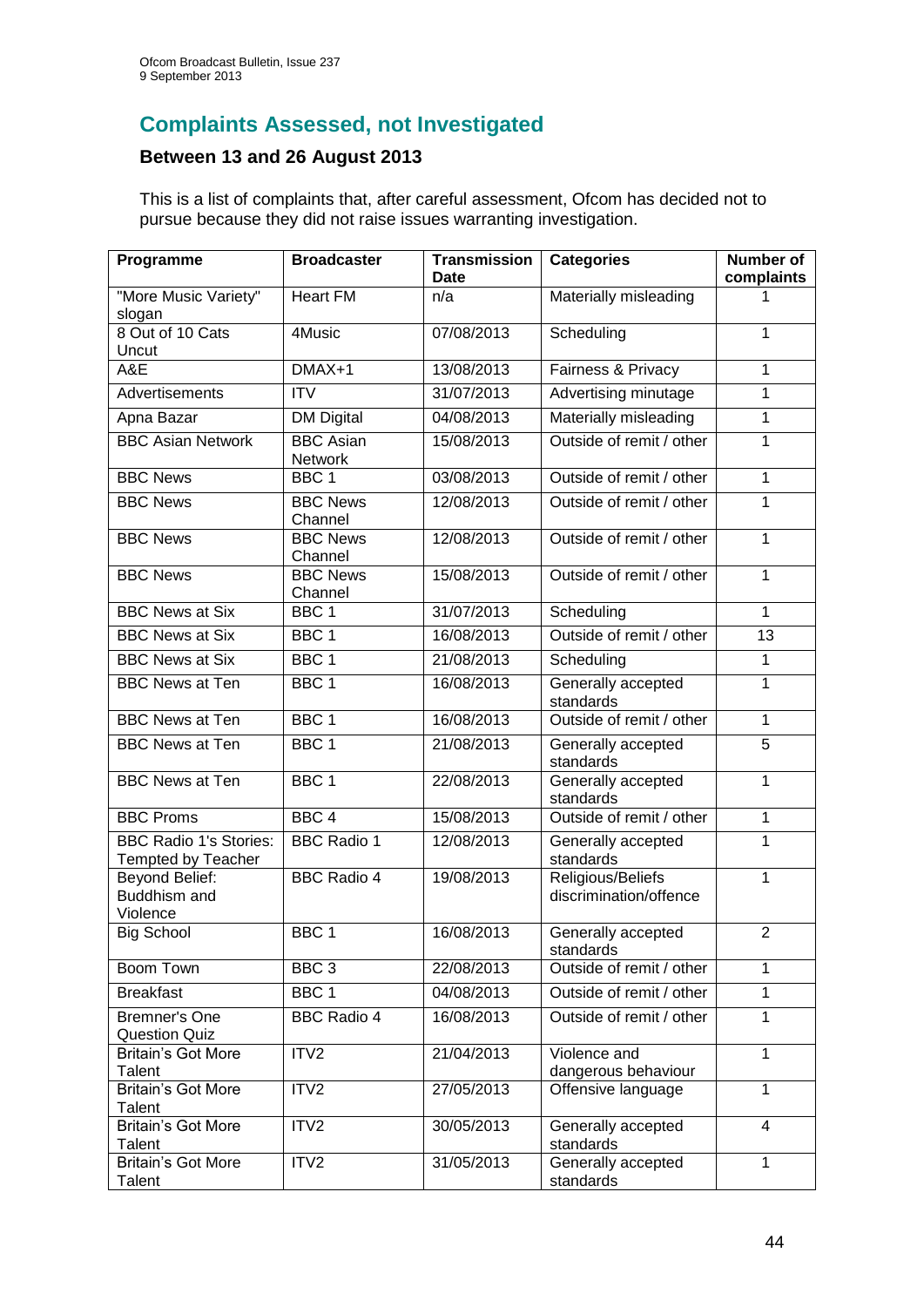## Complaints Assessed, not Investigated

### Between 13 and 26 August 2013

This is a list of complaints that, after careful assessment, Ofcom has decided not to pursue because they did not raise issues warranting investigation.

| Programme | Broadcaster | Transmission Date | Categories | Number of complaints |
|---|---|---|---|---|
| "More Music Variety" slogan | Heart FM | n/a | Materially misleading | 1 |
| 8 Out of 10 Cats Uncut | 4Music | 07/08/2013 | Scheduling | 1 |
| A&E | DMAX+1 | 13/08/2013 | Fairness & Privacy | 1 |
| Advertisements | ITV | 31/07/2013 | Advertising minutage | 1 |
| Apna Bazar | DM Digital | 04/08/2013 | Materially misleading | 1 |
| BBC Asian Network | BBC Asian Network | 15/08/2013 | Outside of remit / other | 1 |
| BBC News | BBC 1 | 03/08/2013 | Outside of remit / other | 1 |
| BBC News | BBC News Channel | 12/08/2013 | Outside of remit / other | 1 |
| BBC News | BBC News Channel | 12/08/2013 | Outside of remit / other | 1 |
| BBC News | BBC News Channel | 15/08/2013 | Outside of remit / other | 1 |
| BBC News at Six | BBC 1 | 31/07/2013 | Scheduling | 1 |
| BBC News at Six | BBC 1 | 16/08/2013 | Outside of remit / other | 13 |
| BBC News at Six | BBC 1 | 21/08/2013 | Scheduling | 1 |
| BBC News at Ten | BBC 1 | 16/08/2013 | Generally accepted standards | 1 |
| BBC News at Ten | BBC 1 | 16/08/2013 | Outside of remit / other | 1 |
| BBC News at Ten | BBC 1 | 21/08/2013 | Generally accepted standards | 5 |
| BBC News at Ten | BBC 1 | 22/08/2013 | Generally accepted standards | 1 |
| BBC Proms | BBC 4 | 15/08/2013 | Outside of remit / other | 1 |
| BBC Radio 1's Stories: Tempted by Teacher | BBC Radio 1 | 12/08/2013 | Generally accepted standards | 1 |
| Beyond Belief: Buddhism and Violence | BBC Radio 4 | 19/08/2013 | Religious/Beliefs discrimination/offence | 1 |
| Big School | BBC 1 | 16/08/2013 | Generally accepted standards | 2 |
| Boom Town | BBC 3 | 22/08/2013 | Outside of remit / other | 1 |
| Breakfast | BBC 1 | 04/08/2013 | Outside of remit / other | 1 |
| Bremner's One Question Quiz | BBC Radio 4 | 16/08/2013 | Outside of remit / other | 1 |
| Britain's Got More Talent | ITV2 | 21/04/2013 | Violence and dangerous behaviour | 1 |
| Britain's Got More Talent | ITV2 | 27/05/2013 | Offensive language | 1 |
| Britain's Got More Talent | ITV2 | 30/05/2013 | Generally accepted standards | 4 |
| Britain's Got More Talent | ITV2 | 31/05/2013 | Generally accepted standards | 1 |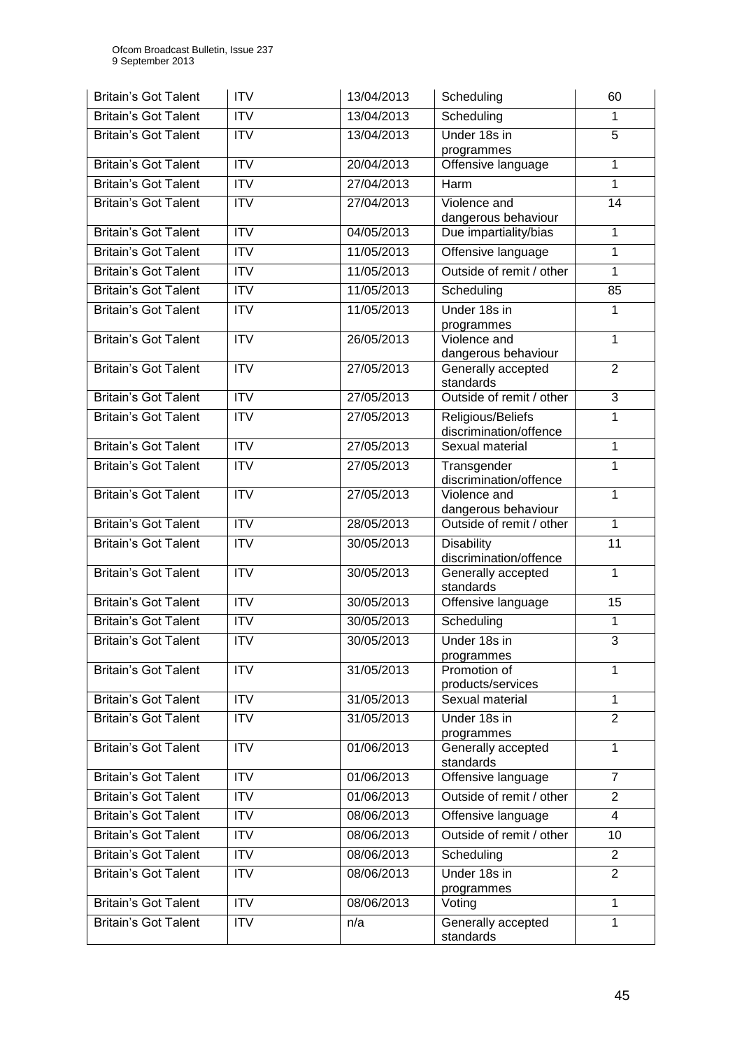| Britain's Got Talent | ITV | 13/04/2013 | Scheduling | 60 |
|---|---|---|---|---|
| Britain's Got Talent | ITV | 13/04/2013 | Scheduling | 1 |
| Britain's Got Talent | ITV | 13/04/2013 | Under 18s in programmes | 5 |
| Britain's Got Talent | ITV | 20/04/2013 | Offensive language | 1 |
| Britain's Got Talent | ITV | 27/04/2013 | Harm | 1 |
| Britain's Got Talent | ITV | 27/04/2013 | Violence and dangerous behaviour | 14 |
| Britain's Got Talent | ITV | 04/05/2013 | Due impartiality/bias | 1 |
| Britain's Got Talent | ITV | 11/05/2013 | Offensive language | 1 |
| Britain's Got Talent | ITV | 11/05/2013 | Outside of remit / other | 1 |
| Britain's Got Talent | ITV | 11/05/2013 | Scheduling | 85 |
| Britain's Got Talent | ITV | 11/05/2013 | Under 18s in programmes | 1 |
| Britain's Got Talent | ITV | 26/05/2013 | Violence and dangerous behaviour | 1 |
| Britain's Got Talent | ITV | 27/05/2013 | Generally accepted standards | 2 |
| Britain's Got Talent | ITV | 27/05/2013 | Outside of remit / other | 3 |
| Britain's Got Talent | ITV | 27/05/2013 | Religious/Beliefs discrimination/offence | 1 |
| Britain's Got Talent | ITV | 27/05/2013 | Sexual material | 1 |
| Britain's Got Talent | ITV | 27/05/2013 | Transgender discrimination/offence | 1 |
| Britain's Got Talent | ITV | 27/05/2013 | Violence and dangerous behaviour | 1 |
| Britain's Got Talent | ITV | 28/05/2013 | Outside of remit / other | 1 |
| Britain's Got Talent | ITV | 30/05/2013 | Disability discrimination/offence | 11 |
| Britain's Got Talent | ITV | 30/05/2013 | Generally accepted standards | 1 |
| Britain's Got Talent | ITV | 30/05/2013 | Offensive language | 15 |
| Britain's Got Talent | ITV | 30/05/2013 | Scheduling | 1 |
| Britain's Got Talent | ITV | 30/05/2013 | Under 18s in programmes | 3 |
| Britain's Got Talent | ITV | 31/05/2013 | Promotion of products/services | 1 |
| Britain's Got Talent | ITV | 31/05/2013 | Sexual material | 1 |
| Britain's Got Talent | ITV | 31/05/2013 | Under 18s in programmes | 2 |
| Britain's Got Talent | ITV | 01/06/2013 | Generally accepted standards | 1 |
| Britain's Got Talent | ITV | 01/06/2013 | Offensive language | 7 |
| Britain's Got Talent | ITV | 01/06/2013 | Outside of remit / other | 2 |
| Britain's Got Talent | ITV | 08/06/2013 | Offensive language | 4 |
| Britain's Got Talent | ITV | 08/06/2013 | Outside of remit / other | 10 |
| Britain's Got Talent | ITV | 08/06/2013 | Scheduling | 2 |
| Britain's Got Talent | ITV | 08/06/2013 | Under 18s in programmes | 2 |
| Britain's Got Talent | ITV | 08/06/2013 | Voting | 1 |
| Britain's Got Talent | ITV | n/a | Generally accepted standards | 1 |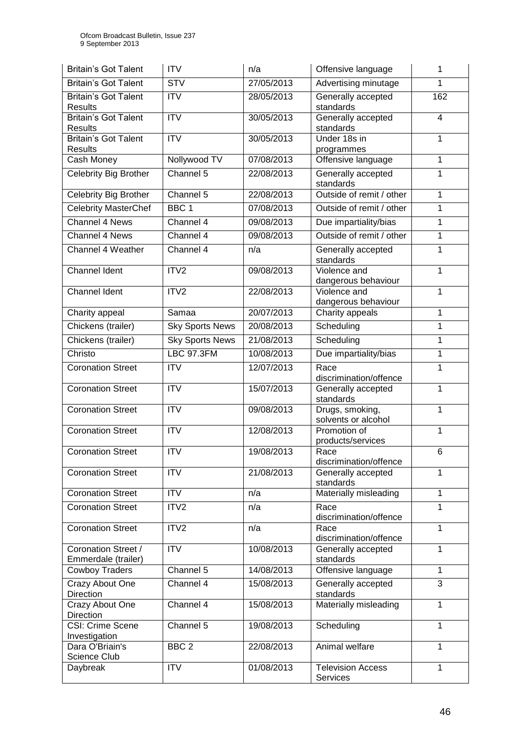| Britain's Got Talent | ITV | n/a | Offensive language | 1 |
|---|---|---|---|---|
| Britain's Got Talent | STV | 27/05/2013 | Advertising minutage | 1 |
| Britain's Got Talent Results | ITV | 28/05/2013 | Generally accepted standards | 162 |
| Britain's Got Talent Results | ITV | 30/05/2013 | Generally accepted standards | 4 |
| Britain's Got Talent Results | ITV | 30/05/2013 | Under 18s in programmes | 1 |
| Cash Money | Nollywood TV | 07/08/2013 | Offensive language | 1 |
| Celebrity Big Brother | Channel 5 | 22/08/2013 | Generally accepted standards | 1 |
| Celebrity Big Brother | Channel 5 | 22/08/2013 | Outside of remit / other | 1 |
| Celebrity MasterChef | BBC 1 | 07/08/2013 | Outside of remit / other | 1 |
| Channel 4 News | Channel 4 | 09/08/2013 | Due impartiality/bias | 1 |
| Channel 4 News | Channel 4 | 09/08/2013 | Outside of remit / other | 1 |
| Channel 4 Weather | Channel 4 | n/a | Generally accepted standards | 1 |
| Channel Ident | ITV2 | 09/08/2013 | Violence and dangerous behaviour | 1 |
| Channel Ident | ITV2 | 22/08/2013 | Violence and dangerous behaviour | 1 |
| Charity appeal | Samaa | 20/07/2013 | Charity appeals | 1 |
| Chickens (trailer) | Sky Sports News | 20/08/2013 | Scheduling | 1 |
| Chickens (trailer) | Sky Sports News | 21/08/2013 | Scheduling | 1 |
| Christo | LBC 97.3FM | 10/08/2013 | Due impartiality/bias | 1 |
| Coronation Street | ITV | 12/07/2013 | Race discrimination/offence | 1 |
| Coronation Street | ITV | 15/07/2013 | Generally accepted standards | 1 |
| Coronation Street | ITV | 09/08/2013 | Drugs, smoking, solvents or alcohol | 1 |
| Coronation Street | ITV | 12/08/2013 | Promotion of products/services | 1 |
| Coronation Street | ITV | 19/08/2013 | Race discrimination/offence | 6 |
| Coronation Street | ITV | 21/08/2013 | Generally accepted standards | 1 |
| Coronation Street | ITV | n/a | Materially misleading | 1 |
| Coronation Street | ITV2 | n/a | Race discrimination/offence | 1 |
| Coronation Street | ITV2 | n/a | Race discrimination/offence | 1 |
| Coronation Street / Emmerdale (trailer) | ITV | 10/08/2013 | Generally accepted standards | 1 |
| Cowboy Traders | Channel 5 | 14/08/2013 | Offensive language | 1 |
| Crazy About One Direction | Channel 4 | 15/08/2013 | Generally accepted standards | 3 |
| Crazy About One Direction | Channel 4 | 15/08/2013 | Materially misleading | 1 |
| CSI: Crime Scene Investigation | Channel 5 | 19/08/2013 | Scheduling | 1 |
| Dara O'Briain's Science Club | BBC 2 | 22/08/2013 | Animal welfare | 1 |
| Daybreak | ITV | 01/08/2013 | Television Access Services | 1 |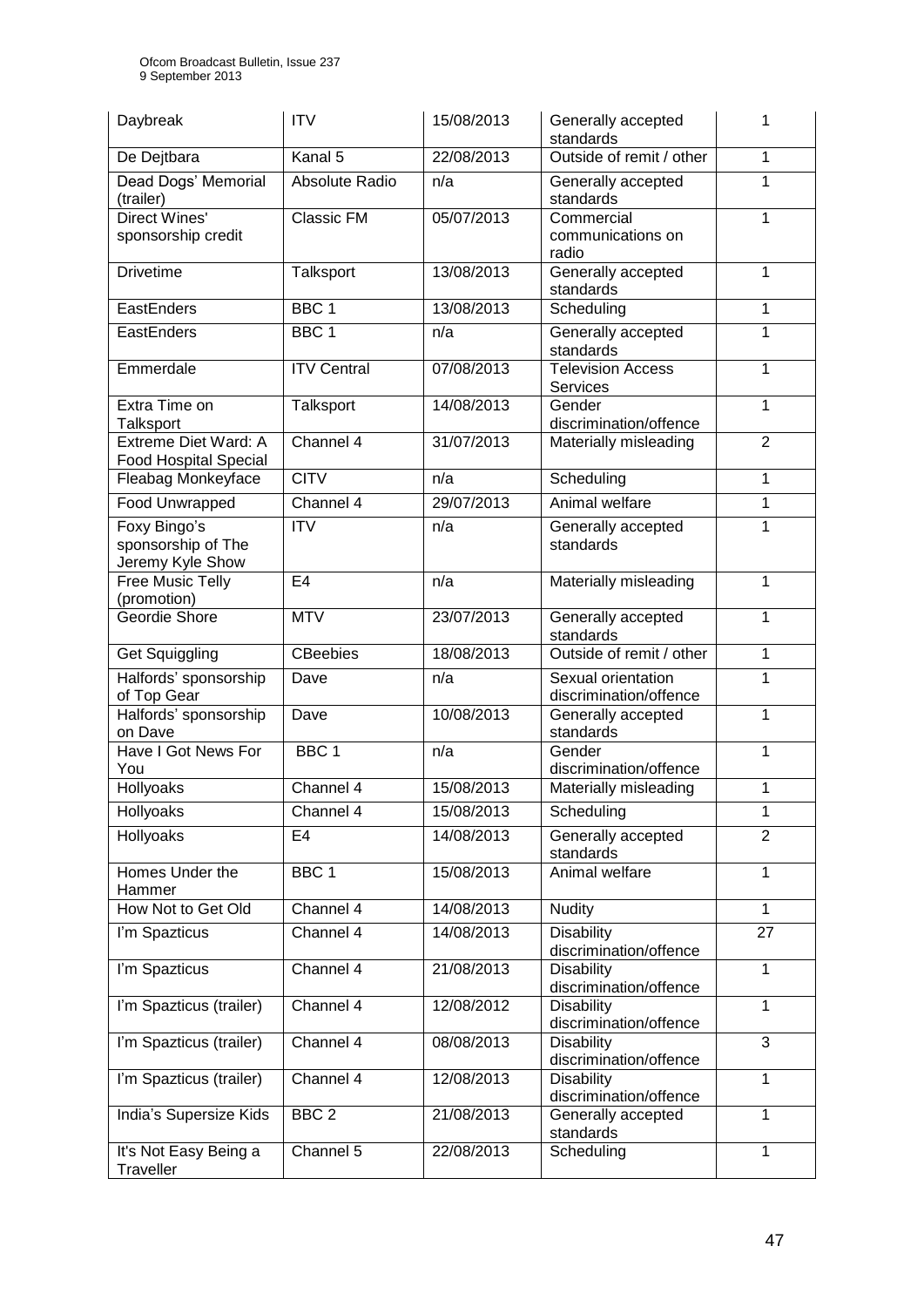| Daybreak | ITV | 15/08/2013 | Generally accepted standards | 1 |
|---|---|---|---|---|
| De Dejtbara | Kanal 5 | 22/08/2013 | Outside of remit / other | 1 |
| Dead Dogs' Memorial (trailer) | Absolute Radio | n/a | Generally accepted standards | 1 |
| Direct Wines' sponsorship credit | Classic FM | 05/07/2013 | Commercial communications on radio | 1 |
| Drivetime | Talksport | 13/08/2013 | Generally accepted standards | 1 |
| EastEnders | BBC 1 | 13/08/2013 | Scheduling | 1 |
| EastEnders | BBC 1 | n/a | Generally accepted standards | 1 |
| Emmerdale | ITV Central | 07/08/2013 | Television Access Services | 1 |
| Extra Time on Talksport | Talksport | 14/08/2013 | Gender discrimination/offence | 1 |
| Extreme Diet Ward: A Food Hospital Special | Channel 4 | 31/07/2013 | Materially misleading | 2 |
| Fleabag Monkeyface | CITV | n/a | Scheduling | 1 |
| Food Unwrapped | Channel 4 | 29/07/2013 | Animal welfare | 1 |
| Foxy Bingo's sponsorship of The Jeremy Kyle Show | ITV | n/a | Generally accepted standards | 1 |
| Free Music Telly (promotion) | E4 | n/a | Materially misleading | 1 |
| Geordie Shore | MTV | 23/07/2013 | Generally accepted standards | 1 |
| Get Squiggling | CBeebies | 18/08/2013 | Outside of remit / other | 1 |
| Halfords' sponsorship of Top Gear | Dave | n/a | Sexual orientation discrimination/offence | 1 |
| Halfords' sponsorship on Dave | Dave | 10/08/2013 | Generally accepted standards | 1 |
| Have I Got News For You | BBC 1 | n/a | Gender discrimination/offence | 1 |
| Hollyoaks | Channel 4 | 15/08/2013 | Materially misleading | 1 |
| Hollyoaks | Channel 4 | 15/08/2013 | Scheduling | 1 |
| Hollyoaks | E4 | 14/08/2013 | Generally accepted standards | 2 |
| Homes Under the Hammer | BBC 1 | 15/08/2013 | Animal welfare | 1 |
| How Not to Get Old | Channel 4 | 14/08/2013 | Nudity | 1 |
| I'm Spazticus | Channel 4 | 14/08/2013 | Disability discrimination/offence | 27 |
| I'm Spazticus | Channel 4 | 21/08/2013 | Disability discrimination/offence | 1 |
| I'm Spazticus (trailer) | Channel 4 | 12/08/2012 | Disability discrimination/offence | 1 |
| I'm Spazticus (trailer) | Channel 4 | 08/08/2013 | Disability discrimination/offence | 3 |
| I'm Spazticus (trailer) | Channel 4 | 12/08/2013 | Disability discrimination/offence | 1 |
| India's Supersize Kids | BBC 2 | 21/08/2013 | Generally accepted standards | 1 |
| It's Not Easy Being a Traveller | Channel 5 | 22/08/2013 | Scheduling | 1 |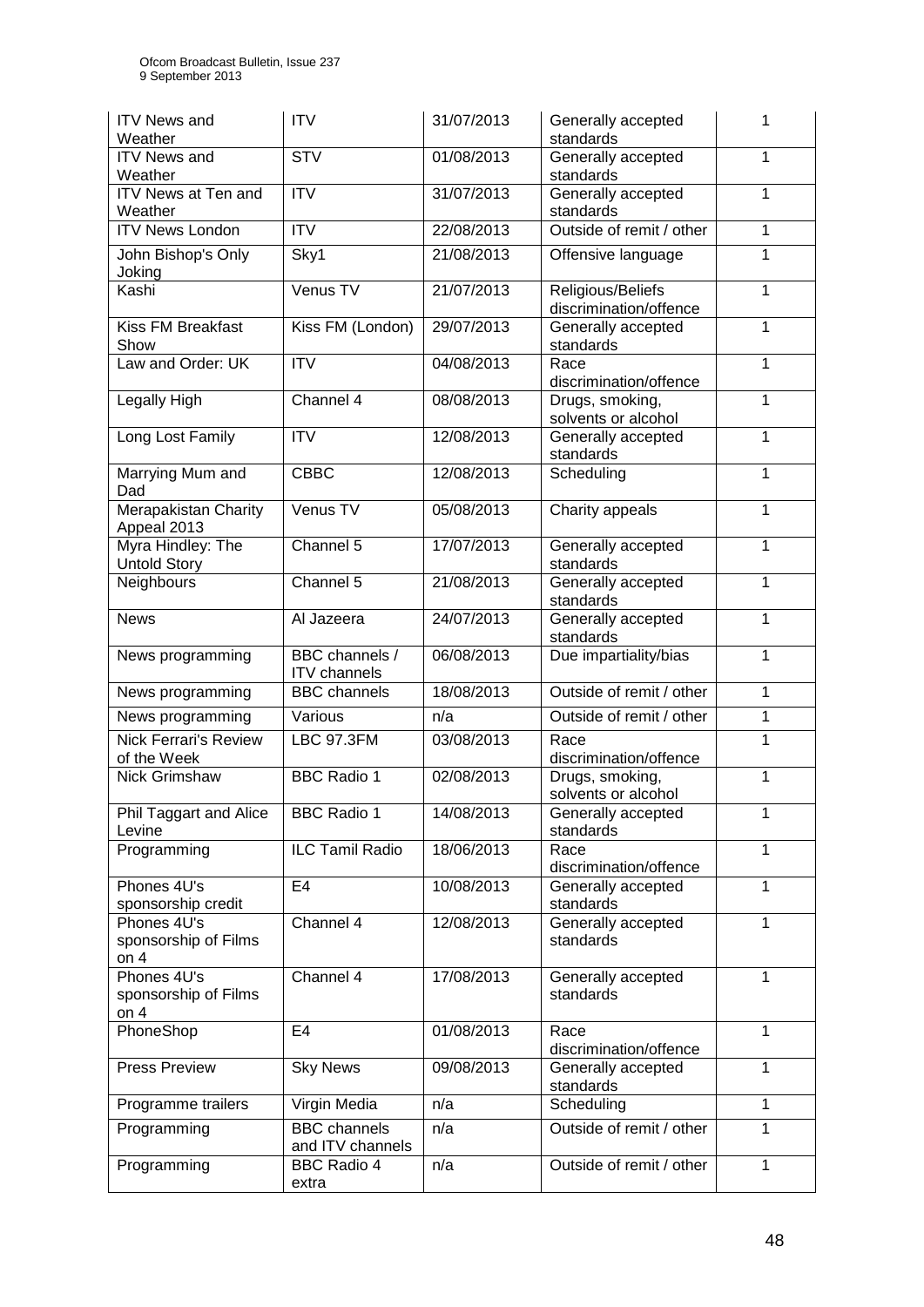| ITV News and Weather | ITV | 31/07/2013 | Generally accepted standards | 1 |
|---|---|---|---|---|
| ITV News and Weather | STV | 01/08/2013 | Generally accepted standards | 1 |
| ITV News at Ten and Weather | ITV | 31/07/2013 | Generally accepted standards | 1 |
| ITV News London | ITV | 22/08/2013 | Outside of remit / other | 1 |
| John Bishop's Only Joking | Sky1 | 21/08/2013 | Offensive language | 1 |
| Kashi | Venus TV | 21/07/2013 | Religious/Beliefs discrimination/offence | 1 |
| Kiss FM Breakfast Show | Kiss FM (London) | 29/07/2013 | Generally accepted standards | 1 |
| Law and Order: UK | ITV | 04/08/2013 | Race discrimination/offence | 1 |
| Legally High | Channel 4 | 08/08/2013 | Drugs, smoking, solvents or alcohol | 1 |
| Long Lost Family | ITV | 12/08/2013 | Generally accepted standards | 1 |
| Marrying Mum and Dad | CBBC | 12/08/2013 | Scheduling | 1 |
| Merapakistan Charity Appeal 2013 | Venus TV | 05/08/2013 | Charity appeals | 1 |
| Myra Hindley: The Untold Story | Channel 5 | 17/07/2013 | Generally accepted standards | 1 |
| Neighbours | Channel 5 | 21/08/2013 | Generally accepted standards | 1 |
| News | Al Jazeera | 24/07/2013 | Generally accepted standards | 1 |
| News programming | BBC channels / ITV channels | 06/08/2013 | Due impartiality/bias | 1 |
| News programming | BBC channels | 18/08/2013 | Outside of remit / other | 1 |
| News programming | Various | n/a | Outside of remit / other | 1 |
| Nick Ferrari's Review of the Week | LBC 97.3FM | 03/08/2013 | Race discrimination/offence | 1 |
| Nick Grimshaw | BBC Radio 1 | 02/08/2013 | Drugs, smoking, solvents or alcohol | 1 |
| Phil Taggart and Alice Levine | BBC Radio 1 | 14/08/2013 | Generally accepted standards | 1 |
| Programming | ILC Tamil Radio | 18/06/2013 | Race discrimination/offence | 1 |
| Phones 4U's sponsorship credit | E4 | 10/08/2013 | Generally accepted standards | 1 |
| Phones 4U's sponsorship of Films on 4 | Channel 4 | 12/08/2013 | Generally accepted standards | 1 |
| Phones 4U's sponsorship of Films on 4 | Channel 4 | 17/08/2013 | Generally accepted standards | 1 |
| PhoneShop | E4 | 01/08/2013 | Race discrimination/offence | 1 |
| Press Preview | Sky News | 09/08/2013 | Generally accepted standards | 1 |
| Programme trailers | Virgin Media | n/a | Scheduling | 1 |
| Programming | BBC channels and ITV channels | n/a | Outside of remit / other | 1 |
| Programming | BBC Radio 4 extra | n/a | Outside of remit / other | 1 |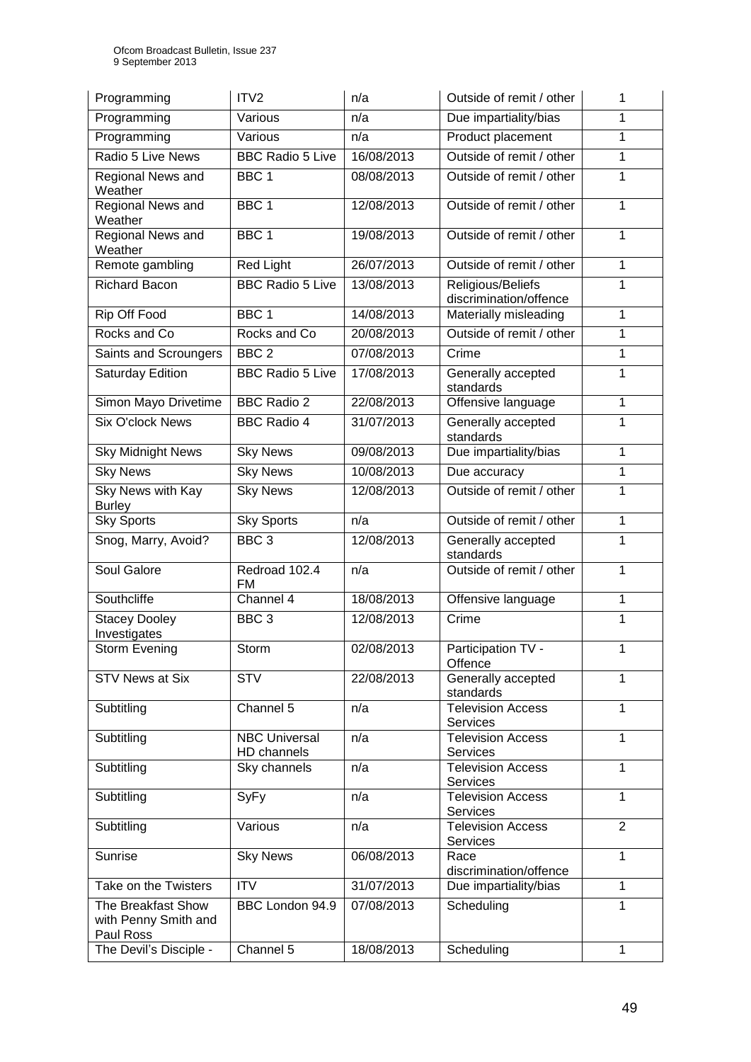| Programming | ITV2 | n/a | Outside of remit / other | 1 |
|---|---|---|---|---|
| Programming | Various | n/a | Due impartiality/bias | 1 |
| Programming | Various | n/a | Product placement | 1 |
| Radio 5 Live News | BBC Radio 5 Live | 16/08/2013 | Outside of remit / other | 1 |
| Regional News and Weather | BBC 1 | 08/08/2013 | Outside of remit / other | 1 |
| Regional News and Weather | BBC 1 | 12/08/2013 | Outside of remit / other | 1 |
| Regional News and Weather | BBC 1 | 19/08/2013 | Outside of remit / other | 1 |
| Remote gambling | Red Light | 26/07/2013 | Outside of remit / other | 1 |
| Richard Bacon | BBC Radio 5 Live | 13/08/2013 | Religious/Beliefs discrimination/offence | 1 |
| Rip Off Food | BBC 1 | 14/08/2013 | Materially misleading | 1 |
| Rocks and Co | Rocks and Co | 20/08/2013 | Outside of remit / other | 1 |
| Saints and Scroungers | BBC 2 | 07/08/2013 | Crime | 1 |
| Saturday Edition | BBC Radio 5 Live | 17/08/2013 | Generally accepted standards | 1 |
| Simon Mayo Drivetime | BBC Radio 2 | 22/08/2013 | Offensive language | 1 |
| Six O'clock News | BBC Radio 4 | 31/07/2013 | Generally accepted standards | 1 |
| Sky Midnight News | Sky News | 09/08/2013 | Due impartiality/bias | 1 |
| Sky News | Sky News | 10/08/2013 | Due accuracy | 1 |
| Sky News with Kay Burley | Sky News | 12/08/2013 | Outside of remit / other | 1 |
| Sky Sports | Sky Sports | n/a | Outside of remit / other | 1 |
| Snog, Marry, Avoid? | BBC 3 | 12/08/2013 | Generally accepted standards | 1 |
| Soul Galore | Redroad 102.4 FM | n/a | Outside of remit / other | 1 |
| Southcliffe | Channel 4 | 18/08/2013 | Offensive language | 1 |
| Stacey Dooley Investigates | BBC 3 | 12/08/2013 | Crime | 1 |
| Storm Evening | Storm | 02/08/2013 | Participation TV - Offence | 1 |
| STV News at Six | STV | 22/08/2013 | Generally accepted standards | 1 |
| Subtitling | Channel 5 | n/a | Television Access Services | 1 |
| Subtitling | NBC Universal HD channels | n/a | Television Access Services | 1 |
| Subtitling | Sky channels | n/a | Television Access Services | 1 |
| Subtitling | SyFy | n/a | Television Access Services | 1 |
| Subtitling | Various | n/a | Television Access Services | 2 |
| Sunrise | Sky News | 06/08/2013 | Race discrimination/offence | 1 |
| Take on the Twisters | ITV | 31/07/2013 | Due impartiality/bias | 1 |
| The Breakfast Show with Penny Smith and Paul Ross | BBC London 94.9 | 07/08/2013 | Scheduling | 1 |
| The Devil's Disciple - | Channel 5 | 18/08/2013 | Scheduling | 1 |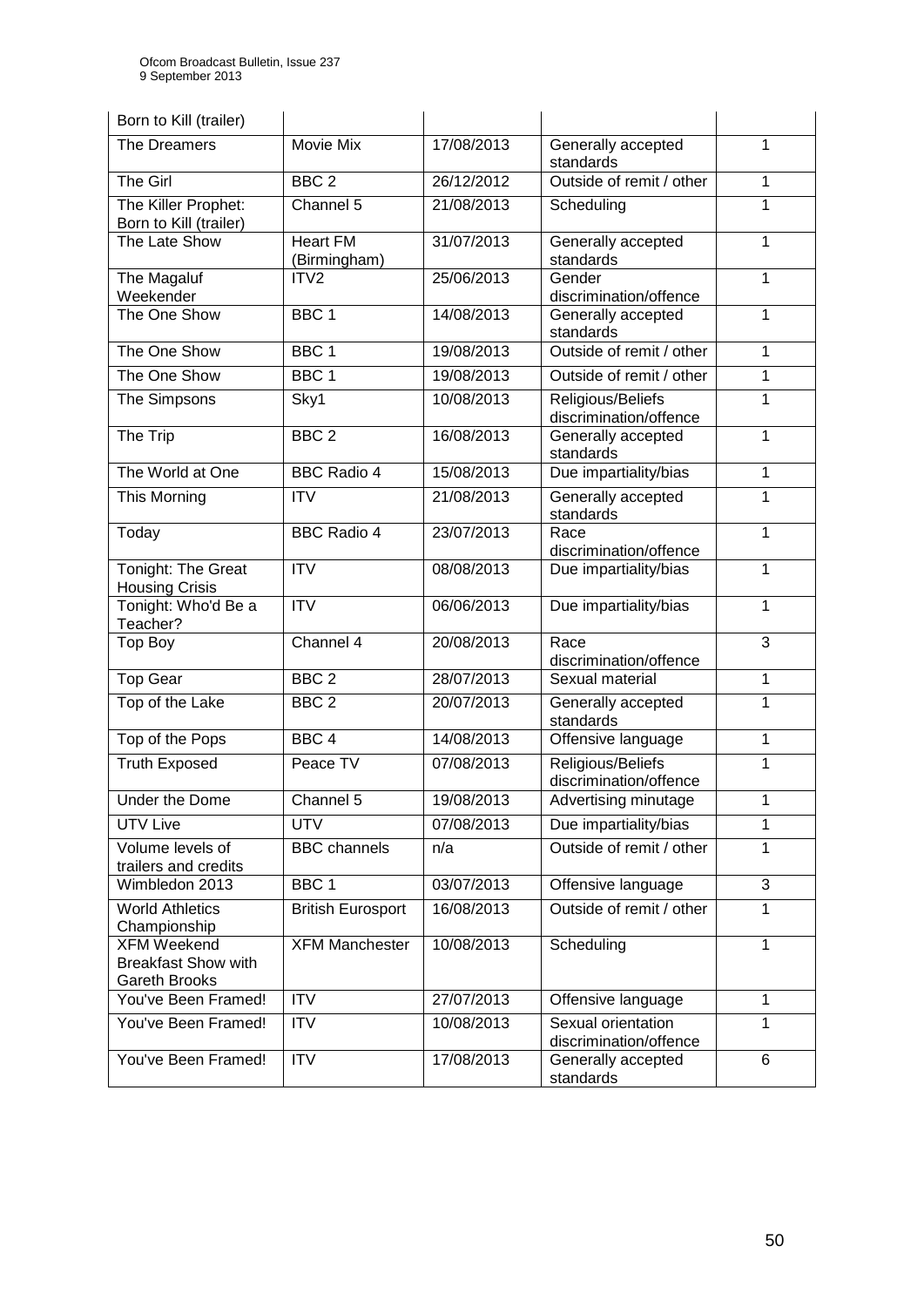| | | | | |
|---|---|---|---|---|
| Born to Kill (trailer) | | | | |
| The Dreamers | Movie Mix | 17/08/2013 | Generally accepted standards | 1 |
| The Girl | BBC 2 | 26/12/2012 | Outside of remit / other | 1 |
| The Killer Prophet: Born to Kill (trailer) | Channel 5 | 21/08/2013 | Scheduling | 1 |
| The Late Show | Heart FM (Birmingham) | 31/07/2013 | Generally accepted standards | 1 |
| The Magaluf Weekender | ITV2 | 25/06/2013 | Gender discrimination/offence | 1 |
| The One Show | BBC 1 | 14/08/2013 | Generally accepted standards | 1 |
| The One Show | BBC 1 | 19/08/2013 | Outside of remit / other | 1 |
| The One Show | BBC 1 | 19/08/2013 | Outside of remit / other | 1 |
| The Simpsons | Sky1 | 10/08/2013 | Religious/Beliefs discrimination/offence | 1 |
| The Trip | BBC 2 | 16/08/2013 | Generally accepted standards | 1 |
| The World at One | BBC Radio 4 | 15/08/2013 | Due impartiality/bias | 1 |
| This Morning | ITV | 21/08/2013 | Generally accepted standards | 1 |
| Today | BBC Radio 4 | 23/07/2013 | Race discrimination/offence | 1 |
| Tonight: The Great Housing Crisis | ITV | 08/08/2013 | Due impartiality/bias | 1 |
| Tonight: Who'd Be a Teacher? | ITV | 06/06/2013 | Due impartiality/bias | 1 |
| Top Boy | Channel 4 | 20/08/2013 | Race discrimination/offence | 3 |
| Top Gear | BBC 2 | 28/07/2013 | Sexual material | 1 |
| Top of the Lake | BBC 2 | 20/07/2013 | Generally accepted standards | 1 |
| Top of the Pops | BBC 4 | 14/08/2013 | Offensive language | 1 |
| Truth Exposed | Peace TV | 07/08/2013 | Religious/Beliefs discrimination/offence | 1 |
| Under the Dome | Channel 5 | 19/08/2013 | Advertising minutage | 1 |
| UTV Live | UTV | 07/08/2013 | Due impartiality/bias | 1 |
| Volume levels of trailers and credits | BBC channels | n/a | Outside of remit / other | 1 |
| Wimbledon 2013 | BBC 1 | 03/07/2013 | Offensive language | 3 |
| World Athletics Championship | British Eurosport | 16/08/2013 | Outside of remit / other | 1 |
| XFM Weekend Breakfast Show with Gareth Brooks | XFM Manchester | 10/08/2013 | Scheduling | 1 |
| You've Been Framed! | ITV | 27/07/2013 | Offensive language | 1 |
| You've Been Framed! | ITV | 10/08/2013 | Sexual orientation discrimination/offence | 1 |
| You've Been Framed! | ITV | 17/08/2013 | Generally accepted standards | 6 |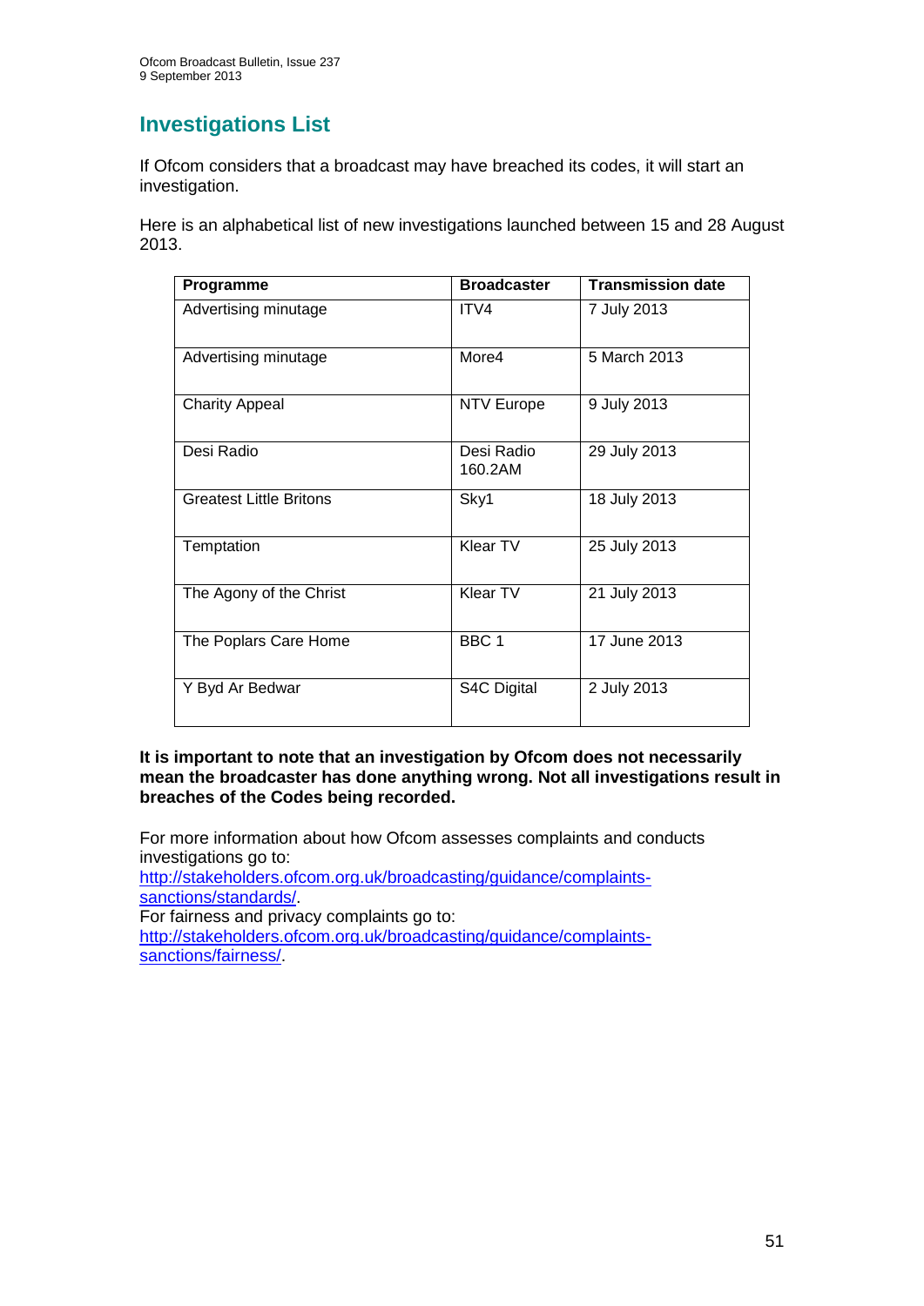## Investigations List

If Ofcom considers that a broadcast may have breached its codes, it will start an investigation.

Here is an alphabetical list of new investigations launched between 15 and 28 August 2013.

| Programme | Broadcaster | Transmission date |
|---|---|---|
| Advertising minutage | ITV4 | 7 July 2013 |
| Advertising minutage | More4 | 5 March 2013 |
| Charity Appeal | NTV Europe | 9 July 2013 |
| Desi Radio | Desi Radio 160.2AM | 29 July 2013 |
| Greatest Little Britons | Sky1 | 18 July 2013 |
| Temptation | Klear TV | 25 July 2013 |
| The Agony of the Christ | Klear TV | 21 July 2013 |
| The Poplars Care Home | BBC 1 | 17 June 2013 |
| Y Byd Ar Bedwar | S4C Digital | 2 July 2013 |

**It is important to note that an investigation by Ofcom does not necessarily mean the broadcaster has done anything wrong. Not all investigations result in breaches of the Codes being recorded.**

For more information about how Ofcom assesses complaints and conducts investigations go to: http://stakeholders.ofcom.org.uk/broadcasting/guidance/complaints-sanctions/standards/.
For fairness and privacy complaints go to: http://stakeholders.ofcom.org.uk/broadcasting/guidance/complaints-sanctions/fairness/.